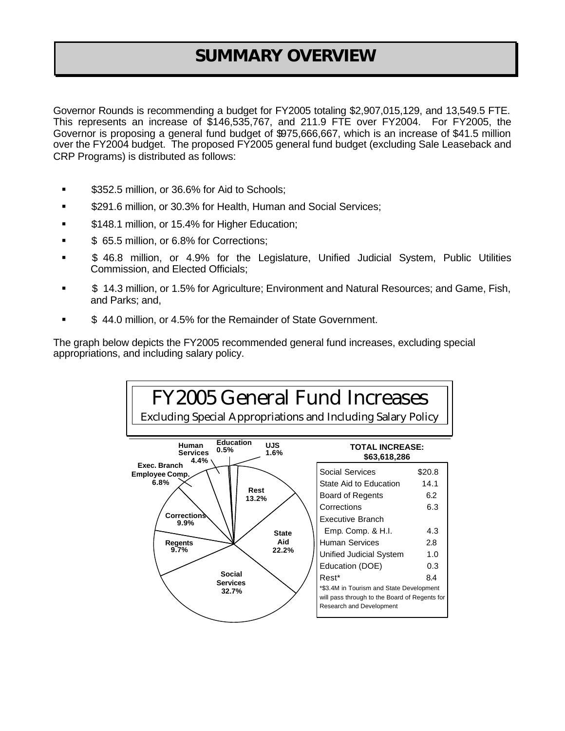# SUMMARY OVERVIEW

Governor Rounds is recommending a budget for FY2005 totaling $2,907,015,129, and 13,549.5 FTE. This represents an increase of $146,535,767, and 211.9 FTE over FY2004. For FY2005, the Governor is proposing a general fund budget of $975,666,667, which is an increase of $41.5 million over the FY2004 budget. The proposed FY2005 general fund budget (excluding Sale Leaseback and CRP Programs) is distributed as follows:

- $352.5 million, or 36.6% for Aid to Schools;
- $291.6 million, or 30.3% for Health, Human and Social Services;
- $148.1 million, or 15.4% for Higher Education;
- $ 65.5 million, or 6.8% for Corrections;
- $ 46.8 million, or 4.9% for the Legislature, Unified Judicial System, Public Utilities Commission, and Elected Officials;
- $ 14.3 million, or 1.5% for Agriculture; Environment and Natural Resources; and Game, Fish, and Parks; and,
- $ 44.0 million, or 4.5% for the Remainder of State Government.

The graph below depicts the FY2005 recommended general fund increases, excluding special appropriations, and including salary policy.

FY2005 General Fund Increases

Excluding Special Appropriations and Including Salary Policy

Human Services 4.4%
Education 0.5%
UJS 1.6%
Exec. Branch Employee Comp. 6.8%
Rest 13.2%
Corrections 9.9%
State Aid 22.2%
Regents 9.7%
Social Services 32.7%

TOTAL INCREASE: $63,618,286

Social Services $20.8
State Aid to Education 14.1
Board of Regents 6.2
Corrections 6.3
Executive Branch Emp. Comp. & H.I. 4.3
Human Services 2.8
Unified Judicial System 1.0
Education (DOE) 0.3
Rest* 8.4

*$3.4M in Tourism and State Development will pass through to the Board of Regents for Research and Development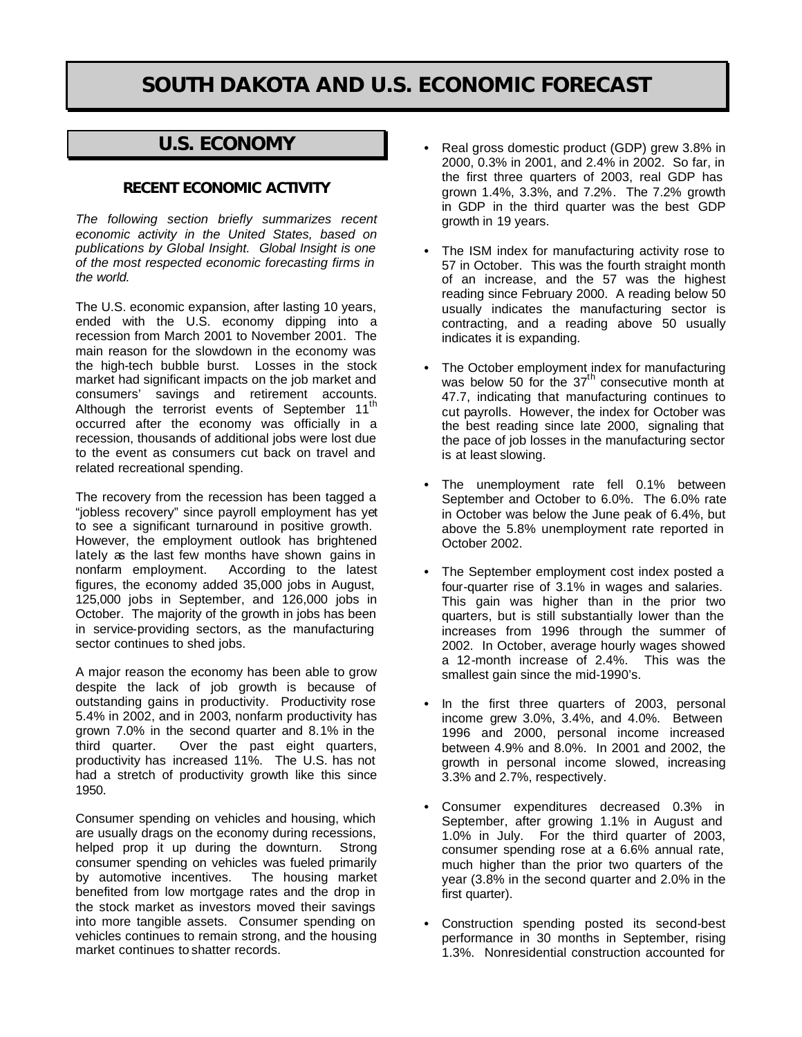# SOUTH DAKOTA AND U.S. ECONOMIC FORECAST

## U.S. ECONOMY

### RECENT ECONOMIC ACTIVITY

*The following section briefly summarizes recent economic activity in the United States, based on publications by Global Insight. Global Insight is one of the most respected economic forecasting firms in the world.*

The U.S. economic expansion, after lasting 10 years, ended with the U.S. economy dipping into a recession from March 2001 to November 2001. The main reason for the slowdown in the economy was the high-tech bubble burst. Losses in the stock market had significant impacts on the job market and consumers' savings and retirement accounts. Although the terrorist events of September 11th occurred after the economy was officially in a recession, thousands of additional jobs were lost due to the event as consumers cut back on travel and related recreational spending.

The recovery from the recession has been tagged a "jobless recovery" since payroll employment has yet to see a significant turnaround in positive growth. However, the employment outlook has brightened lately as the last few months have shown gains in nonfarm employment. According to the latest figures, the economy added 35,000 jobs in August, 125,000 jobs in September, and 126,000 jobs in October. The majority of the growth in jobs has been in service-providing sectors, as the manufacturing sector continues to shed jobs.

A major reason the economy has been able to grow despite the lack of job growth is because of outstanding gains in productivity. Productivity rose 5.4% in 2002, and in 2003, nonfarm productivity has grown 7.0% in the second quarter and 8.1% in the third quarter. Over the past eight quarters, productivity has increased 11%. The U.S. has not had a stretch of productivity growth like this since 1950.

Consumer spending on vehicles and housing, which are usually drags on the economy during recessions, helped prop it up during the downturn. Strong consumer spending on vehicles was fueled primarily by automotive incentives. The housing market benefited from low mortgage rates and the drop in the stock market as investors moved their savings into more tangible assets. Consumer spending on vehicles continues to remain strong, and the housing market continues to shatter records.

- Real gross domestic product (GDP) grew 3.8% in 2000, 0.3% in 2001, and 2.4% in 2002. So far, in the first three quarters of 2003, real GDP has grown 1.4%, 3.3%, and 7.2%. The 7.2% growth in GDP in the third quarter was the best GDP growth in 19 years.

- The ISM index for manufacturing activity rose to 57 in October. This was the fourth straight month of an increase, and the 57 was the highest reading since February 2000. A reading below 50 usually indicates the manufacturing sector is contracting, and a reading above 50 usually indicates it is expanding.

- The October employment index for manufacturing was below 50 for the 37th consecutive month at 47.7, indicating that manufacturing continues to cut payrolls. However, the index for October was the best reading since late 2000, signaling that the pace of job losses in the manufacturing sector is at least slowing.

- The unemployment rate fell 0.1% between September and October to 6.0%. The 6.0% rate in October was below the June peak of 6.4%, but above the 5.8% unemployment rate reported in October 2002.

- The September employment cost index posted a four-quarter rise of 3.1% in wages and salaries. This gain was higher than in the prior two quarters, but is still substantially lower than the increases from 1996 through the summer of 2002. In October, average hourly wages showed a 12-month increase of 2.4%. This was the smallest gain since the mid-1990's.

- In the first three quarters of 2003, personal income grew 3.0%, 3.4%, and 4.0%. Between 1996 and 2000, personal income increased between 4.9% and 8.0%. In 2001 and 2002, the growth in personal income slowed, increasing 3.3% and 2.7%, respectively.

- Consumer expenditures decreased 0.3% in September, after growing 1.1% in August and 1.0% in July. For the third quarter of 2003, consumer spending rose at a 6.6% annual rate, much higher than the prior two quarters of the year (3.8% in the second quarter and 2.0% in the first quarter).

- Construction spending posted its second-best performance in 30 months in September, rising 1.3%. Nonresidential construction accounted for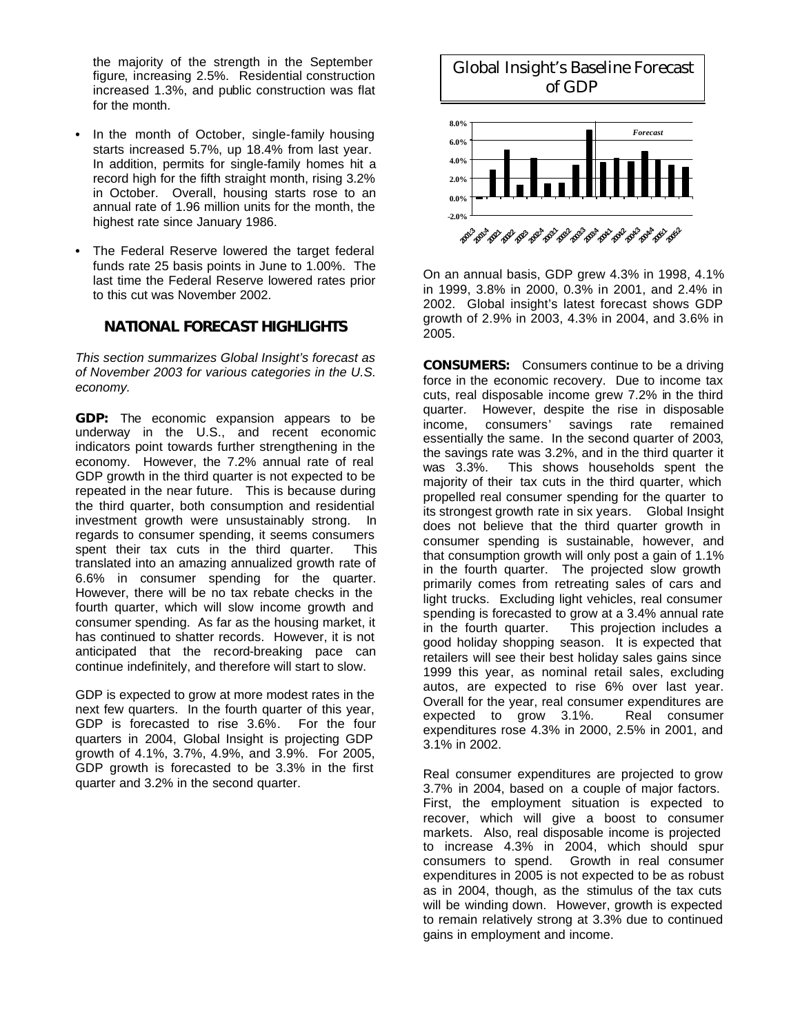the majority of the strength in the September figure, increasing 2.5%. Residential construction increased 1.3%, and public construction was flat for the month.

- In the month of October, single-family housing starts increased 5.7%, up 18.4% from last year. In addition, permits for single-family homes hit a record high for the fifth straight month, rising 3.2% in October. Overall, housing starts rose to an annual rate of 1.96 million units for the month, the highest rate since January 1986.
- The Federal Reserve lowered the target federal funds rate 25 basis points in June to 1.00%. The last time the Federal Reserve lowered rates prior to this cut was November 2002.

## NATIONAL FORECAST HIGHLIGHTS

*This section summarizes Global Insight's forecast as of November 2003 for various categories in the U.S. economy.*

**GDP:** The economic expansion appears to be underway in the U.S., and recent economic indicators point towards further strengthening in the economy. However, the 7.2% annual rate of real GDP growth in the third quarter is not expected to be repeated in the near future. This is because during the third quarter, both consumption and residential investment growth were unsustainably strong. In regards to consumer spending, it seems consumers spent their tax cuts in the third quarter. This translated into an amazing annualized growth rate of 6.6% in consumer spending for the quarter. However, there will be no tax rebate checks in the fourth quarter, which will slow income growth and consumer spending. As far as the housing market, it has continued to shatter records. However, it is not anticipated that the record-breaking pace can continue indefinitely, and therefore will start to slow.

GDP is expected to grow at more modest rates in the next few quarters. In the fourth quarter of this year, GDP is forecasted to rise 3.6%. For the four quarters in 2004, Global Insight is projecting GDP growth of 4.1%, 3.7%, 4.9%, and 3.9%. For 2005, GDP growth is forecasted to be 3.3% in the first quarter and 3.2% in the second quarter.

Global Insight's Baseline Forecast of GDP

8.0%
6.0%
4.0%
2.0%
0.0%
-2.0%

Forecast

2001:3 2001:4 2002:1 2002:2 2002:3 2002:4 2003:1 2003:2 2003:3 2003:4 2004:1 2004:2 2004:3 2004:4 2005:1 2005:2

On an annual basis, GDP grew 4.3% in 1998, 4.1% in 1999, 3.8% in 2000, 0.3% in 2001, and 2.4% in 2002. Global insight's latest forecast shows GDP growth of 2.9% in 2003, 4.3% in 2004, and 3.6% in 2005.

**CONSUMERS:** Consumers continue to be a driving force in the economic recovery. Due to income tax cuts, real disposable income grew 7.2% in the third quarter. However, despite the rise in disposable income, consumers' savings rate remained essentially the same. In the second quarter of 2003, the savings rate was 3.2%, and in the third quarter it was 3.3%. This shows households spent the majority of their tax cuts in the third quarter, which propelled real consumer spending for the quarter to its strongest growth rate in six years. Global Insight does not believe that the third quarter growth in consumer spending is sustainable, however, and that consumption growth will only post a gain of 1.1% in the fourth quarter. The projected slow growth primarily comes from retreating sales of cars and light trucks. Excluding light vehicles, real consumer spending is forecasted to grow at a 3.4% annual rate in the fourth quarter. This projection includes a good holiday shopping season. It is expected that retailers will see their best holiday sales gains since 1999 this year, as nominal retail sales, excluding autos, are expected to rise 6% over last year. Overall for the year, real consumer expenditures are expected to grow 3.1%. Real consumer expenditures rose 4.3% in 2000, 2.5% in 2001, and 3.1% in 2002.

Real consumer expenditures are projected to grow 3.7% in 2004, based on a couple of major factors. First, the employment situation is expected to recover, which will give a boost to consumer markets. Also, real disposable income is projected to increase 4.3% in 2004, which should spur consumers to spend. Growth in real consumer expenditures in 2005 is not expected to be as robust as in 2004, though, as the stimulus of the tax cuts will be winding down. However, growth is expected to remain relatively strong at 3.3% due to continued gains in employment and income.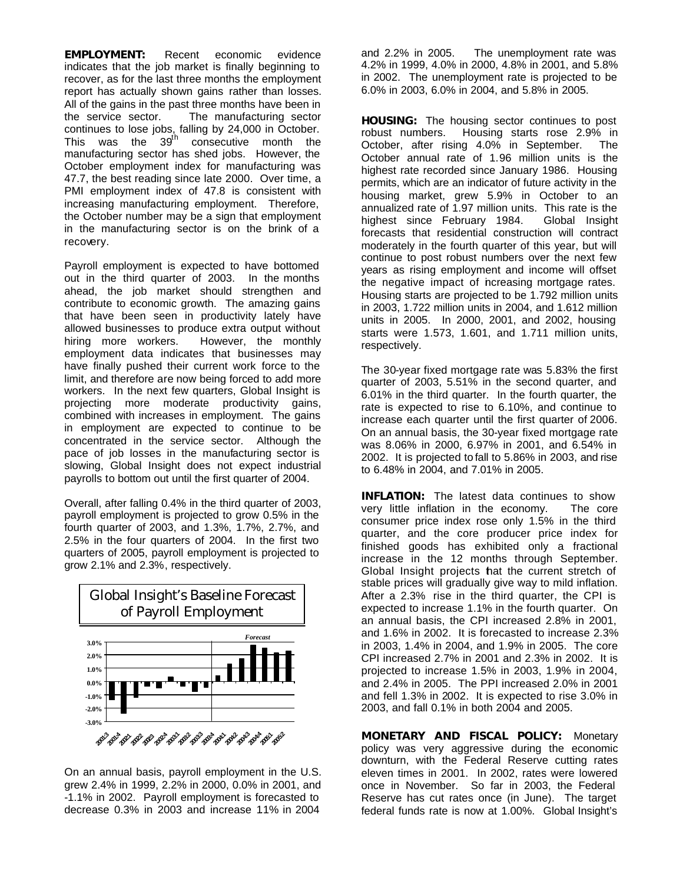**EMPLOYMENT:** Recent economic evidence indicates that the job market is finally beginning to recover, as for the last three months the employment report has actually shown gains rather than losses. All of the gains in the past three months have been in the service sector. The manufacturing sector continues to lose jobs, falling by 24,000 in October. This was the 39th consecutive month the manufacturing sector has shed jobs. However, the October employment index for manufacturing was 47.7, the best reading since late 2000. Over time, a PMI employment index of 47.8 is consistent with increasing manufacturing employment. Therefore, the October number may be a sign that employment in the manufacturing sector is on the brink of a recovery.

Payroll employment is expected to have bottomed out in the third quarter of 2003. In the months ahead, the job market should strengthen and contribute to economic growth. The amazing gains that have been seen in productivity lately have allowed businesses to produce extra output without hiring more workers. However, the monthly employment data indicates that businesses may have finally pushed their current work force to the limit, and therefore are now being forced to add more workers. In the next few quarters, Global Insight is projecting more moderate productivity gains, combined with increases in employment. The gains in employment are expected to continue to be concentrated in the service sector. Although the pace of job losses in the manufacturing sector is slowing, Global Insight does not expect industrial payrolls to bottom out until the first quarter of 2004.

Overall, after falling 0.4% in the third quarter of 2003, payroll employment is projected to grow 0.5% in the fourth quarter of 2003, and 1.3%, 1.7%, 2.7%, and 2.5% in the four quarters of 2004. In the first two quarters of 2005, payroll employment is projected to grow 2.1% and 2.3%, respectively.

Global Insight's Baseline Forecast of Payroll Employment

On an annual basis, payroll employment in the U.S. grew 2.4% in 1999, 2.2% in 2000, 0.0% in 2001, and -1.1% in 2002. Payroll employment is forecasted to decrease 0.3% in 2003 and increase 11% in 2004 and 2.2% in 2005. The unemployment rate was 4.2% in 1999, 4.0% in 2000, 4.8% in 2001, and 5.8% in 2002. The unemployment rate is projected to be 6.0% in 2003, 6.0% in 2004, and 5.8% in 2005.

**HOUSING:** The housing sector continues to post robust numbers. Housing starts rose 2.9% in October, after rising 4.0% in September. The October annual rate of 1.96 million units is the highest rate recorded since January 1986. Housing permits, which are an indicator of future activity in the housing market, grew 5.9% in October to an annualized rate of 1.97 million units. This rate is the highest since February 1984. Global Insight forecasts that residential construction will contract moderately in the fourth quarter of this year, but will continue to post robust numbers over the next few years as rising employment and income will offset the negative impact of increasing mortgage rates. Housing starts are projected to be 1.792 million units in 2003, 1.722 million units in 2004, and 1.612 million units in 2005. In 2000, 2001, and 2002, housing starts were 1.573, 1.601, and 1.711 million units, respectively.

The 30-year fixed mortgage rate was 5.83% the first quarter of 2003, 5.51% in the second quarter, and 6.01% in the third quarter. In the fourth quarter, the rate is expected to rise to 6.10%, and continue to increase each quarter until the first quarter of 2006. On an annual basis, the 30-year fixed mortgage rate was 8.06% in 2000, 6.97% in 2001, and 6.54% in 2002. It is projected to fall to 5.86% in 2003, and rise to 6.48% in 2004, and 7.01% in 2005.

**INFLATION:** The latest data continues to show very little inflation in the economy. The core consumer price index rose only 1.5% in the third quarter, and the core producer price index for finished goods has exhibited only a fractional increase in the 12 months through September. Global Insight projects that the current stretch of stable prices will gradually give way to mild inflation. After a 2.3% rise in the third quarter, the CPI is expected to increase 1.1% in the fourth quarter. On an annual basis, the CPI increased 2.8% in 2001, and 1.6% in 2002. It is forecasted to increase 2.3% in 2003, 1.4% in 2004, and 1.9% in 2005. The core CPI increased 2.7% in 2001 and 2.3% in 2002. It is projected to increase 1.5% in 2003, 1.9% in 2004, and 2.4% in 2005. The PPI increased 2.0% in 2001 and fell 1.3% in 2002. It is expected to rise 3.0% in 2003, and fall 0.1% in both 2004 and 2005.

**MONETARY AND FISCAL POLICY:** Monetary policy was very aggressive during the economic downturn, with the Federal Reserve cutting rates eleven times in 2001. In 2002, rates were lowered once in November. So far in 2003, the Federal Reserve has cut rates once (in June). The target federal funds rate is now at 1.00%. Global Insight's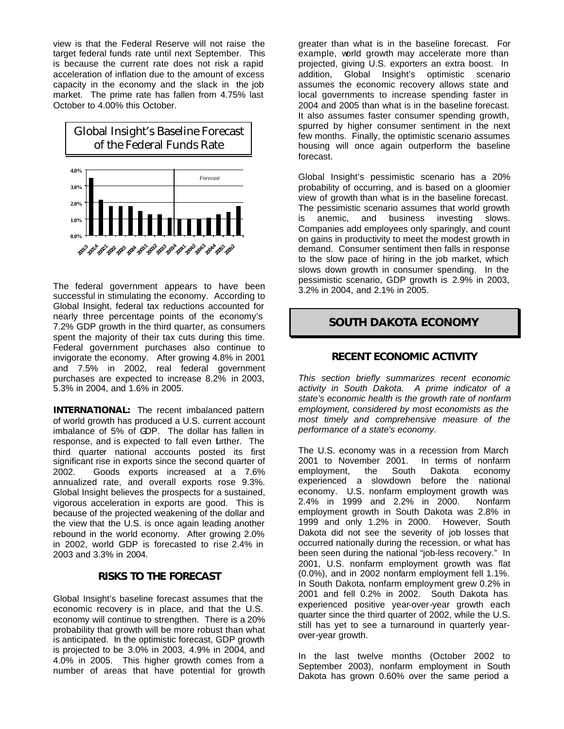view is that the Federal Reserve will not raise the target federal funds rate until next September. This is because the current rate does not risk a rapid acceleration of inflation due to the amount of excess capacity in the economy and the slack in the job market. The prime rate has fallen from 4.75% last October to 4.00% this October.

**Global Insight's Baseline Forecast of the Federal Funds Rate**

4.0%
3.0%
2.0%
1.0%
0.0%

Forecast

2001:3 2001:4 2002:1 2002:2 2002:3 2002:4 2003:1 2003:2 2003:3 2003:4 2004:1 2004:2 2004:3 2004:4 2005:1 2005:2

The federal government appears to have been successful in stimulating the economy. According to Global Insight, federal tax reductions accounted for nearly three percentage points of the economy's 7.2% GDP growth in the third quarter, as consumers spent the majority of their tax cuts during this time. Federal government purchases also continue to invigorate the economy. After growing 4.8% in 2001 and 7.5% in 2002, real federal government purchases are expected to increase 8.2% in 2003, 5.3% in 2004, and 1.6% in 2005.

**INTERNATIONAL:** The recent imbalanced pattern of world growth has produced a U.S. current account imbalance of 5% of GDP. The dollar has fallen in response, and is expected to fall even further. The third quarter national accounts posted its first significant rise in exports since the second quarter of 2002. Goods exports increased at a 7.6% annualized rate, and overall exports rose 9.3%. Global Insight believes the prospects for a sustained, vigorous acceleration in exports are good. This is because of the projected weakening of the dollar and the view that the U.S. is once again leading another rebound in the world economy. After growing 2.0% in 2002, world GDP is forecasted to rise 2.4% in 2003 and 3.3% in 2004.

### RISKS TO THE FORECAST

Global Insight's baseline forecast assumes that the economic recovery is in place, and that the U.S. economy will continue to strengthen. There is a 20% probability that growth will be more robust than what is anticipated. In the optimistic forecast, GDP growth is projected to be 3.0% in 2003, 4.9% in 2004, and 4.0% in 2005. This higher growth comes from a number of areas that have potential for growth greater than what is in the baseline forecast. For example, world growth may accelerate more than projected, giving U.S. exporters an extra boost. In addition, Global Insight's optimistic scenario assumes the economic recovery allows state and local governments to increase spending faster in 2004 and 2005 than what is in the baseline forecast. It also assumes faster consumer spending growth, spurred by higher consumer sentiment in the next few months. Finally, the optimistic scenario assumes housing will once again outperform the baseline forecast.

Global Insight's pessimistic scenario has a 20% probability of occurring, and is based on a gloomier view of growth than what is in the baseline forecast. The pessimistic scenario assumes that world growth is anemic, and business investing slows. Companies add employees only sparingly, and count on gains in productivity to meet the modest growth in demand. Consumer sentiment then falls in response to the slow pace of hiring in the job market, which slows down growth in consumer spending. In the pessimistic scenario, GDP growth is 2.9% in 2003, 3.2% in 2004, and 2.1% in 2005.

## SOUTH DAKOTA ECONOMY

### RECENT ECONOMIC ACTIVITY

*This section briefly summarizes recent economic activity in South Dakota. A prime indicator of a state's economic health is the growth rate of nonfarm employment, considered by most economists as the most timely and comprehensive measure of the performance of a state's economy.*

The U.S. economy was in a recession from March 2001 to November 2001. In terms of nonfarm employment, the South Dakota economy experienced a slowdown before the national economy. U.S. nonfarm employment growth was 2.4% in 1999 and 2.2% in 2000. Nonfarm employment growth in South Dakota was 2.8% in 1999 and only 1.2% in 2000. However, South Dakota did not see the severity of job losses that occurred nationally during the recession, or what has been seen during the national "job-less recovery." In 2001, U.S. nonfarm employment growth was flat (0.0%), and in 2002 nonfarm employment fell 1.1%. In South Dakota, nonfarm employment grew 0.2% in 2001 and fell 0.2% in 2002. South Dakota has experienced positive year-over-year growth each quarter since the third quarter of 2002, while the U.S. still has yet to see a turnaround in quarterly year-over-year growth.

In the last twelve months (October 2002 to September 2003), nonfarm employment in South Dakota has grown 0.60% over the same period a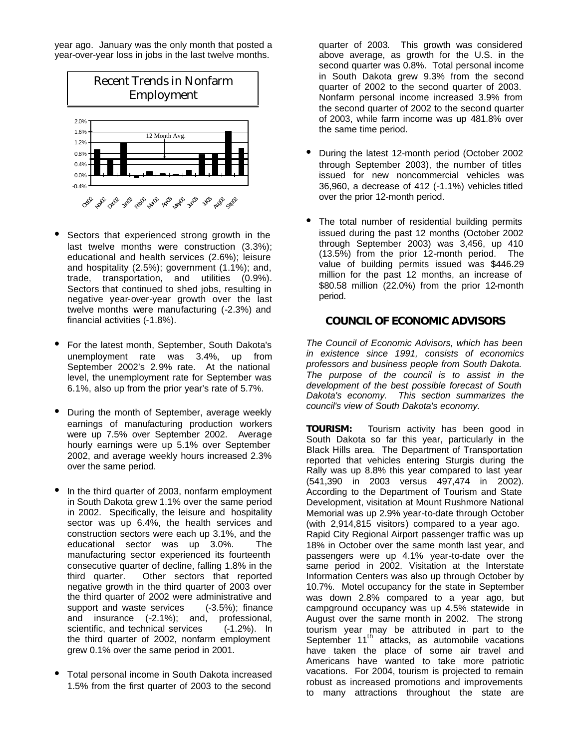year ago. January was the only month that posted a year-over-year loss in jobs in the last twelve months.

Recent Trends in Nonfarm Employment

2.0%
1.6%
1.2%
0.8%
0.4%
0.0%
-0.4%

12 Month Avg.

Oct02 Nov02 Dec02 Jan03 Feb03 Mar03 Apr03 May03 Jun03 Jul03 Aug03 Sep03

- Sectors that experienced strong growth in the last twelve months were construction (3.3%); educational and health services (2.6%); leisure and hospitality (2.5%); government (1.1%); and, trade, transportation, and utilities (0.9%). Sectors that continued to shed jobs, resulting in negative year-over-year growth over the last twelve months were manufacturing (-2.3%) and financial activities (-1.8%).

- For the latest month, September, South Dakota's unemployment rate was 3.4%, up from September 2002's 2.9% rate. At the national level, the unemployment rate for September was 6.1%, also up from the prior year's rate of 5.7%.

- During the month of September, average weekly earnings of manufacturing production workers were up 7.5% over September 2002. Average hourly earnings were up 5.1% over September 2002, and average weekly hours increased 2.3% over the same period.

- In the third quarter of 2003, nonfarm employment in South Dakota grew 1.1% over the same period in 2002. Specifically, the leisure and hospitality sector was up 6.4%, the health services and construction sectors were each up 3.1%, and the educational sector was up 3.0%. The manufacturing sector experienced its fourteenth consecutive quarter of decline, falling 1.8% in the third quarter. Other sectors that reported negative growth in the third quarter of 2003 over the third quarter of 2002 were administrative and support and waste services (-3.5%); finance and insurance (-2.1%); and, professional, scientific, and technical services (-1.2%). In the third quarter of 2002, nonfarm employment grew 0.1% over the same period in 2001.

- Total personal income in South Dakota increased 1.5% from the first quarter of 2003 to the second quarter of 2003. This growth was considered above average, as growth for the U.S. in the second quarter was 0.8%. Total personal income in South Dakota grew 9.3% from the second quarter of 2002 to the second quarter of 2003. Nonfarm personal income increased 3.9% from the second quarter of 2002 to the second quarter of 2003, while farm income was up 481.8% over the same time period.

- During the latest 12-month period (October 2002 through September 2003), the number of titles issued for new noncommercial vehicles was 36,960, a decrease of 412 (-1.1%) vehicles titled over the prior 12-month period.

- The total number of residential building permits issued during the past 12 months (October 2002 through September 2003) was 3,456, up 410 (13.5%) from the prior 12-month period. The value of building permits issued was $446.29 million for the past 12 months, an increase of $80.58 million (22.0%) from the prior 12-month period.

## COUNCIL OF ECONOMIC ADVISORS

*The Council of Economic Advisors, which has been in existence since 1991, consists of economics professors and business people from South Dakota. The purpose of the council is to assist in the development of the best possible forecast of South Dakota's economy. This section summarizes the council's view of South Dakota's economy.*

**TOURISM:** Tourism activity has been good in South Dakota so far this year, particularly in the Black Hills area. The Department of Transportation reported that vehicles entering Sturgis during the Rally was up 8.8% this year compared to last year (541,390 in 2003 versus 497,474 in 2002). According to the Department of Tourism and State Development, visitation at Mount Rushmore National Memorial was up 2.9% year-to-date through October (with 2,914,815 visitors) compared to a year ago. Rapid City Regional Airport passenger traffic was up 18% in October over the same month last year, and passengers were up 4.1% year-to-date over the same period in 2002. Visitation at the Interstate Information Centers was also up through October by 10.7%. Motel occupancy for the state in September was down 2.8% compared to a year ago, but campground occupancy was up 4.5% statewide in August over the same month in 2002. The strong tourism year may be attributed in part to the September 11th attacks, as automobile vacations have taken the place of some air travel and Americans have wanted to take more patriotic vacations. For 2004, tourism is projected to remain robust as increased promotions and improvements to many attractions throughout the state are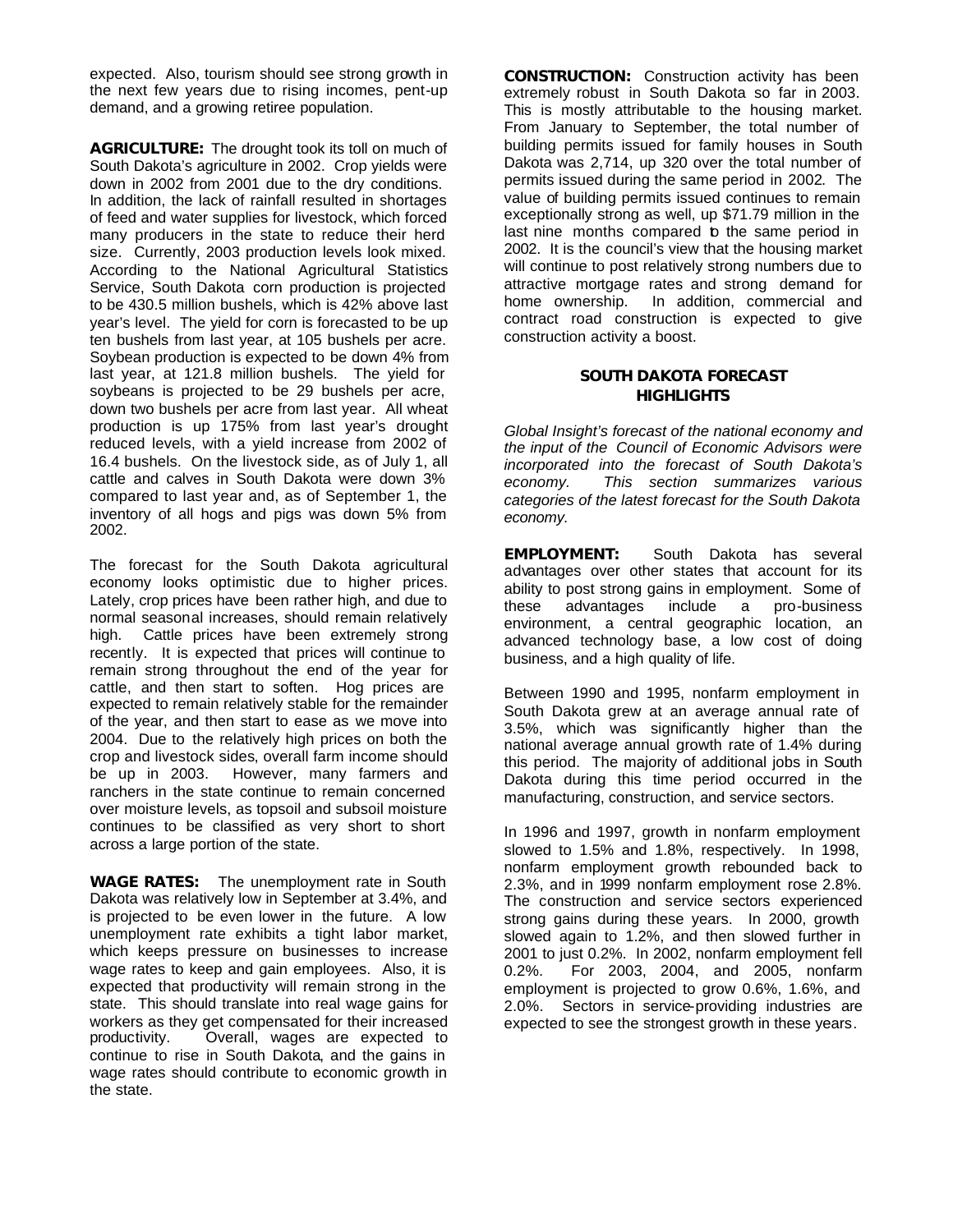expected. Also, tourism should see strong growth in the next few years due to rising incomes, pent-up demand, and a growing retiree population.

**AGRICULTURE:** The drought took its toll on much of South Dakota's agriculture in 2002. Crop yields were down in 2002 from 2001 due to the dry conditions. In addition, the lack of rainfall resulted in shortages of feed and water supplies for livestock, which forced many producers in the state to reduce their herd size. Currently, 2003 production levels look mixed. According to the National Agricultural Statistics Service, South Dakota corn production is projected to be 430.5 million bushels, which is 42% above last year's level. The yield for corn is forecasted to be up ten bushels from last year, at 105 bushels per acre. Soybean production is expected to be down 4% from last year, at 121.8 million bushels. The yield for soybeans is projected to be 29 bushels per acre, down two bushels per acre from last year. All wheat production is up 175% from last year's drought reduced levels, with a yield increase from 2002 of 16.4 bushels. On the livestock side, as of July 1, all cattle and calves in South Dakota were down 3% compared to last year and, as of September 1, the inventory of all hogs and pigs was down 5% from 2002.

The forecast for the South Dakota agricultural economy looks optimistic due to higher prices. Lately, crop prices have been rather high, and due to normal seasonal increases, should remain relatively high. Cattle prices have been extremely strong recently. It is expected that prices will continue to remain strong throughout the end of the year for cattle, and then start to soften. Hog prices are expected to remain relatively stable for the remainder of the year, and then start to ease as we move into 2004. Due to the relatively high prices on both the crop and livestock sides, overall farm income should be up in 2003. However, many farmers and ranchers in the state continue to remain concerned over moisture levels, as topsoil and subsoil moisture continues to be classified as very short to short across a large portion of the state.

**WAGE RATES:** The unemployment rate in South Dakota was relatively low in September at 3.4%, and is projected to be even lower in the future. A low unemployment rate exhibits a tight labor market, which keeps pressure on businesses to increase wage rates to keep and gain employees. Also, it is expected that productivity will remain strong in the state. This should translate into real wage gains for workers as they get compensated for their increased productivity. Overall, wages are expected to continue to rise in South Dakota, and the gains in wage rates should contribute to economic growth in the state.

**CONSTRUCTION:** Construction activity has been extremely robust in South Dakota so far in 2003. This is mostly attributable to the housing market. From January to September, the total number of building permits issued for family houses in South Dakota was 2,714, up 320 over the total number of permits issued during the same period in 2002. The value of building permits issued continues to remain exceptionally strong as well, up $71.79 million in the last nine months compared to the same period in 2002. It is the council's view that the housing market will continue to post relatively strong numbers due to attractive mortgage rates and strong demand for home ownership. In addition, commercial and contract road construction is expected to give construction activity a boost.

## SOUTH DAKOTA FORECAST HIGHLIGHTS

*Global Insight's forecast of the national economy and the input of the Council of Economic Advisors were incorporated into the forecast of South Dakota's economy. This section summarizes various categories of the latest forecast for the South Dakota economy.*

**EMPLOYMENT:** South Dakota has several advantages over other states that account for its ability to post strong gains in employment. Some of these advantages include a pro-business environment, a central geographic location, an advanced technology base, a low cost of doing business, and a high quality of life.

Between 1990 and 1995, nonfarm employment in South Dakota grew at an average annual rate of 3.5%, which was significantly higher than the national average annual growth rate of 1.4% during this period. The majority of additional jobs in South Dakota during this time period occurred in the manufacturing, construction, and service sectors.

In 1996 and 1997, growth in nonfarm employment slowed to 1.5% and 1.8%, respectively. In 1998, nonfarm employment growth rebounded back to 2.3%, and in 1999 nonfarm employment rose 2.8%. The construction and service sectors experienced strong gains during these years. In 2000, growth slowed again to 1.2%, and then slowed further in 2001 to just 0.2%. In 2002, nonfarm employment fell 0.2%. For 2003, 2004, and 2005, nonfarm employment is projected to grow 0.6%, 1.6%, and 2.0%. Sectors in service-providing industries are expected to see the strongest growth in these years.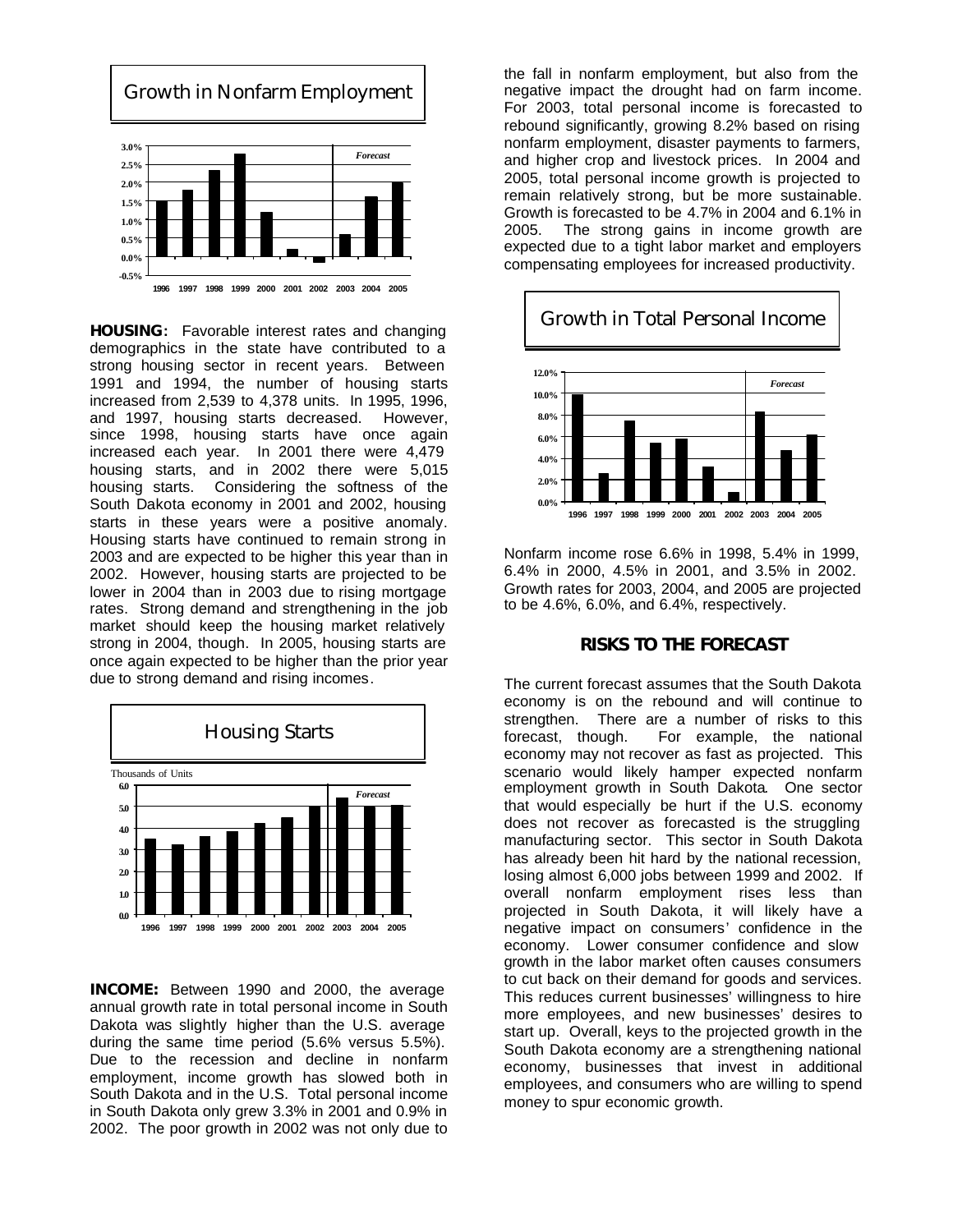Growth in Nonfarm Employment

3.0%
2.5%
2.0%
1.5%
1.0%
0.5%
0.0%
-0.5%
*Forecast*
1996 1997 1998 1999 2000 2001 2002 2003 2004 2005

**HOUSING:** Favorable interest rates and changing demographics in the state have contributed to a strong housing sector in recent years. Between 1991 and 1994, the number of housing starts increased from 2,539 to 4,378 units. In 1995, 1996, and 1997, housing starts decreased. However, since 1998, housing starts have once again increased each year. In 2001 there were 4,479 housing starts, and in 2002 there were 5,015 housing starts. Considering the softness of the South Dakota economy in 2001 and 2002, housing starts in these years were a positive anomaly. Housing starts have continued to remain strong in 2003 and are expected to be higher this year than in 2002. However, housing starts are projected to be lower in 2004 than in 2003 due to rising mortgage rates. Strong demand and strengthening in the job market should keep the housing market relatively strong in 2004, though. In 2005, housing starts are once again expected to be higher than the prior year due to strong demand and rising incomes.

Housing Starts

Thousands of Units
6.0
5.0
4.0
3.0
2.0
1.0
0.0
*Forecast*
1996 1997 1998 1999 2000 2001 2002 2003 2004 2005

**INCOME:** Between 1990 and 2000, the average annual growth rate in total personal income in South Dakota was slightly higher than the U.S. average during the same time period (5.6% versus 5.5%). Due to the recession and decline in nonfarm employment, income growth has slowed both in South Dakota and in the U.S. Total personal income in South Dakota only grew 3.3% in 2001 and 0.9% in 2002. The poor growth in 2002 was not only due to the fall in nonfarm employment, but also from the negative impact the drought had on farm income. For 2003, total personal income is forecasted to rebound significantly, growing 8.2% based on rising nonfarm employment, disaster payments to farmers, and higher crop and livestock prices. In 2004 and 2005, total personal income growth is projected to remain relatively strong, but be more sustainable. Growth is forecasted to be 4.7% in 2004 and 6.1% in 2005. The strong gains in income growth are expected due to a tight labor market and employers compensating employees for increased productivity.

Growth in Total Personal Income

12.0%
10.0%
8.0%
6.0%
4.0%
2.0%
0.0%
*Forecast*
1996 1997 1998 1999 2000 2001 2002 2003 2004 2005

Nonfarm income rose 6.6% in 1998, 5.4% in 1999, 6.4% in 2000, 4.5% in 2001, and 3.5% in 2002. Growth rates for 2003, 2004, and 2005 are projected to be 4.6%, 6.0%, and 6.4%, respectively.

## RISKS TO THE FORECAST

The current forecast assumes that the South Dakota economy is on the rebound and will continue to strengthen. There are a number of risks to this forecast, though. For example, the national economy may not recover as fast as projected. This scenario would likely hamper expected nonfarm employment growth in South Dakota. One sector that would especially be hurt if the U.S. economy does not recover as forecasted is the struggling manufacturing sector. This sector in South Dakota has already been hit hard by the national recession, losing almost 6,000 jobs between 1999 and 2002. If overall nonfarm employment rises less than projected in South Dakota, it will likely have a negative impact on consumers' confidence in the economy. Lower consumer confidence and slow growth in the labor market often causes consumers to cut back on their demand for goods and services. This reduces current businesses' willingness to hire more employees, and new businesses' desires to start up. Overall, keys to the projected growth in the South Dakota economy are a strengthening national economy, businesses that invest in additional employees, and consumers who are willing to spend money to spur economic growth.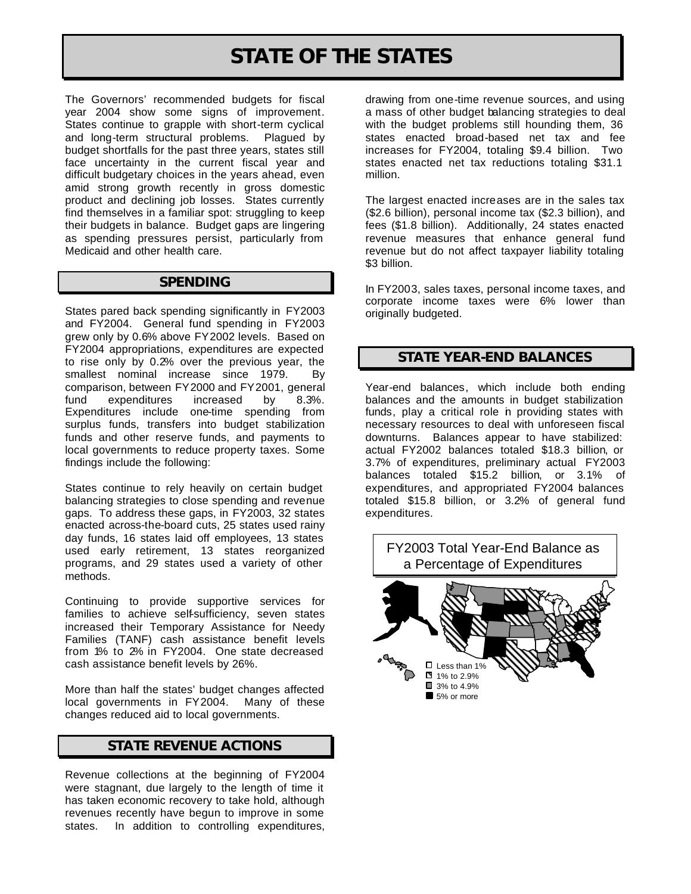# STATE OF THE STATES

The Governors' recommended budgets for fiscal year 2004 show some signs of improvement. States continue to grapple with short-term cyclical and long-term structural problems. Plagued by budget shortfalls for the past three years, states still face uncertainty in the current fiscal year and difficult budgetary choices in the years ahead, even amid strong growth recently in gross domestic product and declining job losses. States currently find themselves in a familiar spot: struggling to keep their budgets in balance. Budget gaps are lingering as spending pressures persist, particularly from Medicaid and other health care.

## SPENDING

States pared back spending significantly in FY2003 and FY2004. General fund spending in FY2003 grew only by 0.6% above FY2002 levels. Based on FY2004 appropriations, expenditures are expected to rise only by 0.2% over the previous year, the smallest nominal increase since 1979. By comparison, between FY2000 and FY2001, general fund expenditures increased by 8.3%. Expenditures include one-time spending from surplus funds, transfers into budget stabilization funds and other reserve funds, and payments to local governments to reduce property taxes. Some findings include the following:

States continue to rely heavily on certain budget balancing strategies to close spending and revenue gaps. To address these gaps, in FY2003, 32 states enacted across-the-board cuts, 25 states used rainy day funds, 16 states laid off employees, 13 states used early retirement, 13 states reorganized programs, and 29 states used a variety of other methods.

Continuing to provide supportive services for families to achieve self-sufficiency, seven states increased their Temporary Assistance for Needy Families (TANF) cash assistance benefit levels from 1% to 2% in FY2004. One state decreased cash assistance benefit levels by 26%.

More than half the states' budget changes affected local governments in FY2004. Many of these changes reduced aid to local governments.

## STATE REVENUE ACTIONS

Revenue collections at the beginning of FY2004 were stagnant, due largely to the length of time it has taken economic recovery to take hold, although revenues recently have begun to improve in some states. In addition to controlling expenditures, drawing from one-time revenue sources, and using a mass of other budget balancing strategies to deal with the budget problems still hounding them, 36 states enacted broad-based net tax and fee increases for FY2004, totaling $9.4 billion. Two states enacted net tax reductions totaling $31.1 million.

The largest enacted increases are in the sales tax ($2.6 billion), personal income tax ($2.3 billion), and fees ($1.8 billion). Additionally, 24 states enacted revenue measures that enhance general fund revenue but do not affect taxpayer liability totaling $3 billion.

In FY2003, sales taxes, personal income taxes, and corporate income taxes were 6% lower than originally budgeted.

## STATE YEAR-END BALANCES

Year-end balances, which include both ending balances and the amounts in budget stabilization funds, play a critical role in providing states with necessary resources to deal with unforeseen fiscal downturns. Balances appear to have stabilized: actual FY2002 balances totaled $18.3 billion, or 3.7% of expenditures, preliminary actual FY2003 balances totaled $15.2 billion, or 3.1% of expenditures, and appropriated FY2004 balances totaled $15.8 billion, or 3.2% of general fund expenditures.

FY2003 Total Year-End Balance as a Percentage of Expenditures

Less than 1%
1% to 2.9%
3% to 4.9%
5% or more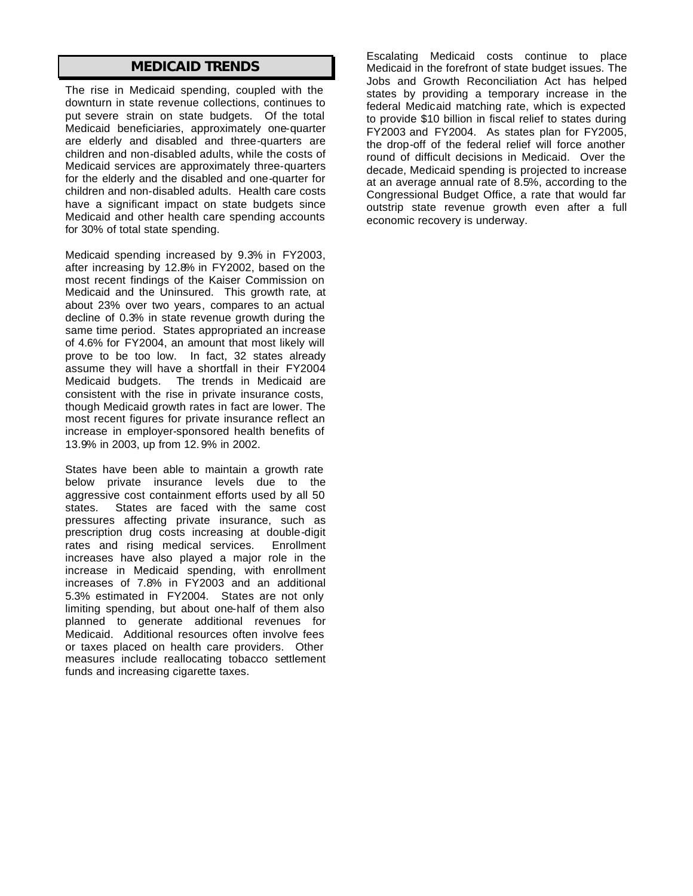## MEDICAID TRENDS

The rise in Medicaid spending, coupled with the downturn in state revenue collections, continues to put severe strain on state budgets. Of the total Medicaid beneficiaries, approximately one-quarter are elderly and disabled and three-quarters are children and non-disabled adults, while the costs of Medicaid services are approximately three-quarters for the elderly and the disabled and one-quarter for children and non-disabled adults. Health care costs have a significant impact on state budgets since Medicaid and other health care spending accounts for 30% of total state spending.

Medicaid spending increased by 9.3% in FY2003, after increasing by 12.8% in FY2002, based on the most recent findings of the Kaiser Commission on Medicaid and the Uninsured. This growth rate, at about 23% over two years, compares to an actual decline of 0.3% in state revenue growth during the same time period. States appropriated an increase of 4.6% for FY2004, an amount that most likely will prove to be too low. In fact, 32 states already assume they will have a shortfall in their FY2004 Medicaid budgets. The trends in Medicaid are consistent with the rise in private insurance costs, though Medicaid growth rates in fact are lower. The most recent figures for private insurance reflect an increase in employer-sponsored health benefits of 13.9% in 2003, up from 12.9% in 2002.

States have been able to maintain a growth rate below private insurance levels due to the aggressive cost containment efforts used by all 50 states. States are faced with the same cost pressures affecting private insurance, such as prescription drug costs increasing at double-digit rates and rising medical services. Enrollment increases have also played a major role in the increase in Medicaid spending, with enrollment increases of 7.8% in FY2003 and an additional 5.3% estimated in FY2004. States are not only limiting spending, but about one-half of them also planned to generate additional revenues for Medicaid. Additional resources often involve fees or taxes placed on health care providers. Other measures include reallocating tobacco settlement funds and increasing cigarette taxes.

Escalating Medicaid costs continue to place Medicaid in the forefront of state budget issues. The Jobs and Growth Reconciliation Act has helped states by providing a temporary increase in the federal Medicaid matching rate, which is expected to provide $10 billion in fiscal relief to states during FY2003 and FY2004. As states plan for FY2005, the drop-off of the federal relief will force another round of difficult decisions in Medicaid. Over the decade, Medicaid spending is projected to increase at an average annual rate of 8.5%, according to the Congressional Budget Office, a rate that would far outstrip state revenue growth even after a full economic recovery is underway.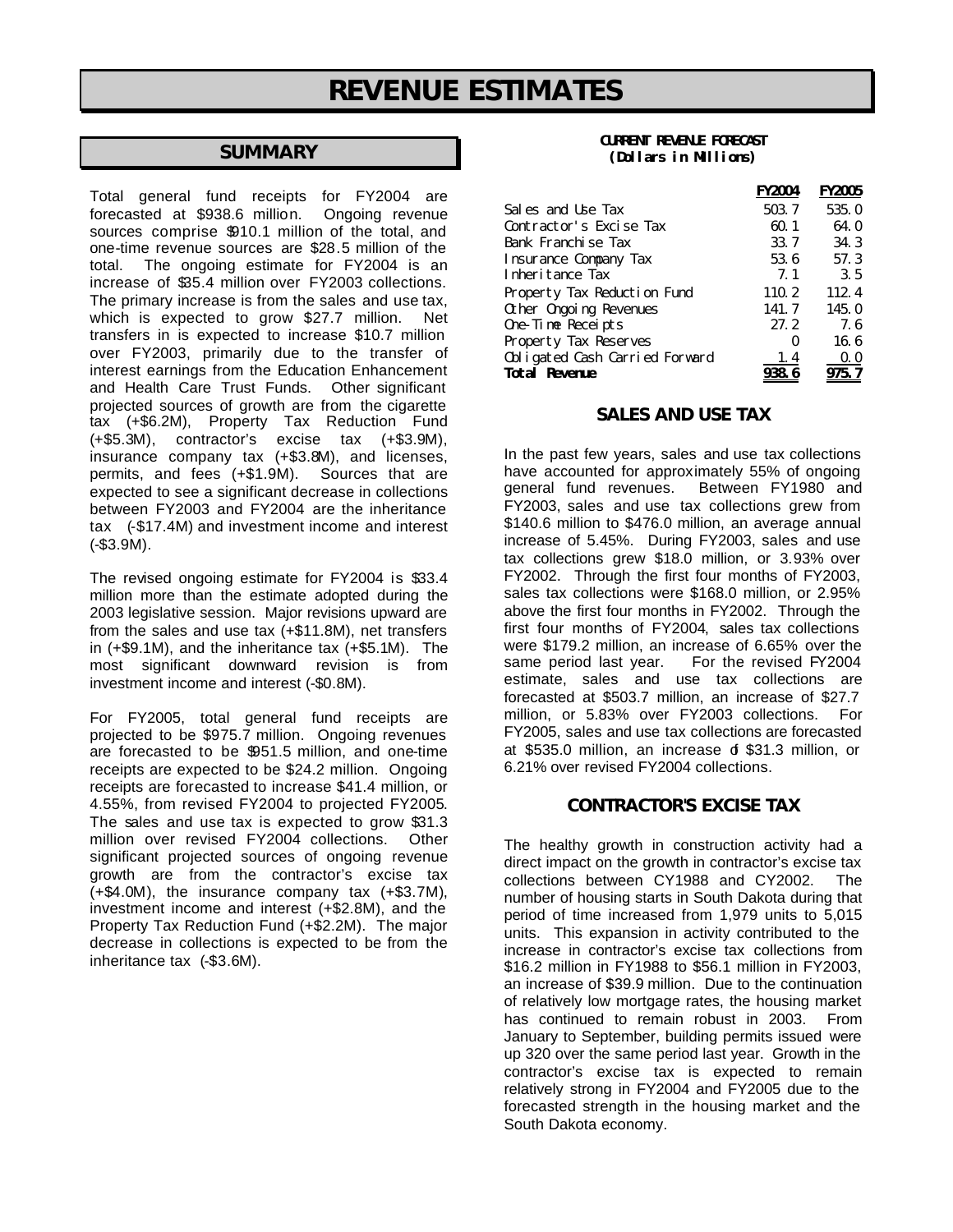# REVENUE ESTIMATES

## SUMMARY

Total general fund receipts for FY2004 are forecasted at $938.6 million. Ongoing revenue sources comprise $910.1 million of the total, and one-time revenue sources are $28.5 million of the total. The ongoing estimate for FY2004 is an increase of $35.4 million over FY2003 collections. The primary increase is from the sales and use tax, which is expected to grow $27.7 million. Net transfers in is expected to increase $10.7 million over FY2003, primarily due to the transfer of interest earnings from the Education Enhancement and Health Care Trust Funds. Other significant projected sources of growth are from the cigarette tax (+$6.2M), Property Tax Reduction Fund (+$5.3M), contractor's excise tax (+$3.9M), insurance company tax (+$3.8M), and licenses, permits, and fees (+$1.9M). Sources that are expected to see a significant decrease in collections between FY2003 and FY2004 are the inheritance tax (-$17.4M) and investment income and interest (-$3.9M).

The revised ongoing estimate for FY2004 is $33.4 million more than the estimate adopted during the 2003 legislative session. Major revisions upward are from the sales and use tax (+$11.8M), net transfers in (+$9.1M), and the inheritance tax (+$5.1M). The most significant downward revision is from investment income and interest (-$0.8M).

For FY2005, total general fund receipts are projected to be $975.7 million. Ongoing revenues are forecasted to be $951.5 million, and one-time receipts are expected to be $24.2 million. Ongoing receipts are forecasted to increase $41.4 million, or 4.55%, from revised FY2004 to projected FY2005. The sales and use tax is expected to grow $31.3 million over revised FY2004 collections. Other significant projected sources of ongoing revenue growth are from the contractor's excise tax (+$4.0M), the insurance company tax (+$3.7M), investment income and interest (+$2.8M), and the Property Tax Reduction Fund (+$2.2M). The major decrease in collections is expected to be from the inheritance tax (-$3.6M).

**CURRENT REVENUE FORECAST**
**(Dollars in Millions)**

| | FY2004 | FY2005 |
|---|---|---|
| Sales and Use Tax | 503.7 | 535.0 |
| Contractor's Excise Tax | 60.1 | 64.0 |
| Bank Franchise Tax | 33.7 | 34.3 |
| Insurance Company Tax | 53.6 | 57.3 |
| Inheritance Tax | 7.1 | 3.5 |
| Property Tax Reduction Fund | 110.2 | 112.4 |
| Other Ongoing Revenues | 141.7 | 145.0 |
| One-Time Receipts | 27.2 | 7.6 |
| Property Tax Reserves | 0 | 16.6 |
| Obligated Cash Carried Forward | 1.4 | 0.0 |
| **Total Revenue** | **938.6** | **975.7** |

## SALES AND USE TAX

In the past few years, sales and use tax collections have accounted for approximately 55% of ongoing general fund revenues. Between FY1980 and FY2003, sales and use tax collections grew from $140.6 million to $476.0 million, an average annual increase of 5.45%. During FY2003, sales and use tax collections grew $18.0 million, or 3.93% over FY2002. Through the first four months of FY2003, sales tax collections were $168.0 million, or 2.95% above the first four months in FY2002. Through the first four months of FY2004, sales tax collections were $179.2 million, an increase of 6.65% over the same period last year. For the revised FY2004 estimate, sales and use tax collections are forecasted at $503.7 million, an increase of $27.7 million, or 5.83% over FY2003 collections. For FY2005, sales and use tax collections are forecasted at $535.0 million, an increase of $31.3 million, or 6.21% over revised FY2004 collections.

## CONTRACTOR'S EXCISE TAX

The healthy growth in construction activity had a direct impact on the growth in contractor's excise tax collections between CY1988 and CY2002. The number of housing starts in South Dakota during that period of time increased from 1,979 units to 5,015 units. This expansion in activity contributed to the increase in contractor's excise tax collections from $16.2 million in FY1988 to $56.1 million in FY2003, an increase of $39.9 million. Due to the continuation of relatively low mortgage rates, the housing market has continued to remain robust in 2003. From January to September, building permits issued were up 320 over the same period last year. Growth in the contractor's excise tax is expected to remain relatively strong in FY2004 and FY2005 due to the forecasted strength in the housing market and the South Dakota economy.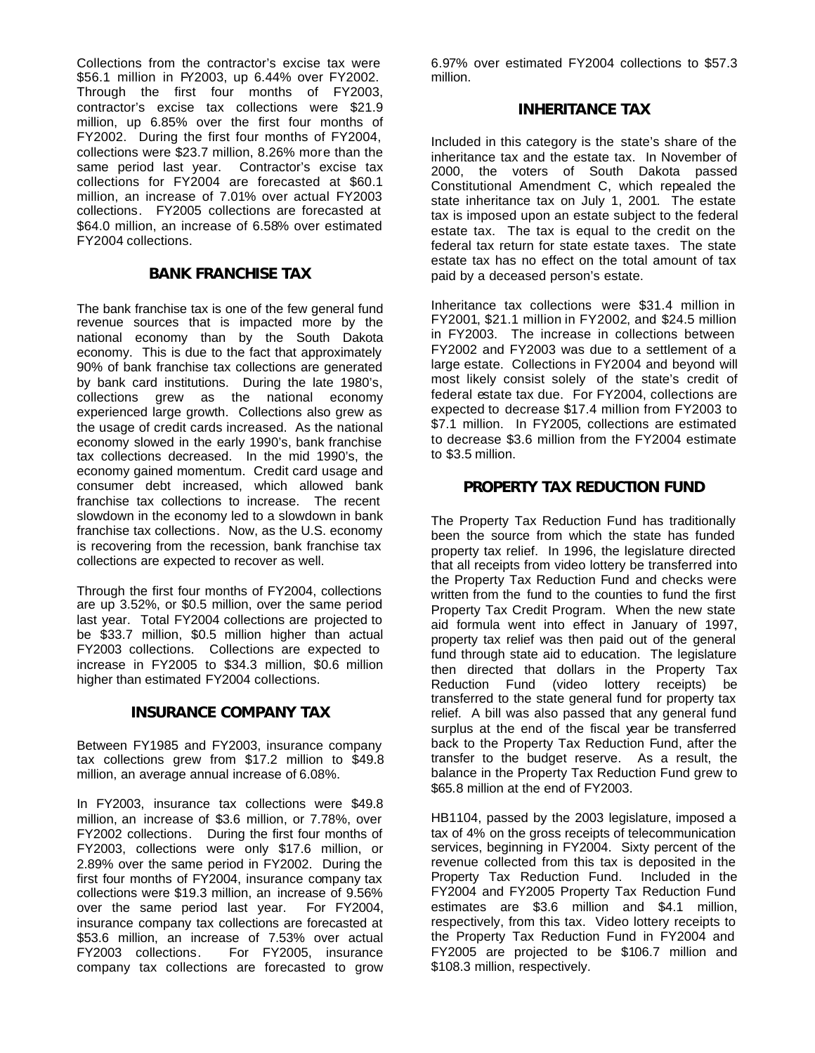Collections from the contractor's excise tax were $56.1 million in FY2003, up 6.44% over FY2002. Through the first four months of FY2003, contractor's excise tax collections were $21.9 million, up 6.85% over the first four months of FY2002. During the first four months of FY2004, collections were $23.7 million, 8.26% more than the same period last year. Contractor's excise tax collections for FY2004 are forecasted at $60.1 million, an increase of 7.01% over actual FY2003 collections. FY2005 collections are forecasted at $64.0 million, an increase of 6.58% over estimated FY2004 collections.

## BANK FRANCHISE TAX

The bank franchise tax is one of the few general fund revenue sources that is impacted more by the national economy than by the South Dakota economy. This is due to the fact that approximately 90% of bank franchise tax collections are generated by bank card institutions. During the late 1980's, collections grew as the national economy experienced large growth. Collections also grew as the usage of credit cards increased. As the national economy slowed in the early 1990's, bank franchise tax collections decreased. In the mid 1990's, the economy gained momentum. Credit card usage and consumer debt increased, which allowed bank franchise tax collections to increase. The recent slowdown in the economy led to a slowdown in bank franchise tax collections. Now, as the U.S. economy is recovering from the recession, bank franchise tax collections are expected to recover as well.

Through the first four months of FY2004, collections are up 3.52%, or $0.5 million, over the same period last year. Total FY2004 collections are projected to be $33.7 million, $0.5 million higher than actual FY2003 collections. Collections are expected to increase in FY2005 to $34.3 million, $0.6 million higher than estimated FY2004 collections.

## INSURANCE COMPANY TAX

Between FY1985 and FY2003, insurance company tax collections grew from $17.2 million to $49.8 million, an average annual increase of 6.08%.

In FY2003, insurance tax collections were $49.8 million, an increase of $3.6 million, or 7.78%, over FY2002 collections. During the first four months of FY2003, collections were only $17.6 million, or 2.89% over the same period in FY2002. During the first four months of FY2004, insurance company tax collections were $19.3 million, an increase of 9.56% over the same period last year. For FY2004, insurance company tax collections are forecasted at $53.6 million, an increase of 7.53% over actual FY2003 collections. For FY2005, insurance company tax collections are forecasted to grow 6.97% over estimated FY2004 collections to $57.3 million.

## INHERITANCE TAX

Included in this category is the state's share of the inheritance tax and the estate tax. In November of 2000, the voters of South Dakota passed Constitutional Amendment C, which repealed the state inheritance tax on July 1, 2001. The estate tax is imposed upon an estate subject to the federal estate tax. The tax is equal to the credit on the federal tax return for state estate taxes. The state estate tax has no effect on the total amount of tax paid by a deceased person's estate.

Inheritance tax collections were $31.4 million in FY2001, $21.1 million in FY2002, and $24.5 million in FY2003. The increase in collections between FY2002 and FY2003 was due to a settlement of a large estate. Collections in FY2004 and beyond will most likely consist solely of the state's credit of federal estate tax due. For FY2004, collections are expected to decrease $17.4 million from FY2003 to $7.1 million. In FY2005, collections are estimated to decrease $3.6 million from the FY2004 estimate to $3.5 million.

## PROPERTY TAX REDUCTION FUND

The Property Tax Reduction Fund has traditionally been the source from which the state has funded property tax relief. In 1996, the legislature directed that all receipts from video lottery be transferred into the Property Tax Reduction Fund and checks were written from the fund to the counties to fund the first Property Tax Credit Program. When the new state aid formula went into effect in January of 1997, property tax relief was then paid out of the general fund through state aid to education. The legislature then directed that dollars in the Property Tax Reduction Fund (video lottery receipts) be transferred to the state general fund for property tax relief. A bill was also passed that any general fund surplus at the end of the fiscal year be transferred back to the Property Tax Reduction Fund, after the transfer to the budget reserve. As a result, the balance in the Property Tax Reduction Fund grew to $65.8 million at the end of FY2003.

HB1104, passed by the 2003 legislature, imposed a tax of 4% on the gross receipts of telecommunication services, beginning in FY2004. Sixty percent of the revenue collected from this tax is deposited in the Property Tax Reduction Fund. Included in the FY2004 and FY2005 Property Tax Reduction Fund estimates are $3.6 million and $4.1 million, respectively, from this tax. Video lottery receipts to the Property Tax Reduction Fund in FY2004 and FY2005 are projected to be $106.7 million and $108.3 million, respectively.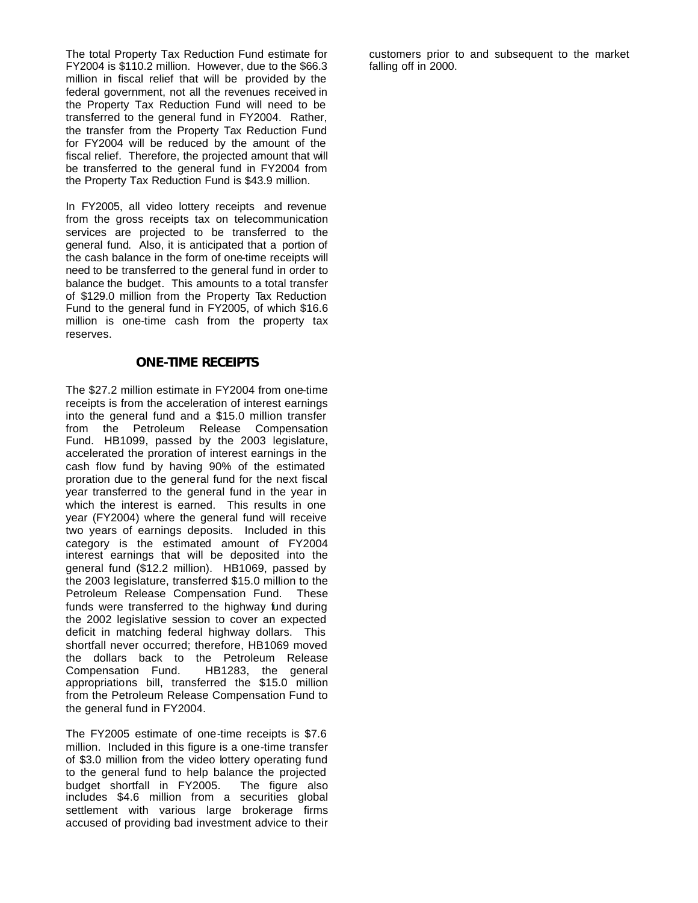The total Property Tax Reduction Fund estimate for FY2004 is $110.2 million. However, due to the $66.3 million in fiscal relief that will be provided by the federal government, not all the revenues received in the Property Tax Reduction Fund will need to be transferred to the general fund in FY2004. Rather, the transfer from the Property Tax Reduction Fund for FY2004 will be reduced by the amount of the fiscal relief. Therefore, the projected amount that will be transferred to the general fund in FY2004 from the Property Tax Reduction Fund is $43.9 million.

In FY2005, all video lottery receipts and revenue from the gross receipts tax on telecommunication services are projected to be transferred to the general fund. Also, it is anticipated that a portion of the cash balance in the form of one-time receipts will need to be transferred to the general fund in order to balance the budget. This amounts to a total transfer of $129.0 million from the Property Tax Reduction Fund to the general fund in FY2005, of which $16.6 million is one-time cash from the property tax reserves.

## ONE-TIME RECEIPTS

The $27.2 million estimate in FY2004 from one-time receipts is from the acceleration of interest earnings into the general fund and a $15.0 million transfer from the Petroleum Release Compensation Fund. HB1099, passed by the 2003 legislature, accelerated the proration of interest earnings in the cash flow fund by having 90% of the estimated proration due to the general fund for the next fiscal year transferred to the general fund in the year in which the interest is earned. This results in one year (FY2004) where the general fund will receive two years of earnings deposits. Included in this category is the estimated amount of FY2004 interest earnings that will be deposited into the general fund ($12.2 million). HB1069, passed by the 2003 legislature, transferred $15.0 million to the Petroleum Release Compensation Fund. These funds were transferred to the highway fund during the 2002 legislative session to cover an expected deficit in matching federal highway dollars. This shortfall never occurred; therefore, HB1069 moved the dollars back to the Petroleum Release Compensation Fund. HB1283, the general appropriations bill, transferred the $15.0 million from the Petroleum Release Compensation Fund to the general fund in FY2004.

The FY2005 estimate of one-time receipts is $7.6 million. Included in this figure is a one-time transfer of $3.0 million from the video lottery operating fund to the general fund to help balance the projected budget shortfall in FY2005. The figure also includes $4.6 million from a securities global settlement with various large brokerage firms accused of providing bad investment advice to their customers prior to and subsequent to the market falling off in 2000.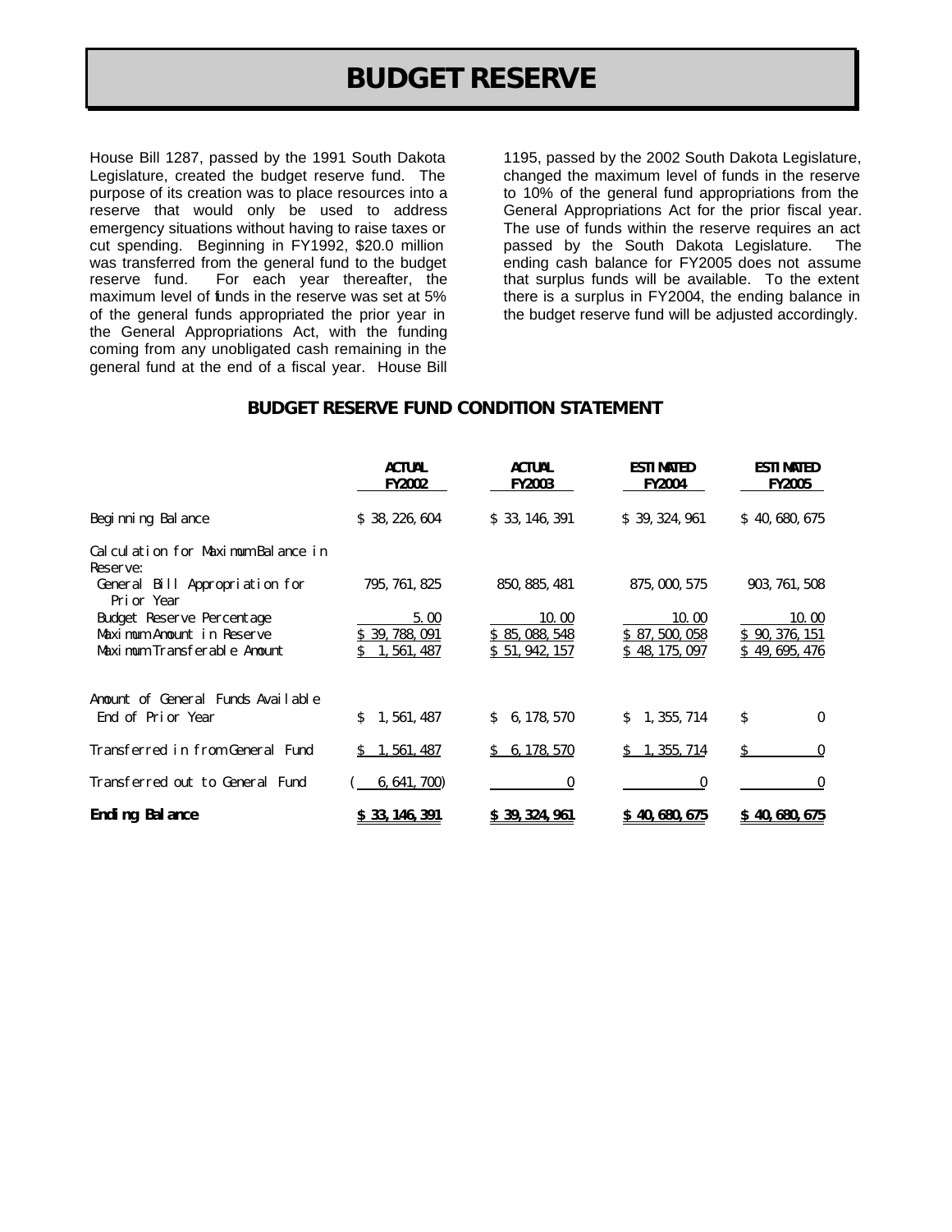# BUDGET RESERVE

House Bill 1287, passed by the 1991 South Dakota Legislature, created the budget reserve fund. The purpose of its creation was to place resources into a reserve that would only be used to address emergency situations without having to raise taxes or cut spending. Beginning in FY1992, $20.0 million was transferred from the general fund to the budget reserve fund. For each year thereafter, the maximum level of funds in the reserve was set at 5% of the general funds appropriated the prior year in the General Appropriations Act, with the funding coming from any unobligated cash remaining in the general fund at the end of a fiscal year. House Bill 1195, passed by the 2002 South Dakota Legislature, changed the maximum level of funds in the reserve to 10% of the general fund appropriations from the General Appropriations Act for the prior fiscal year. The use of funds within the reserve requires an act passed by the South Dakota Legislature. The ending cash balance for FY2005 does not assume that surplus funds will be available. To the extent there is a surplus in FY2004, the ending balance in the budget reserve fund will be adjusted accordingly.

## BUDGET RESERVE FUND CONDITION STATEMENT

| | ACTUAL FY2002 | ACTUAL FY2003 | ESTIMATED FY2004 | ESTIMATED FY2005 |
|---|---|---|---|---|
| Beginning Balance | $ 38,226,604 | $ 33,146,391 | $ 39,324,961 | $ 40,680,675 |
| Calculation for Maximum Balance in Reserve: | | | | |
| General Bill Appropriation for Prior Year | 795,761,825 | 850,885,481 | 875,000,575 | 903,761,508 |
| Budget Reserve Percentage | 5.00 | 10.00 | 10.00 | 10.00 |
| Maximum Amount in Reserve | $ 39,788,091 | $ 85,088,548 | $ 87,500,058 | $ 90,376,151 |
| Maximum Transferable Amount | $ 1,561,487 | $ 51,942,157 | $ 48,175,097 | $ 49,695,476 |
| Amount of General Funds Available End of Prior Year | $ 1,561,487 | $ 6,178,570 | $ 1,355,714 | $ 0 |
| Transferred in from General Fund | $ 1,561,487 | $ 6,178,570 | $ 1,355,714 | $ 0 |
| Transferred out to General Fund | (6,641,700) | 0 | 0 | 0 |
| **Ending Balance** | **$ 33,146,391** | **$ 39,324,961** | **$ 40,680,675** | **$ 40,680,675** |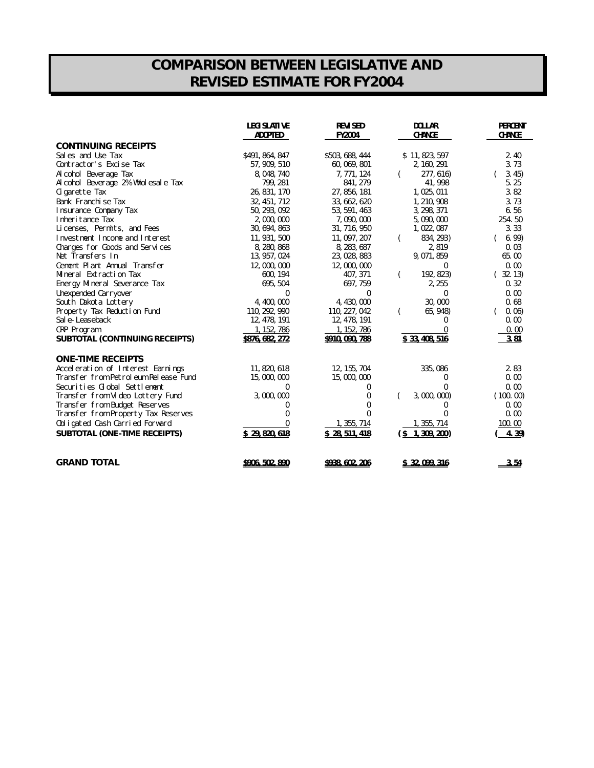# COMPARISON BETWEEN LEGISLATIVE AND REVISED ESTIMATE FOR FY2004

| | LEGISLATIVE ADOPTED | REVISED FY2004 | DOLLAR CHANGE | PERCENT CHANGE |
|---|---|---|---|---|
| **CONTINUING RECEIPTS** | | | | |
| Sales and Use Tax | $491,864,847 | $503,688,444 | $ 11,823,597 | 2.40 |
| Contractor's Excise Tax | 57,909,510 | 60,069,801 | 2,160,291 | 3.73 |
| Alcohol Beverage Tax | 8,048,740 | 7,771,124 | ( 277,616) | ( 3.45) |
| Alcohol Beverage 2% Wholesale Tax | 799,281 | 841,279 | 41,998 | 5.25 |
| Cigarette Tax | 26,831,170 | 27,856,181 | 1,025,011 | 3.82 |
| Bank Franchise Tax | 32,451,712 | 33,662,620 | 1,210,908 | 3.73 |
| Insurance Company Tax | 50,293,092 | 53,591,463 | 3,298,371 | 6.56 |
| Inheritance Tax | 2,000,000 | 7,090,000 | 5,090,000 | 254.50 |
| Licenses, Permits, and Fees | 30,694,863 | 31,716,950 | 1,022,087 | 3.33 |
| Investment Income and Interest | 11,931,500 | 11,097,207 | ( 834,293) | ( 6.99) |
| Charges for Goods and Services | 8,280,868 | 8,283,687 | 2,819 | 0.03 |
| Net Transfers In | 13,957,024 | 23,028,883 | 9,071,859 | 65.00 |
| Cement Plant Annual Transfer | 12,000,000 | 12,000,000 | 0 | 0.00 |
| Mineral Extraction Tax | 600,194 | 407,371 | ( 192,823) | ( 32.13) |
| Energy Mineral Severance Tax | 695,504 | 697,759 | 2,255 | 0.32 |
| Unexpended Carryover | 0 | 0 | 0 | 0.00 |
| South Dakota Lottery | 4,400,000 | 4,430,000 | 30,000 | 0.68 |
| Property Tax Reduction Fund | 110,292,990 | 110,227,042 | ( 65,948) | ( 0.06) |
| Sale-Leaseback | 12,478,191 | 12,478,191 | 0 | 0.00 |
| CRP Program | 1,152,786 | 1,152,786 | 0 | 0.00 |
| **SUBTOTAL (CONTINUING RECEIPTS)** | $876,682,272 | $910,090,788 | $ 33,408,516 | 3.81 |
| **ONE-TIME RECEIPTS** | | | | |
| Acceleration of Interest Earnings | 11,820,618 | 12,155,704 | 335,086 | 2.83 |
| Transfer from Petroleum Release Fund | 15,000,000 | 15,000,000 | 0 | 0.00 |
| Securities Global Settlement | 0 | 0 | 0 | 0.00 |
| Transfer from Video Lottery Fund | 3,000,000 | 0 | ( 3,000,000) | (100.00) |
| Transfer from Budget Reserves | 0 | 0 | 0 | 0.00 |
| Transfer from Property Tax Reserves | 0 | 0 | 0 | 0.00 |
| Obligated Cash Carried Forward | 0 | 1,355,714 | 1,355,714 | 100.00 |
| **SUBTOTAL (ONE-TIME RECEIPTS)** | $ 29,820,618 | $ 28,511,418 | ($ 1,309,200) | ( 4.39) |
| **GRAND TOTAL** | $906,502,890 | $938,602,206 | $ 32,099,316 | 3.54 |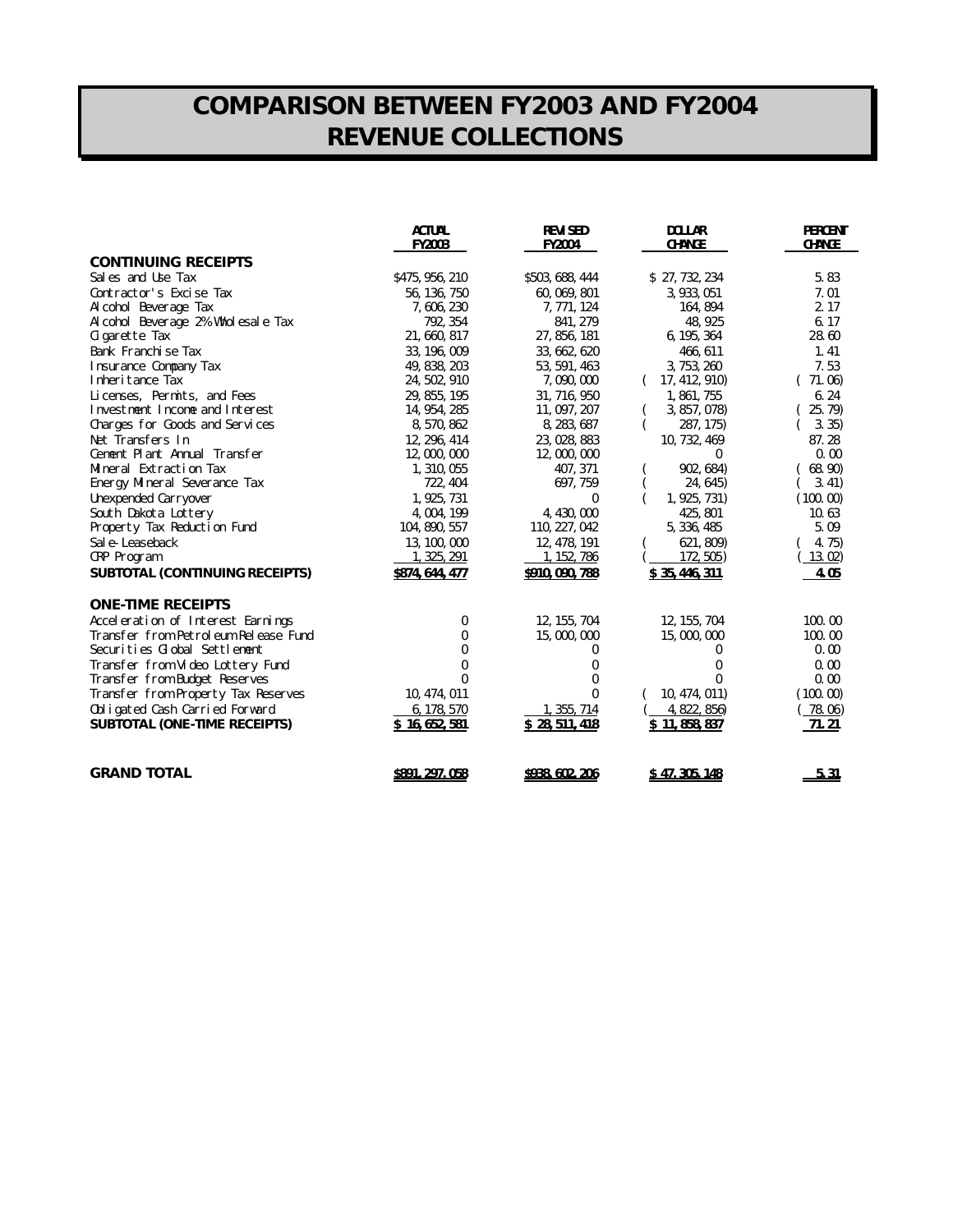# COMPARISON BETWEEN FY2003 AND FY2004 REVENUE COLLECTIONS

| | ACTUAL FY2003 | REVISED FY2004 | DOLLAR CHANGE | PERCENT CHANGE |
|---|---|---|---|---|
| **CONTINUING RECEIPTS** | | | | |
| Sales and Use Tax | $475,956,210 | $503,688,444 | $ 27,732,234 | 5.83 |
| Contractor's Excise Tax | 56,136,750 | 60,069,801 | 3,933,051 | 7.01 |
| Alcohol Beverage Tax | 7,606,230 | 7,771,124 | 164,894 | 2.17 |
| Alcohol Beverage 2% Wholesale Tax | 792,354 | 841,279 | 48,925 | 6.17 |
| Cigarette Tax | 21,660,817 | 27,856,181 | 6,195,364 | 28.60 |
| Bank Franchise Tax | 33,196,009 | 33,662,620 | 466,611 | 1.41 |
| Insurance Company Tax | 49,838,203 | 53,591,463 | 3,753,260 | 7.53 |
| Inheritance Tax | 24,502,910 | 7,090,000 | ( 17,412,910) | ( 71.06) |
| Licenses, Permits, and Fees | 29,855,195 | 31,716,950 | 1,861,755 | 6.24 |
| Investment Income and Interest | 14,954,285 | 11,097,207 | ( 3,857,078) | ( 25.79) |
| Charges for Goods and Services | 8,570,862 | 8,283,687 | ( 287,175) | ( 3.35) |
| Net Transfers In | 12,296,414 | 23,028,883 | 10,732,469 | 87.28 |
| Cement Plant Annual Transfer | 12,000,000 | 12,000,000 | 0 | 0.00 |
| Mineral Extraction Tax | 1,310,055 | 407,371 | ( 902,684) | ( 68.90) |
| Energy Mineral Severance Tax | 722,404 | 697,759 | ( 24,645) | ( 3.41) |
| Unexpended Carryover | 1,925,731 | 0 | ( 1,925,731) | (100.00) |
| South Dakota Lottery | 4,004,199 | 4,430,000 | 425,801 | 10.63 |
| Property Tax Reduction Fund | 104,890,557 | 110,227,042 | 5,336,485 | 5.09 |
| Sale-Leaseback | 13,100,000 | 12,478,191 | ( 621,809) | ( 4.75) |
| CRP Program | 1,325,291 | 1,152,786 | ( 172,505) | ( 13.02) |
| **SUBTOTAL (CONTINUING RECEIPTS)** | **$874,644,477** | **$910,090,788** | **$ 35,446,311** | **4.05** |
| **ONE-TIME RECEIPTS** | | | | |
| Acceleration of Interest Earnings | 0 | 12,155,704 | 12,155,704 | 100.00 |
| Transfer from Petroleum Release Fund | 0 | 15,000,000 | 15,000,000 | 100.00 |
| Securities Global Settlement | 0 | 0 | 0 | 0.00 |
| Transfer from Video Lottery Fund | 0 | 0 | 0 | 0.00 |
| Transfer from Budget Reserves | 0 | 0 | 0 | 0.00 |
| Transfer from Property Tax Reserves | 10,474,011 | 0 | ( 10,474,011) | (100.00) |
| Obligated Cash Carried Forward | 6,178,570 | 1,355,714 | ( 4,822,856) | ( 78.06) |
| **SUBTOTAL (ONE-TIME RECEIPTS)** | **$ 16,652,581** | **$ 28,511,418** | **$ 11,858,837** | **71.21** |
| **GRAND TOTAL** | **$891,297,058** | **$938,602,206** | **$ 47,305,148** | **5.31** |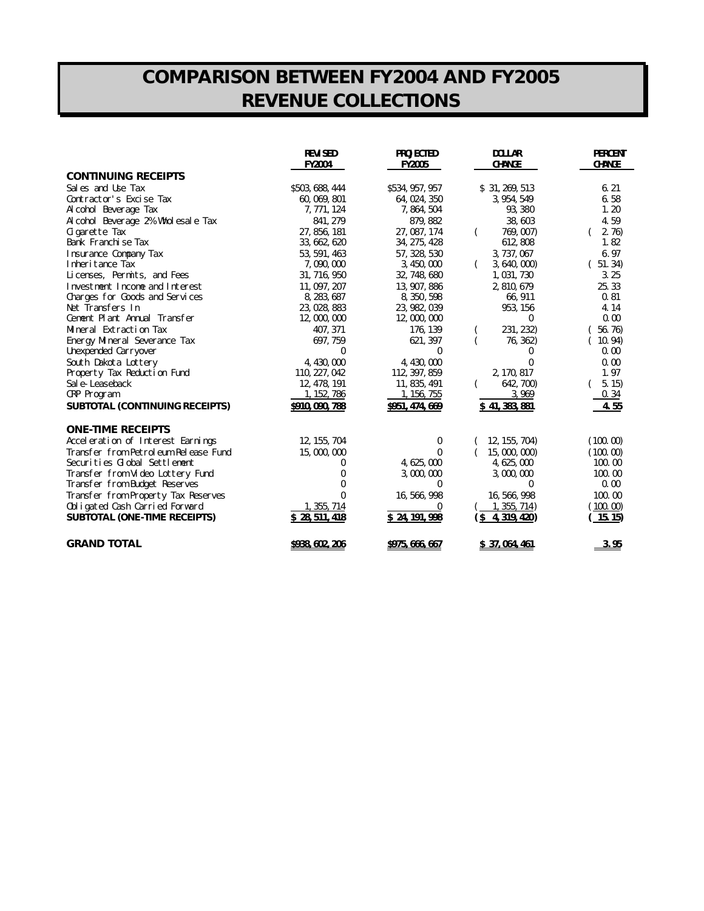# COMPARISON BETWEEN FY2004 AND FY2005 REVENUE COLLECTIONS

| | REVISED FY2004 | PROJECTED FY2005 | DOLLAR CHANGE | PERCENT CHANGE |
|---|---|---|---|---|
| **CONTINUING RECEIPTS** | | | | |
| Sales and Use Tax | $503,688,444 | $534,957,957 | $ 31,269,513 | 6.21 |
| Contractor's Excise Tax | 60,069,801 | 64,024,350 | 3,954,549 | 6.58 |
| Alcohol Beverage Tax | 7,771,124 | 7,864,504 | 93,380 | 1.20 |
| Alcohol Beverage 2% Wholesale Tax | 841,279 | 879,882 | 38,603 | 4.59 |
| Cigarette Tax | 27,856,181 | 27,087,174 | ( 769,007) | ( 2.76) |
| Bank Franchise Tax | 33,662,620 | 34,275,428 | 612,808 | 1.82 |
| Insurance Company Tax | 53,591,463 | 57,328,530 | 3,737,067 | 6.97 |
| Inheritance Tax | 7,090,000 | 3,450,000 | ( 3,640,000) | ( 51.34) |
| Licenses, Permits, and Fees | 31,716,950 | 32,748,680 | 1,031,730 | 3.25 |
| Investment Income and Interest | 11,097,207 | 13,907,886 | 2,810,679 | 25.33 |
| Charges for Goods and Services | 8,283,687 | 8,350,598 | 66,911 | 0.81 |
| Net Transfers In | 23,028,883 | 23,982,039 | 953,156 | 4.14 |
| Cement Plant Annual Transfer | 12,000,000 | 12,000,000 | 0 | 0.00 |
| Mineral Extraction Tax | 407,371 | 176,139 | ( 231,232) | ( 56.76) |
| Energy Mineral Severance Tax | 697,759 | 621,397 | ( 76,362) | ( 10.94) |
| Unexpended Carryover | 0 | 0 | 0 | 0.00 |
| South Dakota Lottery | 4,430,000 | 4,430,000 | 0 | 0.00 |
| Property Tax Reduction Fund | 110,227,042 | 112,397,859 | 2,170,817 | 1.97 |
| Sale-Leaseback | 12,478,191 | 11,835,491 | ( 642,700) | ( 5.15) |
| CRP Program | 1,152,786 | 1,156,755 | 3,969 | 0.34 |
| **SUBTOTAL (CONTINUING RECEIPTS)** | **$910,090,788** | **$951,474,669** | **$ 41,383,881** | **4.55** |
| **ONE-TIME RECEIPTS** | | | | |
| Acceleration of Interest Earnings | 12,155,704 | 0 | ( 12,155,704) | (100.00) |
| Transfer from Petroleum Release Fund | 15,000,000 | 0 | ( 15,000,000) | (100.00) |
| Securities Global Settlement | 0 | 4,625,000 | 4,625,000 | 100.00 |
| Transfer from Video Lottery Fund | 0 | 3,000,000 | 3,000,000 | 100.00 |
| Transfer from Budget Reserves | 0 | 0 | 0 | 0.00 |
| Transfer from Property Tax Reserves | 0 | 16,566,998 | 16,566,998 | 100.00 |
| Obligated Cash Carried Forward | 1,355,714 | 0 | ( 1,355,714) | (100.00) |
| **SUBTOTAL (ONE-TIME RECEIPTS)** | **$ 28,511,418** | **$ 24,191,998** | **($ 4,319,420)** | **( 15.15)** |
| **GRAND TOTAL** | **$938,602,206** | **$975,666,667** | **$ 37,064,461** | **3.95** |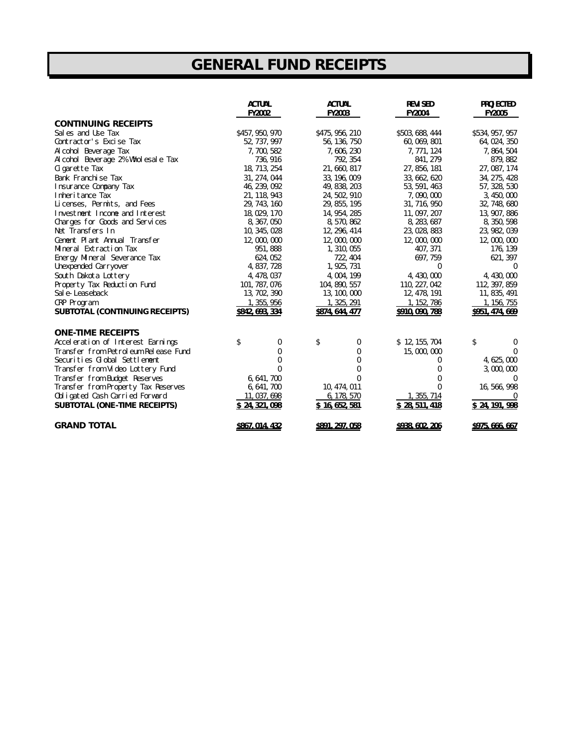# GENERAL FUND RECEIPTS

| | ACTUAL FY2002 | ACTUAL FY2003 | REVISED FY2004 | PROJECTED FY2005 |
|---|---|---|---|---|
| **CONTINUING RECEIPTS** | | | | |
| Sales and Use Tax | $457,950,970 | $475,956,210 | $503,688,444 | $534,957,957 |
| Contractor's Excise Tax | 52,737,997 | 56,136,750 | 60,069,801 | 64,024,350 |
| Alcohol Beverage Tax | 7,700,582 | 7,606,230 | 7,771,124 | 7,864,504 |
| Alcohol Beverage 2% Wholesale Tax | 736,916 | 792,354 | 841,279 | 879,882 |
| Cigarette Tax | 18,713,254 | 21,660,817 | 27,856,181 | 27,087,174 |
| Bank Franchise Tax | 31,274,044 | 33,196,009 | 33,662,620 | 34,275,428 |
| Insurance Company Tax | 46,239,092 | 49,838,203 | 53,591,463 | 57,328,530 |
| Inheritance Tax | 21,118,943 | 24,502,910 | 7,090,000 | 3,450,000 |
| Licenses, Permits, and Fees | 29,743,160 | 29,855,195 | 31,716,950 | 32,748,680 |
| Investment Income and Interest | 18,029,170 | 14,954,285 | 11,097,207 | 13,907,886 |
| Charges for Goods and Services | 8,367,050 | 8,570,862 | 8,283,687 | 8,350,598 |
| Net Transfers In | 10,345,028 | 12,296,414 | 23,028,883 | 23,982,039 |
| Cement Plant Annual Transfer | 12,000,000 | 12,000,000 | 12,000,000 | 12,000,000 |
| Mineral Extraction Tax | 951,888 | 1,310,055 | 407,371 | 176,139 |
| Energy Mineral Severance Tax | 624,052 | 722,404 | 697,759 | 621,397 |
| Unexpended Carryover | 4,837,728 | 1,925,731 | 0 | 0 |
| South Dakota Lottery | 4,478,037 | 4,004,199 | 4,430,000 | 4,430,000 |
| Property Tax Reduction Fund | 101,787,076 | 104,890,557 | 110,227,042 | 112,397,859 |
| Sale-Leaseback | 13,702,390 | 13,100,000 | 12,478,191 | 11,835,491 |
| CRP Program | 1,355,956 | 1,325,291 | 1,152,786 | 1,156,755 |
| **SUBTOTAL (CONTINUING RECEIPTS)** | $842,693,334 | $874,644,477 | $910,090,788 | $951,474,669 |
| **ONE-TIME RECEIPTS** | | | | |
| Acceleration of Interest Earnings | $ 0 | $ 0 | $ 12,155,704 | $ 0 |
| Transfer from Petroleum Release Fund | 0 | 0 | 15,000,000 | 0 |
| Securities Global Settlement | 0 | 0 | 0 | 4,625,000 |
| Transfer from Video Lottery Fund | 0 | 0 | 0 | 3,000,000 |
| Transfer from Budget Reserves | 6,641,700 | 0 | 0 | 0 |
| Transfer from Property Tax Reserves | 6,641,700 | 10,474,011 | 0 | 16,566,998 |
| Obligated Cash Carried Forward | 11,037,698 | 6,178,570 | 1,355,714 | 0 |
| **SUBTOTAL (ONE-TIME RECEIPTS)** | $ 24,321,098 | $ 16,652,581 | $ 28,511,418 | $ 24,191,998 |
| **GRAND TOTAL** | $867,014,432 | $891,297,058 | $938,602,206 | $975,666,667 |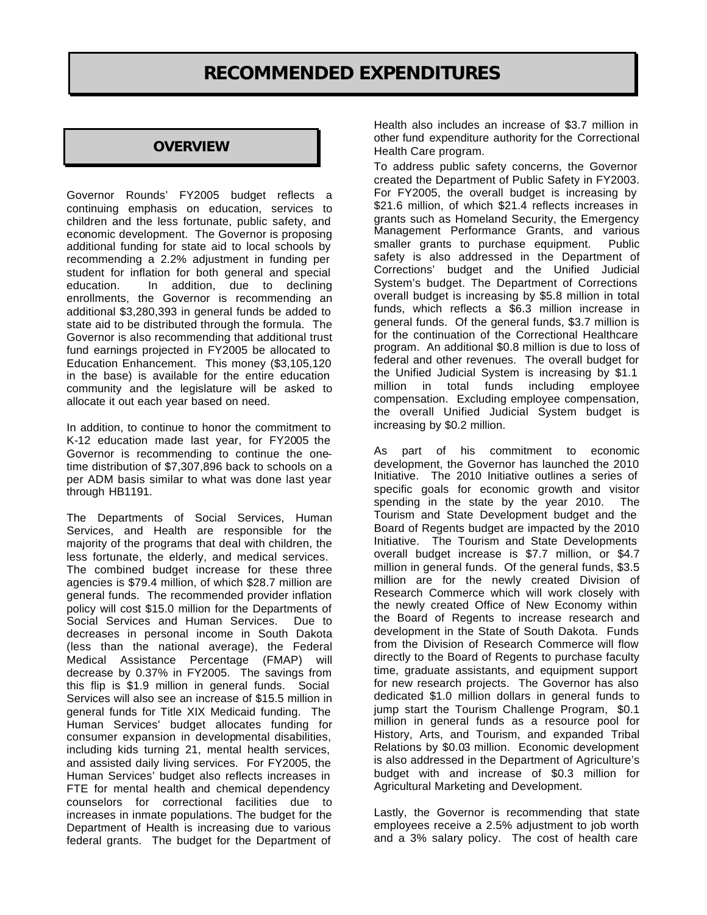# RECOMMENDED EXPENDITURES

## OVERVIEW

Governor Rounds' FY2005 budget reflects a continuing emphasis on education, services to children and the less fortunate, public safety, and economic development. The Governor is proposing additional funding for state aid to local schools by recommending a 2.2% adjustment in funding per student for inflation for both general and special education. In addition, due to declining enrollments, the Governor is recommending an additional $3,280,393 in general funds be added to state aid to be distributed through the formula. The Governor is also recommending that additional trust fund earnings projected in FY2005 be allocated to Education Enhancement. This money ($3,105,120 in the base) is available for the entire education community and the legislature will be asked to allocate it out each year based on need.

In addition, to continue to honor the commitment to K-12 education made last year, for FY2005 the Governor is recommending to continue the one-time distribution of $7,307,896 back to schools on a per ADM basis similar to what was done last year through HB1191.

The Departments of Social Services, Human Services, and Health are responsible for the majority of the programs that deal with children, the less fortunate, the elderly, and medical services. The combined budget increase for these three agencies is $79.4 million, of which $28.7 million are general funds. The recommended provider inflation policy will cost $15.0 million for the Departments of Social Services and Human Services. Due to decreases in personal income in South Dakota (less than the national average), the Federal Medical Assistance Percentage (FMAP) will decrease by 0.37% in FY2005. The savings from this flip is $1.9 million in general funds. Social Services will also see an increase of $15.5 million in general funds for Title XIX Medicaid funding. The Human Services' budget allocates funding for consumer expansion in developmental disabilities, including kids turning 21, mental health services, and assisted daily living services. For FY2005, the Human Services' budget also reflects increases in FTE for mental health and chemical dependency counselors for correctional facilities due to increases in inmate populations. The budget for the Department of Health is increasing due to various federal grants. The budget for the Department of Health also includes an increase of $3.7 million in other fund expenditure authority for the Correctional Health Care program.

To address public safety concerns, the Governor created the Department of Public Safety in FY2003. For FY2005, the overall budget is increasing by $21.6 million, of which $21.4 reflects increases in grants such as Homeland Security, the Emergency Management Performance Grants, and various smaller grants to purchase equipment. Public safety is also addressed in the Department of Corrections' budget and the Unified Judicial System's budget. The Department of Corrections overall budget is increasing by $5.8 million in total funds, which reflects a $6.3 million increase in general funds. Of the general funds, $3.7 million is for the continuation of the Correctional Healthcare program. An additional $0.8 million is due to loss of federal and other revenues. The overall budget for the Unified Judicial System is increasing by $1.1 million in total funds including employee compensation. Excluding employee compensation, the overall Unified Judicial System budget is increasing by $0.2 million.

As part of his commitment to economic development, the Governor has launched the 2010 Initiative. The 2010 Initiative outlines a series of specific goals for economic growth and visitor spending in the state by the year 2010. The Tourism and State Development budget and the Board of Regents budget are impacted by the 2010 Initiative. The Tourism and State Developments overall budget increase is $7.7 million, or $4.7 million in general funds. Of the general funds, $3.5 million are for the newly created Division of Research Commerce which will work closely with the newly created Office of New Economy within the Board of Regents to increase research and development in the State of South Dakota. Funds from the Division of Research Commerce will flow directly to the Board of Regents to purchase faculty time, graduate assistants, and equipment support for new research projects. The Governor has also dedicated $1.0 million dollars in general funds to jump start the Tourism Challenge Program, $0.1 million in general funds as a resource pool for History, Arts, and Tourism, and expanded Tribal Relations by $0.03 million. Economic development is also addressed in the Department of Agriculture's budget with and increase of $0.3 million for Agricultural Marketing and Development.

Lastly, the Governor is recommending that state employees receive a 2.5% adjustment to job worth and a 3% salary policy. The cost of health care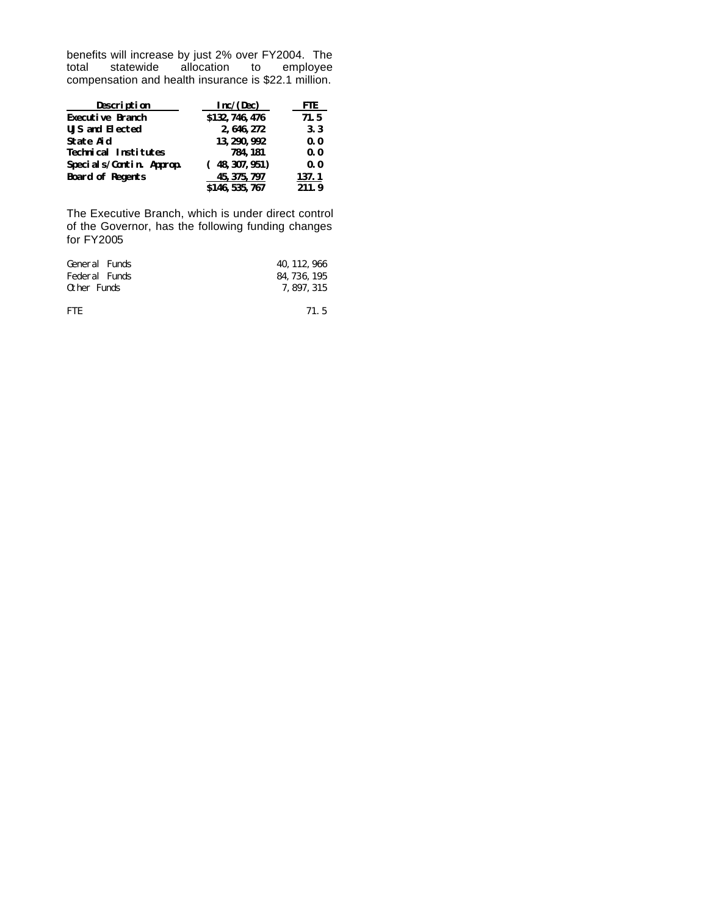benefits will increase by just 2% over FY2004. The total statewide allocation to employee compensation and health insurance is $22.1 million.

| **Description** | **Inc/(Dec)** | **FTE** |
|---|---|---|
| **Executive Branch** | **$132,746,476** | **71.5** |
| **UJS and Elected** | **2,646,272** | **3.3** |
| **State Aid** | **13,290,992** | **0.0** |
| **Technical Institutes** | **784,181** | **0.0** |
| **Specials/Contin. Approp.** | **(48,307,951)** | **0.0** |
| **Board of Regents** | **45,375,797** | **137.1** |
| | **$146,535,767** | **211.9** |

The Executive Branch, which is under direct control of the Governor, has the following funding changes for FY2005

| | |
|---|---|
| General Funds | 40,112,966 |
| Federal Funds | 84,736,195 |
| Other Funds | 7,897,315 |
| | |
| FTE | 71.5 |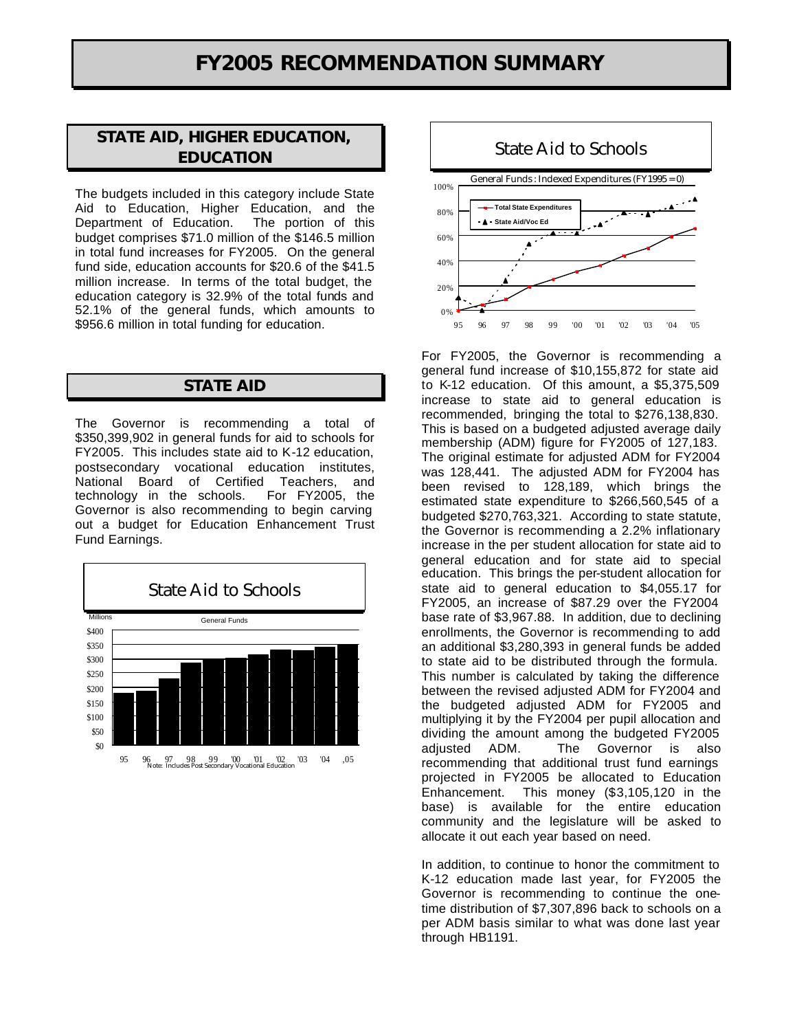# FY2005 RECOMMENDATION SUMMARY

## STATE AID, HIGHER EDUCATION, EDUCATION

The budgets included in this category include State Aid to Education, Higher Education, and the Department of Education. The portion of this budget comprises $71.0 million of the $146.5 million in total fund increases for FY2005. On the general fund side, education accounts for $20.6 of the $41.5 million increase. In terms of the total budget, the education category is 32.9% of the total funds and 52.1% of the general funds, which amounts to $956.6 million in total funding for education.

## STATE AID

The Governor is recommending a total of $350,399,902 in general funds for aid to schools for FY2005. This includes state aid to K-12 education, postsecondary vocational education institutes, National Board of Certified Teachers, and technology in the schools. For FY2005, the Governor is also recommending to begin carving out a budget for Education Enhancement Trust Fund Earnings.

State Aid to Schools

Millions

General Funds

$400
$350
$300
$250
$200
$150
$100
$50
$0

95 96 97 98 99 '00 '01 '02 '03 '04 ,05

Note: Includes Post Secondary Vocational Education

State Aid to Schools

General Funds : Indexed Expenditures (FY1995 = 0)

Total State Expenditures
State Aid/Voc Ed

100%
80%
60%
40%
20%
0%

95 96 97 98 99 '00 '01 '02 '03 '04 '05

For FY2005, the Governor is recommending a general fund increase of $10,155,872 for state aid to K-12 education. Of this amount, a $5,375,509 increase to state aid to general education is recommended, bringing the total to $276,138,830. This is based on a budgeted adjusted average daily membership (ADM) figure for FY2005 of 127,183. The original estimate for adjusted ADM for FY2004 was 128,441. The adjusted ADM for FY2004 has been revised to 128,189, which brings the estimated state expenditure to $266,560,545 of a budgeted $270,763,321. According to state statute, the Governor is recommending a 2.2% inflationary increase in the per student allocation for state aid to general education and for state aid to special education. This brings the per-student allocation for state aid to general education to $4,055.17 for FY2005, an increase of $87.29 over the FY2004 base rate of $3,967.88. In addition, due to declining enrollments, the Governor is recommending to add an additional $3,280,393 in general funds be added to state aid to be distributed through the formula. This number is calculated by taking the difference between the revised adjusted ADM for FY2004 and the budgeted adjusted ADM for FY2005 and multiplying it by the FY2004 per pupil allocation and dividing the amount among the budgeted FY2005 adjusted ADM. The Governor is also recommending that additional trust fund earnings projected in FY2005 be allocated to Education Enhancement. This money ($3,105,120 in the base) is available for the entire education community and the legislature will be asked to allocate it out each year based on need.

In addition, to continue to honor the commitment to K-12 education made last year, for FY2005 the Governor is recommending to continue the one-time distribution of $7,307,896 back to schools on a per ADM basis similar to what was done last year through HB1191.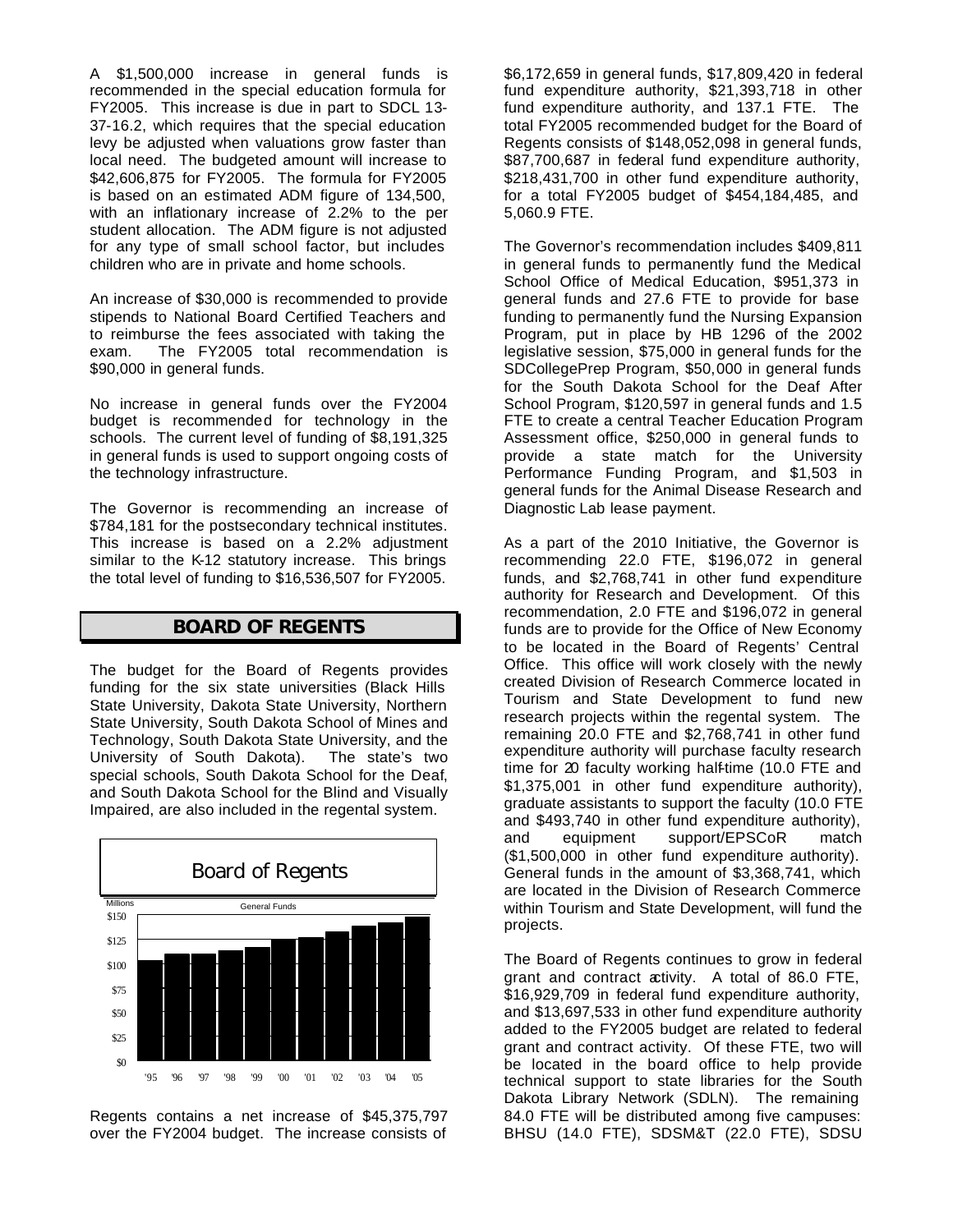A $1,500,000 increase in general funds is recommended in the special education formula for FY2005. This increase is due in part to SDCL 13-37-16.2, which requires that the special education levy be adjusted when valuations grow faster than local need. The budgeted amount will increase to $42,606,875 for FY2005. The formula for FY2005 is based on an estimated ADM figure of 134,500, with an inflationary increase of 2.2% to the per student allocation. The ADM figure is not adjusted for any type of small school factor, but includes children who are in private and home schools.

An increase of $30,000 is recommended to provide stipends to National Board Certified Teachers and to reimburse the fees associated with taking the exam. The FY2005 total recommendation is $90,000 in general funds.

No increase in general funds over the FY2004 budget is recommended for technology in the schools. The current level of funding of $8,191,325 in general funds is used to support ongoing costs of the technology infrastructure.

The Governor is recommending an increase of $784,181 for the postsecondary technical institutes. This increase is based on a 2.2% adjustment similar to the K-12 statutory increase. This brings the total level of funding to $16,536,507 for FY2005.

## BOARD OF REGENTS

The budget for the Board of Regents provides funding for the six state universities (Black Hills State University, Dakota State University, Northern State University, South Dakota School of Mines and Technology, South Dakota State University, and the University of South Dakota). The state's two special schools, South Dakota School for the Deaf, and South Dakota School for the Blind and Visually Impaired, are also included in the regental system.

Board of Regents

General Funds

Millions

$150

$125

$100

$75

$50

$25

$0

'95 '96 '97 '98 '99 '00 '01 '02 '03 '04 '05

Regents contains a net increase of $45,375,797 over the FY2004 budget. The increase consists of $6,172,659 in general funds, $17,809,420 in federal fund expenditure authority, $21,393,718 in other fund expenditure authority, and 137.1 FTE. The total FY2005 recommended budget for the Board of Regents consists of $148,052,098 in general funds, $87,700,687 in federal fund expenditure authority, $218,431,700 in other fund expenditure authority, for a total FY2005 budget of $454,184,485, and 5,060.9 FTE.

The Governor's recommendation includes $409,811 in general funds to permanently fund the Medical School Office of Medical Education, $951,373 in general funds and 27.6 FTE to provide for base funding to permanently fund the Nursing Expansion Program, put in place by HB 1296 of the 2002 legislative session, $75,000 in general funds for the SDCollegePrep Program, $50,000 in general funds for the South Dakota School for the Deaf After School Program, $120,597 in general funds and 1.5 FTE to create a central Teacher Education Program Assessment office, $250,000 in general funds to provide a state match for the University Performance Funding Program, and $1,503 in general funds for the Animal Disease Research and Diagnostic Lab lease payment.

As a part of the 2010 Initiative, the Governor is recommending 22.0 FTE, $196,072 in general funds, and $2,768,741 in other fund expenditure authority for Research and Development. Of this recommendation, 2.0 FTE and $196,072 in general funds are to provide for the Office of New Economy to be located in the Board of Regents' Central Office. This office will work closely with the newly created Division of Research Commerce located in Tourism and State Development to fund new research projects within the regental system. The remaining 20.0 FTE and $2,768,741 in other fund expenditure authority will purchase faculty research time for 20 faculty working half-time (10.0 FTE and $1,375,001 in other fund expenditure authority), graduate assistants to support the faculty (10.0 FTE and $493,740 in other fund expenditure authority), and equipment support/EPSCoR match ($1,500,000 in other fund expenditure authority). General funds in the amount of $3,368,741, which are located in the Division of Research Commerce within Tourism and State Development, will fund the projects.

The Board of Regents continues to grow in federal grant and contract activity. A total of 86.0 FTE, $16,929,709 in federal fund expenditure authority, and $13,697,533 in other fund expenditure authority added to the FY2005 budget are related to federal grant and contract activity. Of these FTE, two will be located in the board office to help provide technical support to state libraries for the South Dakota Library Network (SDLN). The remaining 84.0 FTE will be distributed among five campuses: BHSU (14.0 FTE), SDSM&T (22.0 FTE), SDSU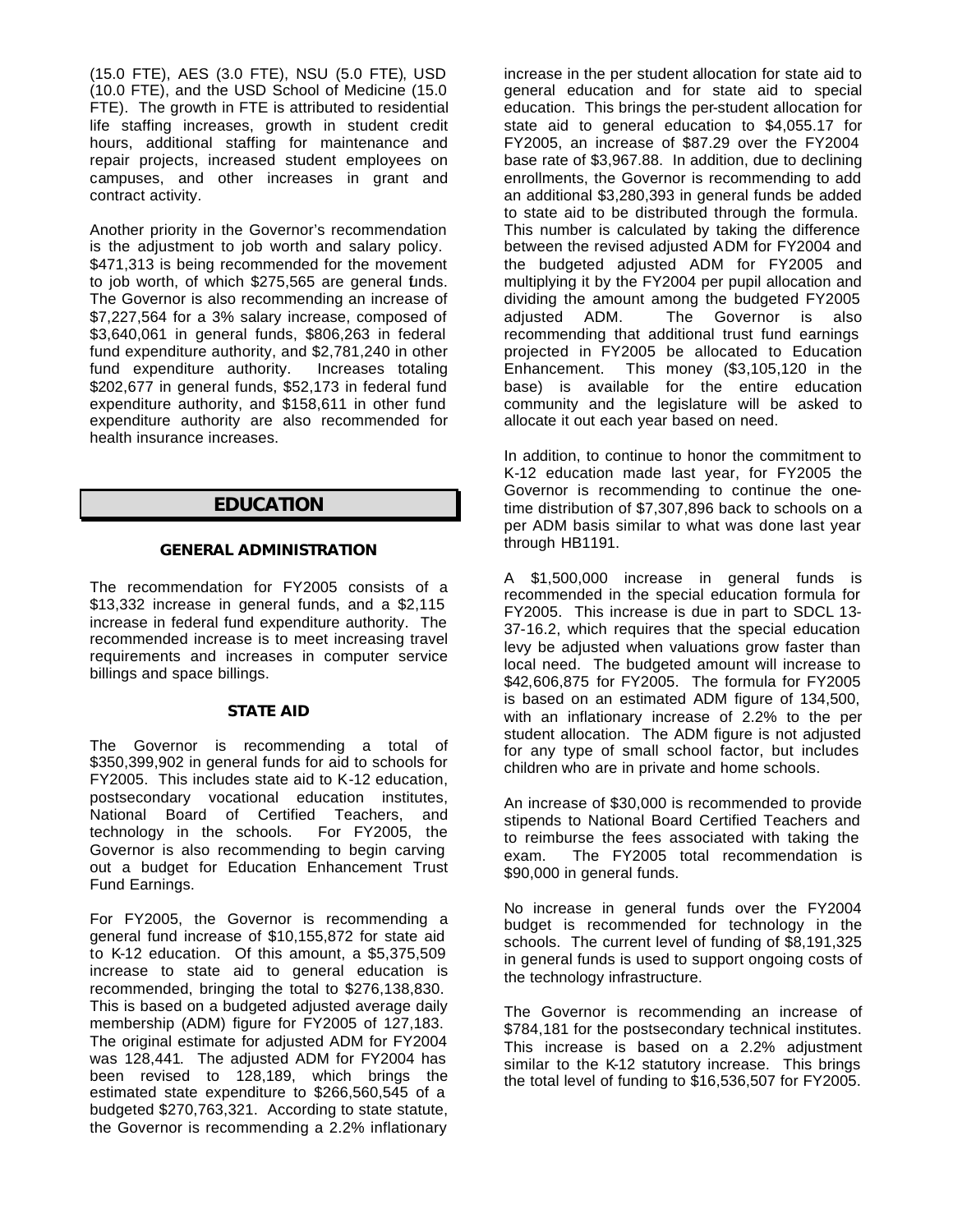(15.0 FTE), AES (3.0 FTE), NSU (5.0 FTE), USD (10.0 FTE), and the USD School of Medicine (15.0 FTE). The growth in FTE is attributed to residential life staffing increases, growth in student credit hours, additional staffing for maintenance and repair projects, increased student employees on campuses, and other increases in grant and contract activity.

Another priority in the Governor's recommendation is the adjustment to job worth and salary policy. $471,313 is being recommended for the movement to job worth, of which $275,565 are general funds. The Governor is also recommending an increase of $7,227,564 for a 3% salary increase, composed of $3,640,061 in general funds, $806,263 in federal fund expenditure authority, and $2,781,240 in other fund expenditure authority. Increases totaling $202,677 in general funds, $52,173 in federal fund expenditure authority, and $158,611 in other fund expenditure authority are also recommended for health insurance increases.

## EDUCATION

### GENERAL ADMINISTRATION

The recommendation for FY2005 consists of a $13,332 increase in general funds, and a $2,115 increase in federal fund expenditure authority. The recommended increase is to meet increasing travel requirements and increases in computer service billings and space billings.

### STATE AID

The Governor is recommending a total of $350,399,902 in general funds for aid to schools for FY2005. This includes state aid to K-12 education, postsecondary vocational education institutes, National Board of Certified Teachers, and technology in the schools. For FY2005, the Governor is also recommending to begin carving out a budget for Education Enhancement Trust Fund Earnings.

For FY2005, the Governor is recommending a general fund increase of $10,155,872 for state aid to K-12 education. Of this amount, a $5,375,509 increase to state aid to general education is recommended, bringing the total to $276,138,830. This is based on a budgeted adjusted average daily membership (ADM) figure for FY2005 of 127,183. The original estimate for adjusted ADM for FY2004 was 128,441. The adjusted ADM for FY2004 has been revised to 128,189, which brings the estimated state expenditure to $266,560,545 of a budgeted $270,763,321. According to state statute, the Governor is recommending a 2.2% inflationary increase in the per student allocation for state aid to general education and for state aid to special education. This brings the per-student allocation for state aid to general education to $4,055.17 for FY2005, an increase of $87.29 over the FY2004 base rate of $3,967.88. In addition, due to declining enrollments, the Governor is recommending to add an additional $3,280,393 in general funds be added to state aid to be distributed through the formula. This number is calculated by taking the difference between the revised adjusted ADM for FY2004 and the budgeted adjusted ADM for FY2005 and multiplying it by the FY2004 per pupil allocation and dividing the amount among the budgeted FY2005 adjusted ADM. The Governor is also recommending that additional trust fund earnings projected in FY2005 be allocated to Education Enhancement. This money ($3,105,120 in the base) is available for the entire education community and the legislature will be asked to allocate it out each year based on need.

In addition, to continue to honor the commitment to K-12 education made last year, for FY2005 the Governor is recommending to continue the one-time distribution of $7,307,896 back to schools on a per ADM basis similar to what was done last year through HB1191.

A $1,500,000 increase in general funds is recommended in the special education formula for FY2005. This increase is due in part to SDCL 13-37-16.2, which requires that the special education levy be adjusted when valuations grow faster than local need. The budgeted amount will increase to $42,606,875 for FY2005. The formula for FY2005 is based on an estimated ADM figure of 134,500, with an inflationary increase of 2.2% to the per student allocation. The ADM figure is not adjusted for any type of small school factor, but includes children who are in private and home schools.

An increase of $30,000 is recommended to provide stipends to National Board Certified Teachers and to reimburse the fees associated with taking the exam. The FY2005 total recommendation is $90,000 in general funds.

No increase in general funds over the FY2004 budget is recommended for technology in the schools. The current level of funding of $8,191,325 in general funds is used to support ongoing costs of the technology infrastructure.

The Governor is recommending an increase of $784,181 for the postsecondary technical institutes. This increase is based on a 2.2% adjustment similar to the K-12 statutory increase. This brings the total level of funding to $16,536,507 for FY2005.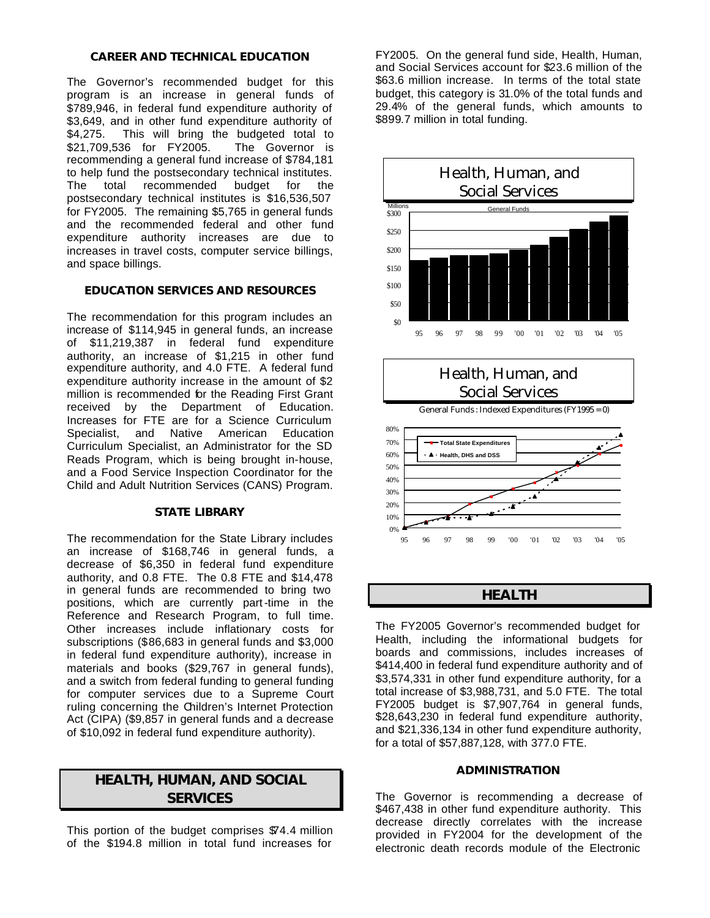### CAREER AND TECHNICAL EDUCATION

The Governor's recommended budget for this program is an increase in general funds of $789,946, in federal fund expenditure authority of $3,649, and in other fund expenditure authority of $4,275. This will bring the budgeted total to $21,709,536 for FY2005. The Governor is recommending a general fund increase of $784,181 to help fund the postsecondary technical institutes. The total recommended budget for the postsecondary technical institutes is $16,536,507 for FY2005. The remaining $5,765 in general funds and the recommended federal and other fund expenditure authority increases are due to increases in travel costs, computer service billings, and space billings.

### EDUCATION SERVICES AND RESOURCES

The recommendation for this program includes an increase of $114,945 in general funds, an increase of $11,219,387 in federal fund expenditure authority, an increase of $1,215 in other fund expenditure authority, and 4.0 FTE. A federal fund expenditure authority increase in the amount of $2 million is recommended for the Reading First Grant received by the Department of Education. Increases for FTE are for a Science Curriculum Specialist, and Native American Education Curriculum Specialist, an Administrator for the SD Reads Program, which is being brought in-house, and a Food Service Inspection Coordinator for the Child and Adult Nutrition Services (CANS) Program.

### STATE LIBRARY

The recommendation for the State Library includes an increase of $168,746 in general funds, a decrease of $6,350 in federal fund expenditure authority, and 0.8 FTE. The 0.8 FTE and $14,478 in general funds are recommended to bring two positions, which are currently part-time in the Reference and Research Program, to full time. Other increases include inflationary costs for subscriptions ($86,683 in general funds and $3,000 in federal fund expenditure authority), increase in materials and books ($29,767 in general funds), and a switch from federal funding to general funding for computer services due to a Supreme Court ruling concerning the Children's Internet Protection Act (CIPA) ($9,857 in general funds and a decrease of $10,092 in federal fund expenditure authority).

## HEALTH, HUMAN, AND SOCIAL SERVICES

This portion of the budget comprises $74.4 million of the $194.8 million in total fund increases for FY2005. On the general fund side, Health, Human, and Social Services account for $23.6 million of the $63.6 million increase. In terms of the total state budget, this category is 31.0% of the total funds and 29.4% of the general funds, which amounts to $899.7 million in total funding.

Health, Human, and Social Services

General Funds

Millions

$300
$250
$200
$150
$100
$50
$0

95 96 97 98 99 '00 '01 '02 '03 '04 '05

Health, Human, and Social Services

General Funds: Indexed Expenditures (FY1995 = 0)

Total State Expenditures

Health, DHS and DSS

80%
70%
60%
50%
40%
30%
20%
10%
0%

95 96 97 98 99 '00 '01 '02 '03 '04 '05

## HEALTH

The FY2005 Governor's recommended budget for Health, including the informational budgets for boards and commissions, includes increases of $414,400 in federal fund expenditure authority and of $3,574,331 in other fund expenditure authority, for a total increase of $3,988,731, and 5.0 FTE. The total FY2005 budget is $7,907,764 in general funds, $28,643,230 in federal fund expenditure authority, and $21,336,134 in other fund expenditure authority, for a total of $57,887,128, with 377.0 FTE.

### ADMINISTRATION

The Governor is recommending a decrease of $467,438 in other fund expenditure authority. This decrease directly correlates with the increase provided in FY2004 for the development of the electronic death records module of the Electronic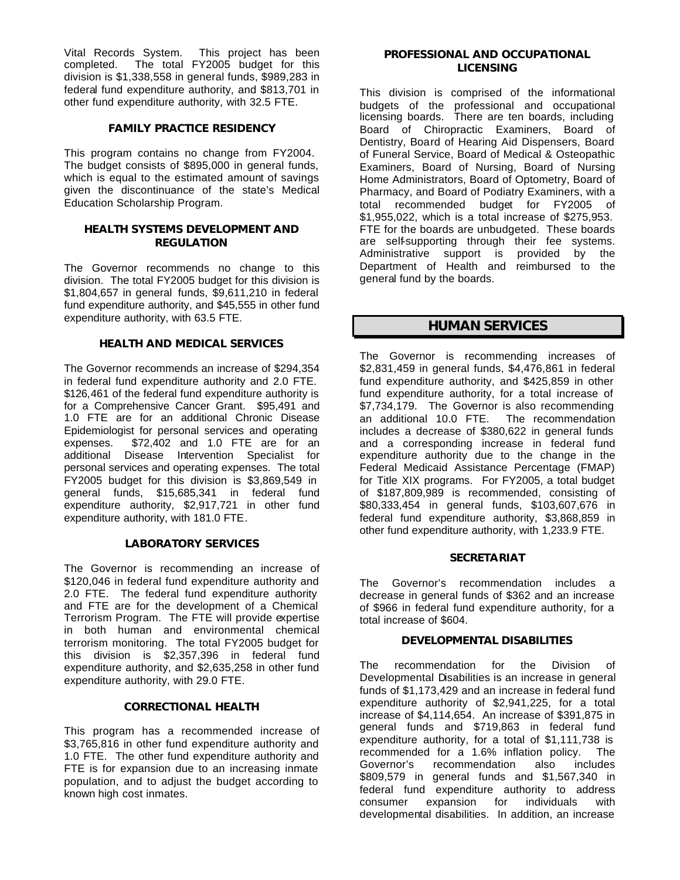Vital Records System. This project has been completed. The total FY2005 budget for this division is $1,338,558 in general funds, $989,283 in federal fund expenditure authority, and $813,701 in other fund expenditure authority, with 32.5 FTE.

### FAMILY PRACTICE RESIDENCY

This program contains no change from FY2004. The budget consists of $895,000 in general funds, which is equal to the estimated amount of savings given the discontinuance of the state's Medical Education Scholarship Program.

### HEALTH SYSTEMS DEVELOPMENT AND REGULATION

The Governor recommends no change to this division. The total FY2005 budget for this division is $1,804,657 in general funds, $9,611,210 in federal fund expenditure authority, and $45,555 in other fund expenditure authority, with 63.5 FTE.

### HEALTH AND MEDICAL SERVICES

The Governor recommends an increase of $294,354 in federal fund expenditure authority and 2.0 FTE. $126,461 of the federal fund expenditure authority is for a Comprehensive Cancer Grant. $95,491 and 1.0 FTE are for an additional Chronic Disease Epidemiologist for personal services and operating expenses. $72,402 and 1.0 FTE are for an additional Disease Intervention Specialist for personal services and operating expenses. The total FY2005 budget for this division is $3,869,549 in general funds, $15,685,341 in federal fund expenditure authority, $2,917,721 in other fund expenditure authority, with 181.0 FTE.

### LABORATORY SERVICES

The Governor is recommending an increase of $120,046 in federal fund expenditure authority and 2.0 FTE. The federal fund expenditure authority and FTE are for the development of a Chemical Terrorism Program. The FTE will provide expertise in both human and environmental chemical terrorism monitoring. The total FY2005 budget for this division is $2,357,396 in federal fund expenditure authority, and $2,635,258 in other fund expenditure authority, with 29.0 FTE.

### CORRECTIONAL HEALTH

This program has a recommended increase of $3,765,816 in other fund expenditure authority and 1.0 FTE. The other fund expenditure authority and FTE is for expansion due to an increasing inmate population, and to adjust the budget according to known high cost inmates.

### PROFESSIONAL AND OCCUPATIONAL LICENSING

This division is comprised of the informational budgets of the professional and occupational licensing boards. There are ten boards, including Board of Chiropractic Examiners, Board of Dentistry, Board of Hearing Aid Dispensers, Board of Funeral Service, Board of Medical & Osteopathic Examiners, Board of Nursing, Board of Nursing Home Administrators, Board of Optometry, Board of Pharmacy, and Board of Podiatry Examiners, with a total recommended budget for FY2005 of $1,955,022, which is a total increase of $275,953. FTE for the boards are unbudgeted. These boards are self-supporting through their fee systems. Administrative support is provided by the Department of Health and reimbursed to the general fund by the boards.

## HUMAN SERVICES

The Governor is recommending increases of $2,831,459 in general funds, $4,476,861 in federal fund expenditure authority, and $425,859 in other fund expenditure authority, for a total increase of $7,734,179. The Governor is also recommending an additional 10.0 FTE. The recommendation includes a decrease of $380,622 in general funds and a corresponding increase in federal fund expenditure authority due to the change in the Federal Medicaid Assistance Percentage (FMAP) for Title XIX programs. For FY2005, a total budget of $187,809,989 is recommended, consisting of $80,333,454 in general funds, $103,607,676 in federal fund expenditure authority, $3,868,859 in other fund expenditure authority, with 1,233.9 FTE.

### SECRETARIAT

The Governor's recommendation includes a decrease in general funds of $362 and an increase of $966 in federal fund expenditure authority, for a total increase of $604.

### DEVELOPMENTAL DISABILITIES

The recommendation for the Division of Developmental Disabilities is an increase in general funds of $1,173,429 and an increase in federal fund expenditure authority of $2,941,225, for a total increase of $4,114,654. An increase of $391,875 in general funds and $719,863 in federal fund expenditure authority, for a total of $1,111,738 is recommended for a 1.6% inflation policy. The Governor's recommendation also includes $809,579 in general funds and $1,567,340 in federal fund expenditure authority to address consumer expansion for individuals with developmental disabilities. In addition, an increase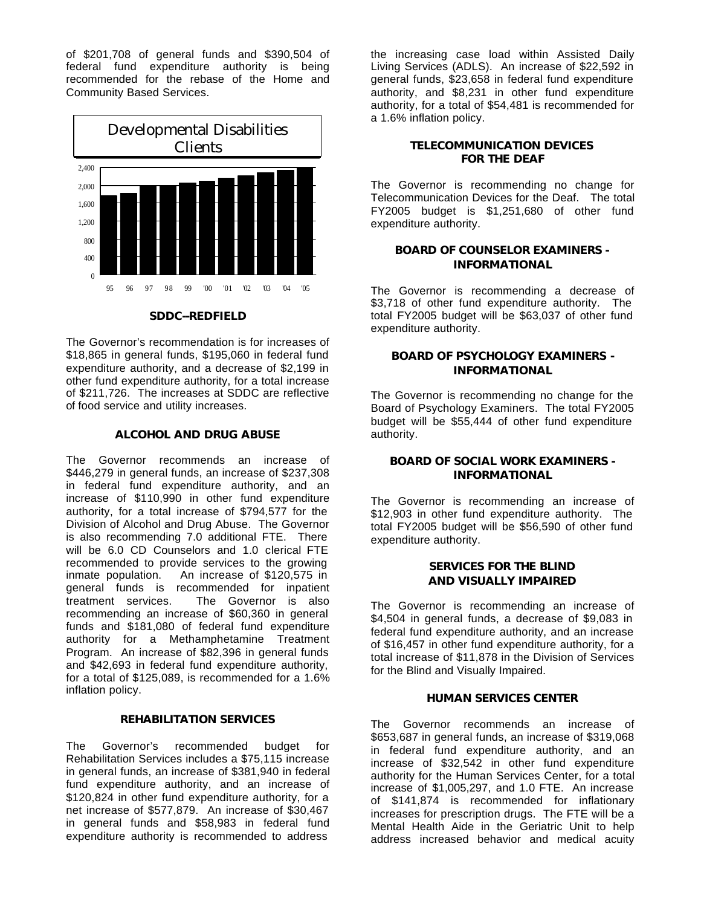of $201,708 of general funds and $390,504 of federal fund expenditure authority is being recommended for the rebase of the Home and Community Based Services.

Developmental Disabilities Clients

2,400
2,000
1,600
1,200
800
400
0

95 96 97 98 99 '00 '01 '02 '03 '04 '05

### SDDC--REDFIELD

The Governor's recommendation is for increases of $18,865 in general funds, $195,060 in federal fund expenditure authority, and a decrease of $2,199 in other fund expenditure authority, for a total increase of $211,726. The increases at SDDC are reflective of food service and utility increases.

### ALCOHOL AND DRUG ABUSE

The Governor recommends an increase of $446,279 in general funds, an increase of $237,308 in federal fund expenditure authority, and an increase of $110,990 in other fund expenditure authority, for a total increase of $794,577 for the Division of Alcohol and Drug Abuse. The Governor is also recommending 7.0 additional FTE. There will be 6.0 CD Counselors and 1.0 clerical FTE recommended to provide services to the growing inmate population. An increase of $120,575 in general funds is recommended for inpatient treatment services. The Governor is also recommending an increase of $60,360 in general funds and $181,080 of federal fund expenditure authority for a Methamphetamine Treatment Program. An increase of $82,396 in general funds and $42,693 in federal fund expenditure authority, for a total of $125,089, is recommended for a 1.6% inflation policy.

### REHABILITATION SERVICES

The Governor's recommended budget for Rehabilitation Services includes a $75,115 increase in general funds, an increase of $381,940 in federal fund expenditure authority, and an increase of $120,824 in other fund expenditure authority, for a net increase of $577,879. An increase of $30,467 in general funds and $58,983 in federal fund expenditure authority is recommended to address the increasing case load within Assisted Daily Living Services (ADLS). An increase of $22,592 in general funds, $23,658 in federal fund expenditure authority, and $8,231 in other fund expenditure authority, for a total of $54,481 is recommended for a 1.6% inflation policy.

### TELECOMMUNICATION DEVICES FOR THE DEAF

The Governor is recommending no change for Telecommunication Devices for the Deaf. The total FY2005 budget is $1,251,680 of other fund expenditure authority.

### BOARD OF COUNSELOR EXAMINERS - INFORMATIONAL

The Governor is recommending a decrease of $3,718 of other fund expenditure authority. The total FY2005 budget will be $63,037 of other fund expenditure authority.

### BOARD OF PSYCHOLOGY EXAMINERS - INFORMATIONAL

The Governor is recommending no change for the Board of Psychology Examiners. The total FY2005 budget will be $55,444 of other fund expenditure authority.

### BOARD OF SOCIAL WORK EXAMINERS - INFORMATIONAL

The Governor is recommending an increase of $12,903 in other fund expenditure authority. The total FY2005 budget will be $56,590 of other fund expenditure authority.

### SERVICES FOR THE BLIND AND VISUALLY IMPAIRED

The Governor is recommending an increase of $4,504 in general funds, a decrease of $9,083 in federal fund expenditure authority, and an increase of $16,457 in other fund expenditure authority, for a total increase of $11,878 in the Division of Services for the Blind and Visually Impaired.

### HUMAN SERVICES CENTER

The Governor recommends an increase of $653,687 in general funds, an increase of $319,068 in federal fund expenditure authority, and an increase of $32,542 in other fund expenditure authority for the Human Services Center, for a total increase of $1,005,297, and 1.0 FTE. An increase of $141,874 is recommended for inflationary increases for prescription drugs. The FTE will be a Mental Health Aide in the Geriatric Unit to help address increased behavior and medical acuity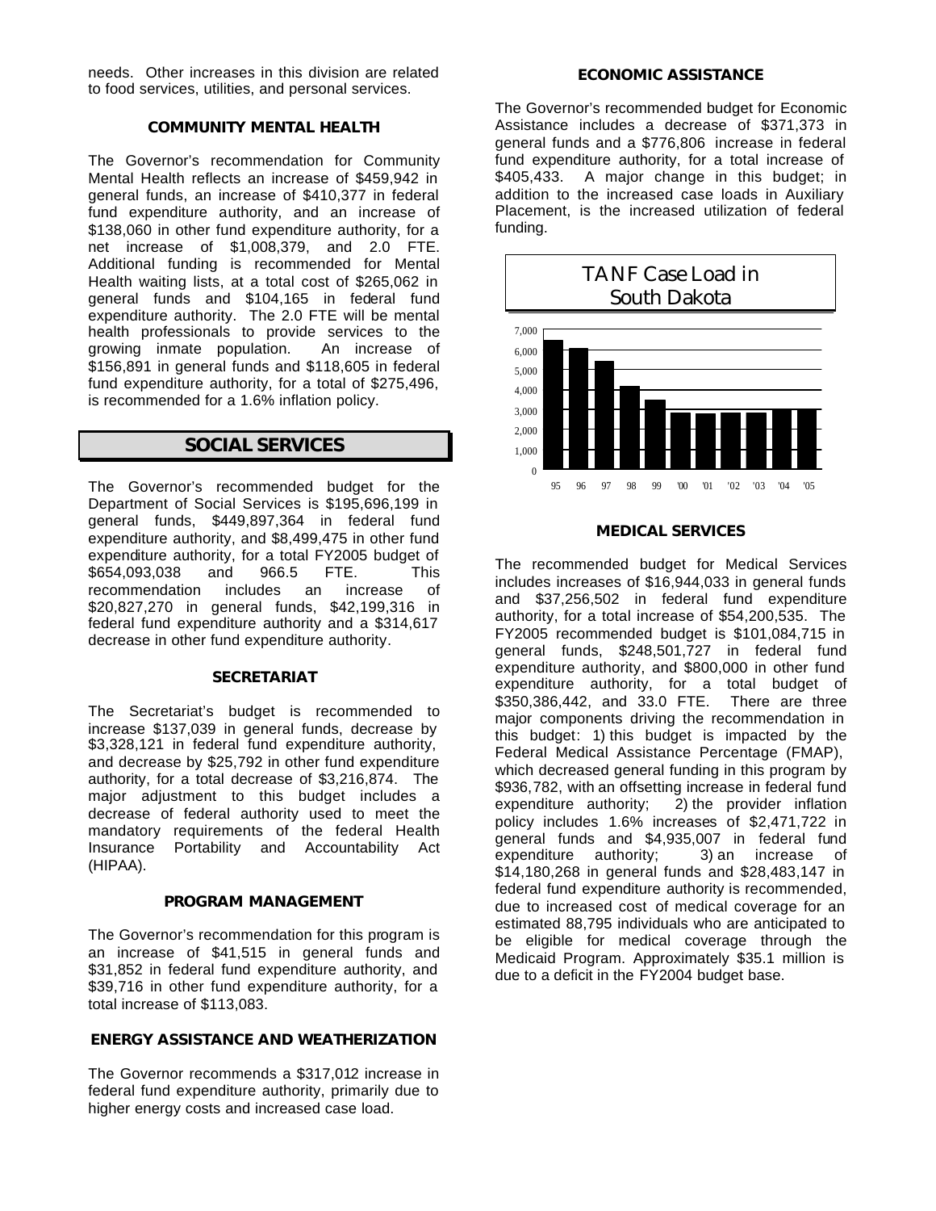needs. Other increases in this division are related to food services, utilities, and personal services.

### COMMUNITY MENTAL HEALTH

The Governor's recommendation for Community Mental Health reflects an increase of $459,942 in general funds, an increase of $410,377 in federal fund expenditure authority, and an increase of $138,060 in other fund expenditure authority, for a net increase of $1,008,379, and 2.0 FTE. Additional funding is recommended for Mental Health waiting lists, at a total cost of $265,062 in general funds and $104,165 in federal fund expenditure authority. The 2.0 FTE will be mental health professionals to provide services to the growing inmate population. An increase of $156,891 in general funds and $118,605 in federal fund expenditure authority, for a total of $275,496, is recommended for a 1.6% inflation policy.

## SOCIAL SERVICES

The Governor's recommended budget for the Department of Social Services is $195,696,199 in general funds, $449,897,364 in federal fund expenditure authority, and $8,499,475 in other fund expenditure authority, for a total FY2005 budget of $654,093,038 and 966.5 FTE. This recommendation includes an increase of $20,827,270 in general funds, $42,199,316 in federal fund expenditure authority and a $314,617 decrease in other fund expenditure authority.

### SECRETARIAT

The Secretariat's budget is recommended to increase $137,039 in general funds, decrease by $3,328,121 in federal fund expenditure authority, and decrease by $25,792 in other fund expenditure authority, for a total decrease of $3,216,874. The major adjustment to this budget includes a decrease of federal authority used to meet the mandatory requirements of the federal Health Insurance Portability and Accountability Act (HIPAA).

### PROGRAM MANAGEMENT

The Governor's recommendation for this program is an increase of $41,515 in general funds and $31,852 in federal fund expenditure authority, and $39,716 in other fund expenditure authority, for a total increase of $113,083.

### ENERGY ASSISTANCE AND WEATHERIZATION

The Governor recommends a $317,012 increase in federal fund expenditure authority, primarily due to higher energy costs and increased case load.

### ECONOMIC ASSISTANCE

The Governor's recommended budget for Economic Assistance includes a decrease of $371,373 in general funds and a $776,806 increase in federal fund expenditure authority, for a total increase of $405,433. A major change in this budget; in addition to the increased case loads in Auxiliary Placement, is the increased utilization of federal funding.

TANF Case Load in South Dakota

7,000
6,000
5,000
4,000
3,000
2,000
1,000
0

95 96 97 98 99 '00 '01 '02 '03 '04 '05

### MEDICAL SERVICES

The recommended budget for Medical Services includes increases of $16,944,033 in general funds and $37,256,502 in federal fund expenditure authority, for a total increase of $54,200,535. The FY2005 recommended budget is $101,084,715 in general funds, $248,501,727 in federal fund expenditure authority, and $800,000 in other fund expenditure authority, for a total budget of $350,386,442, and 33.0 FTE. There are three major components driving the recommendation in this budget: 1) this budget is impacted by the Federal Medical Assistance Percentage (FMAP), which decreased general funding in this program by $936,782, with an offsetting increase in federal fund expenditure authority; 2) the provider inflation policy includes 1.6% increases of $2,471,722 in general funds and $4,935,007 in federal fund expenditure authority; 3) an increase of $14,180,268 in general funds and $28,483,147 in federal fund expenditure authority is recommended, due to increased cost of medical coverage for an estimated 88,795 individuals who are anticipated to be eligible for medical coverage through the Medicaid Program. Approximately $35.1 million is due to a deficit in the FY2004 budget base.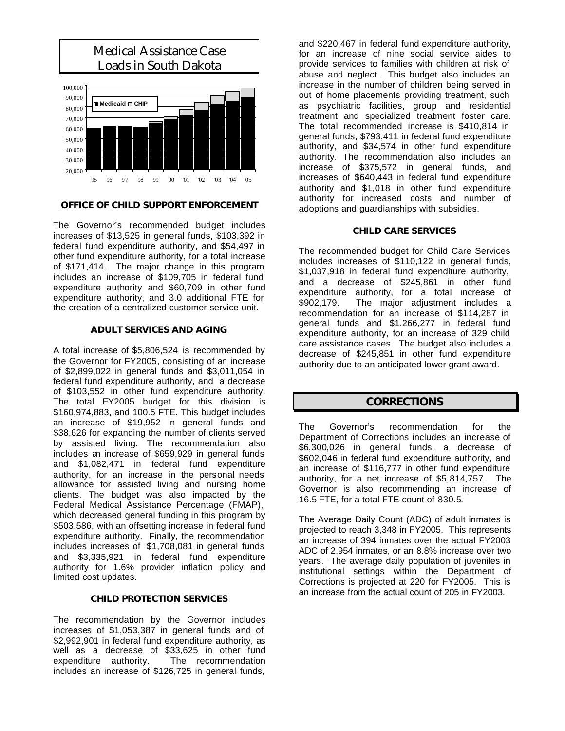Medical Assistance Case Loads in South Dakota

100,000
90,000
80,000
70,000
60,000
50,000
40,000
30,000
20,000

Medicaid CHIP

95 96 97 98 99 '00 '01 '02 '03 '04 '05

### OFFICE OF CHILD SUPPORT ENFORCEMENT

The Governor's recommended budget includes increases of $13,525 in general funds, $103,392 in federal fund expenditure authority, and $54,497 in other fund expenditure authority, for a total increase of $171,414. The major change in this program includes an increase of $109,705 in federal fund expenditure authority and $60,709 in other fund expenditure authority, and 3.0 additional FTE for the creation of a centralized customer service unit.

### ADULT SERVICES AND AGING

A total increase of $5,806,524 is recommended by the Governor for FY2005, consisting of an increase of $2,899,022 in general funds and $3,011,054 in federal fund expenditure authority, and a decrease of $103,552 in other fund expenditure authority. The total FY2005 budget for this division is $160,974,883, and 100.5 FTE. This budget includes an increase of $19,952 in general funds and $38,626 for expanding the number of clients served by assisted living. The recommendation also includes an increase of $659,929 in general funds and $1,082,471 in federal fund expenditure authority, for an increase in the personal needs allowance for assisted living and nursing home clients. The budget was also impacted by the Federal Medical Assistance Percentage (FMAP), which decreased general funding in this program by $503,586, with an offsetting increase in federal fund expenditure authority. Finally, the recommendation includes increases of $1,708,081 in general funds and $3,335,921 in federal fund expenditure authority for 1.6% provider inflation policy and limited cost updates.

### CHILD PROTECTION SERVICES

The recommendation by the Governor includes increases of $1,053,387 in general funds and of $2,992,901 in federal fund expenditure authority, as well as a decrease of $33,625 in other fund expenditure authority. The recommendation includes an increase of $126,725 in general funds, and $220,467 in federal fund expenditure authority, for an increase of nine social service aides to provide services to families with children at risk of abuse and neglect. This budget also includes an increase in the number of children being served in out of home placements providing treatment, such as psychiatric facilities, group and residential treatment and specialized treatment foster care. The total recommended increase is $410,814 in general funds, $793,411 in federal fund expenditure authority, and $34,574 in other fund expenditure authority. The recommendation also includes an increase of $375,572 in general funds, and increases of $640,443 in federal fund expenditure authority and $1,018 in other fund expenditure authority for increased costs and number of adoptions and guardianships with subsidies.

### CHILD CARE SERVICES

The recommended budget for Child Care Services includes increases of $110,122 in general funds, $1,037,918 in federal fund expenditure authority, and a decrease of $245,861 in other fund expenditure authority, for a total increase of $902,179. The major adjustment includes a recommendation for an increase of $114,287 in general funds and $1,266,277 in federal fund expenditure authority, for an increase of 329 child care assistance cases. The budget also includes a decrease of $245,851 in other fund expenditure authority due to an anticipated lower grant award.

## CORRECTIONS

The Governor's recommendation for the Department of Corrections includes an increase of $6,300,026 in general funds, a decrease of $602,046 in federal fund expenditure authority, and an increase of $116,777 in other fund expenditure authority, for a net increase of $5,814,757. The Governor is also recommending an increase of 16.5 FTE, for a total FTE count of 830.5.

The Average Daily Count (ADC) of adult inmates is projected to reach 3,348 in FY2005. This represents an increase of 394 inmates over the actual FY2003 ADC of 2,954 inmates, or an 8.8% increase over two years. The average daily population of juveniles in institutional settings within the Department of Corrections is projected at 220 for FY2005. This is an increase from the actual count of 205 in FY2003.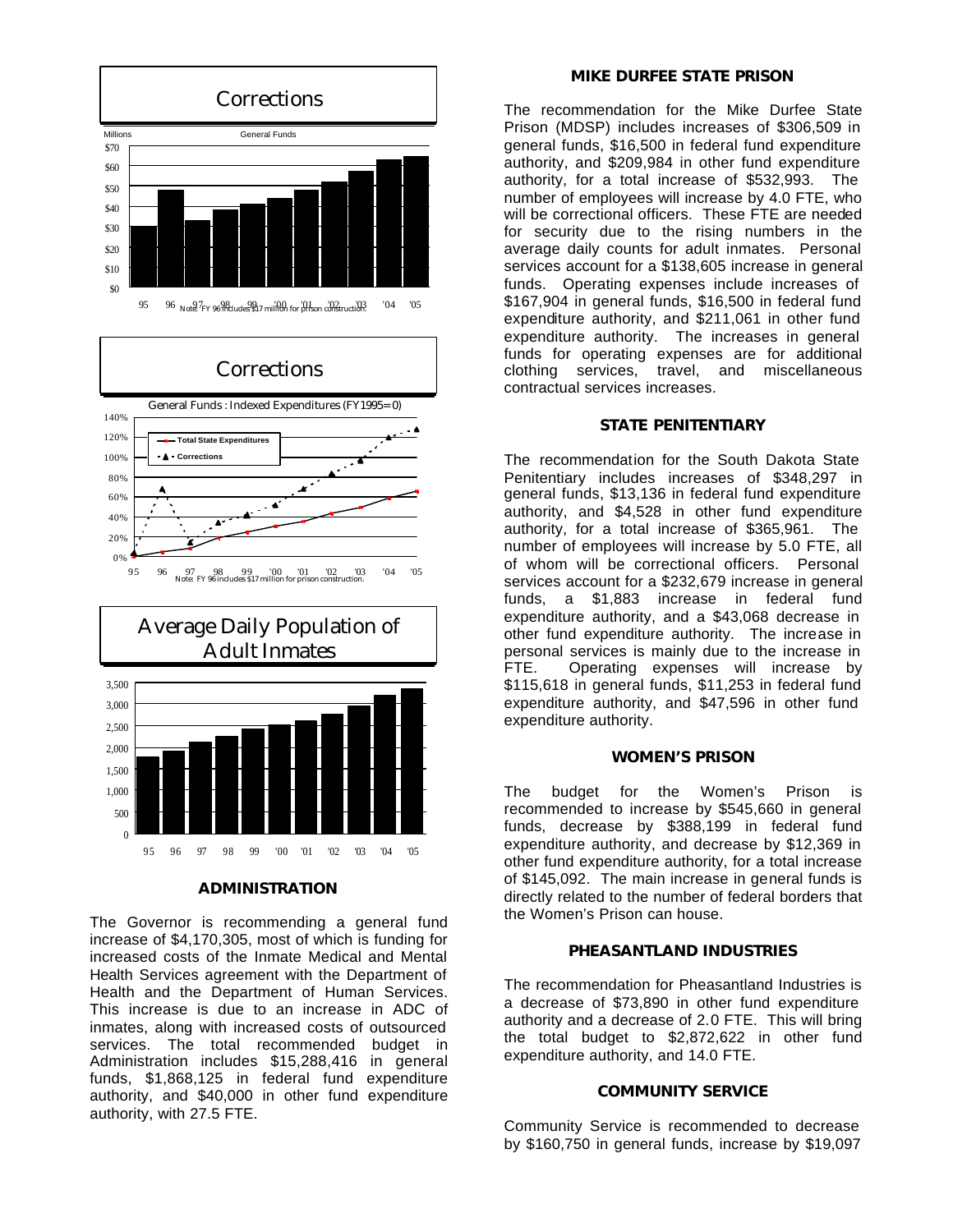Corrections

Millions

General Funds

$70
$60
$50
$40
$30
$20
$10
$0

95 96 97 98 99 '00 '01 '02 '03 '04 '05

Note: FY 96 includes $17 million for prison construction.

Corrections

General Funds : Indexed Expenditures (FY1995= 0)

Total State Expenditures

Corrections

140%
120%
100%
80%
60%
40%
20%
0%

95 96 97 98 99 '00 '01 '02 '03 '04 '05

Note: FY 96 includes $17 million for prison construction.

Average Daily Population of Adult Inmates

3,500
3,000
2,500
2,000
1,500
1,000
500
0

95 96 97 98 99 '00 '01 '02 '03 '04 '05

## ADMINISTRATION

The Governor is recommending a general fund increase of $4,170,305, most of which is funding for increased costs of the Inmate Medical and Mental Health Services agreement with the Department of Health and the Department of Human Services. This increase is due to an increase in ADC of inmates, along with increased costs of outsourced services. The total recommended budget in Administration includes $15,288,416 in general funds, $1,868,125 in federal fund expenditure authority, and $40,000 in other fund expenditure authority, with 27.5 FTE.

## MIKE DURFEE STATE PRISON

The recommendation for the Mike Durfee State Prison (MDSP) includes increases of $306,509 in general funds, $16,500 in federal fund expenditure authority, and $209,984 in other fund expenditure authority, for a total increase of $532,993. The number of employees will increase by 4.0 FTE, who will be correctional officers. These FTE are needed for security due to the rising numbers in the average daily counts for adult inmates. Personal services account for a $138,605 increase in general funds. Operating expenses include increases of $167,904 in general funds, $16,500 in federal fund expenditure authority, and $211,061 in other fund expenditure authority. The increases in general funds for operating expenses are for additional clothing services, travel, and miscellaneous contractual services increases.

## STATE PENITENTIARY

The recommendation for the South Dakota State Penitentiary includes increases of $348,297 in general funds, $13,136 in federal fund expenditure authority, and $4,528 in other fund expenditure authority, for a total increase of $365,961. The number of employees will increase by 5.0 FTE, all of whom will be correctional officers. Personal services account for a $232,679 increase in general funds, a $1,883 increase in federal fund expenditure authority, and a $43,068 decrease in other fund expenditure authority. The increase in personal services is mainly due to the increase in FTE. Operating expenses will increase by $115,618 in general funds, $11,253 in federal fund expenditure authority, and $47,596 in other fund expenditure authority.

## WOMEN'S PRISON

The budget for the Women's Prison is recommended to increase by $545,660 in general funds, decrease by $388,199 in federal fund expenditure authority, and decrease by $12,369 in other fund expenditure authority, for a total increase of $145,092. The main increase in general funds is directly related to the number of federal borders that the Women's Prison can house.

## PHEASANTLAND INDUSTRIES

The recommendation for Pheasantland Industries is a decrease of $73,890 in other fund expenditure authority and a decrease of 2.0 FTE. This will bring the total budget to $2,872,622 in other fund expenditure authority, and 14.0 FTE.

## COMMUNITY SERVICE

Community Service is recommended to decrease by $160,750 in general funds, increase by $19,097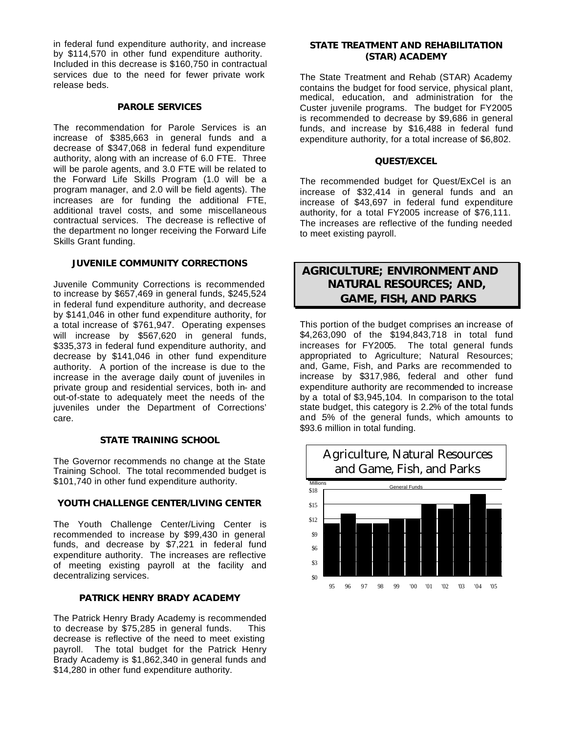in federal fund expenditure authority, and increase by $114,570 in other fund expenditure authority. Included in this decrease is $160,750 in contractual services due to the need for fewer private work release beds.

### PAROLE SERVICES

The recommendation for Parole Services is an increase of $385,663 in general funds and a decrease of $347,068 in federal fund expenditure authority, along with an increase of 6.0 FTE. Three will be parole agents, and 3.0 FTE will be related to the Forward Life Skills Program (1.0 will be a program manager, and 2.0 will be field agents). The increases are for funding the additional FTE, additional travel costs, and some miscellaneous contractual services. The decrease is reflective of the department no longer receiving the Forward Life Skills Grant funding.

### JUVENILE COMMUNITY CORRECTIONS

Juvenile Community Corrections is recommended to increase by $657,469 in general funds, $245,524 in federal fund expenditure authority, and decrease by $141,046 in other fund expenditure authority, for a total increase of $761,947. Operating expenses will increase by $567,620 in general funds, $335,373 in federal fund expenditure authority, and decrease by $141,046 in other fund expenditure authority. A portion of the increase is due to the increase in the average daily count of juveniles in private group and residential services, both in- and out-of-state to adequately meet the needs of the juveniles under the Department of Corrections' care.

### STATE TRAINING SCHOOL

The Governor recommends no change at the State Training School. The total recommended budget is $101,740 in other fund expenditure authority.

### YOUTH CHALLENGE CENTER/LIVING CENTER

The Youth Challenge Center/Living Center is recommended to increase by $99,430 in general funds, and decrease by $7,221 in federal fund expenditure authority. The increases are reflective of meeting existing payroll at the facility and decentralizing services.

### PATRICK HENRY BRADY ACADEMY

The Patrick Henry Brady Academy is recommended to decrease by $75,285 in general funds. This decrease is reflective of the need to meet existing payroll. The total budget for the Patrick Henry Brady Academy is $1,862,340 in general funds and $14,280 in other fund expenditure authority.

### STATE TREATMENT AND REHABILITATION (STAR) ACADEMY

The State Treatment and Rehab (STAR) Academy contains the budget for food service, physical plant, medical, education, and administration for the Custer juvenile programs. The budget for FY2005 is recommended to decrease by $9,686 in general funds, and increase by $16,488 in federal fund expenditure authority, for a total increase of $6,802.

### QUEST/EXCEL

The recommended budget for Quest/ExCel is an increase of $32,414 in general funds and an increase of $43,697 in federal fund expenditure authority, for a total FY2005 increase of $76,111. The increases are reflective of the funding needed to meet existing payroll.

## AGRICULTURE; ENVIRONMENT AND NATURAL RESOURCES; AND, GAME, FISH, AND PARKS

This portion of the budget comprises an increase of $4,263,090 of the $194,843,718 in total fund increases for FY2005. The total general funds appropriated to Agriculture; Natural Resources; and, Game, Fish, and Parks are recommended to increase by $317,986, federal and other fund expenditure authority are recommended to increase by a total of $3,945,104. In comparison to the total state budget, this category is 2.2% of the total funds and 5% of the general funds, which amounts to $93.6 million in total funding.

Agriculture, Natural Resources and Game, Fish, and Parks

Millions

General Funds

$18
$15
$12
$9
$6
$3
$0

95 96 97 98 99 '00 '01 '02 '03 '04 '05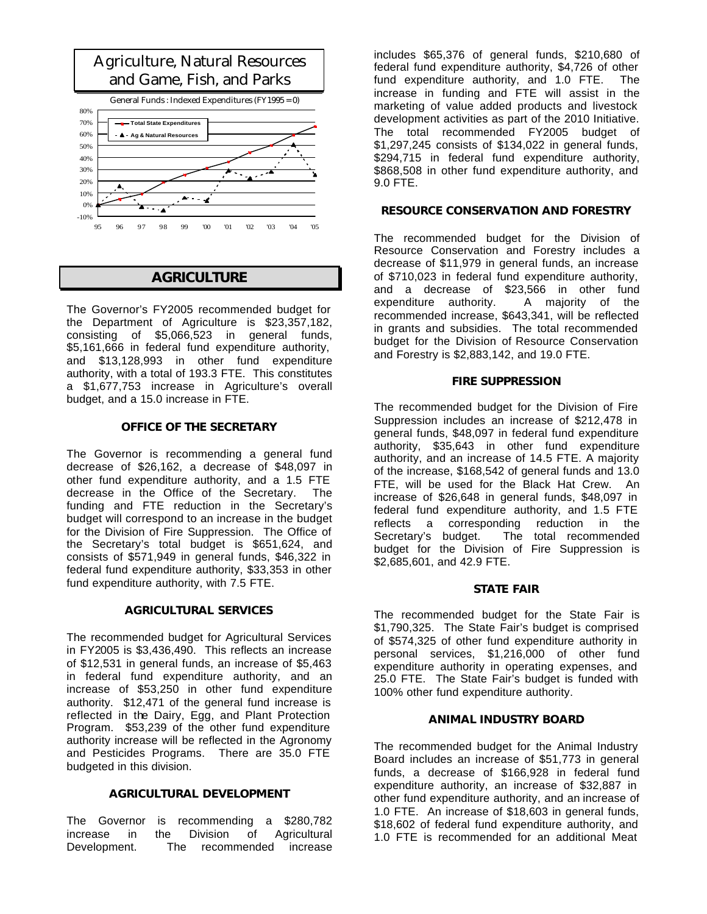# Agriculture, Natural Resources and Game, Fish, and Parks

General Funds: Indexed Expenditures (FY1995 = 0)

80%
70%
60%
50%
40%
30%
20%
10%
0%
-10%

95 96 97 98 99 '00 '01 '02 '03 '04 '05

Total State Expenditures
Ag & Natural Resources

## AGRICULTURE

The Governor's FY2005 recommended budget for the Department of Agriculture is $23,357,182, consisting of $5,066,523 in general funds, $5,161,666 in federal fund expenditure authority, and $13,128,993 in other fund expenditure authority, with a total of 193.3 FTE. This constitutes a $1,677,753 increase in Agriculture's overall budget, and a 15.0 increase in FTE.

### OFFICE OF THE SECRETARY

The Governor is recommending a general fund decrease of $26,162, a decrease of $48,097 in other fund expenditure authority, and a 1.5 FTE decrease in the Office of the Secretary. The funding and FTE reduction in the Secretary's budget will correspond to an increase in the budget for the Division of Fire Suppression. The Office of the Secretary's total budget is $651,624, and consists of $571,949 in general funds, $46,322 in federal fund expenditure authority, $33,353 in other fund expenditure authority, with 7.5 FTE.

### AGRICULTURAL SERVICES

The recommended budget for Agricultural Services in FY2005 is $3,436,490. This reflects an increase of $12,531 in general funds, an increase of $5,463 in federal fund expenditure authority, and an increase of $53,250 in other fund expenditure authority. $12,471 of the general fund increase is reflected in the Dairy, Egg, and Plant Protection Program. $53,239 of the other fund expenditure authority increase will be reflected in the Agronomy and Pesticides Programs. There are 35.0 FTE budgeted in this division.

### AGRICULTURAL DEVELOPMENT

The Governor is recommending a $280,782 increase in the Division of Agricultural Development. The recommended increase includes $65,376 of general funds, $210,680 of federal fund expenditure authority, $4,726 of other fund expenditure authority, and 1.0 FTE. The increase in funding and FTE will assist in the marketing of value added products and livestock development activities as part of the 2010 Initiative. The total recommended FY2005 budget of $1,297,245 consists of $134,022 in general funds, $294,715 in federal fund expenditure authority, $868,508 in other fund expenditure authority, and 9.0 FTE.

### RESOURCE CONSERVATION AND FORESTRY

The recommended budget for the Division of Resource Conservation and Forestry includes a decrease of $11,979 in general funds, an increase of $710,023 in federal fund expenditure authority, and a decrease of $23,566 in other fund expenditure authority. A majority of the recommended increase, $643,341, will be reflected in grants and subsidies. The total recommended budget for the Division of Resource Conservation and Forestry is $2,883,142, and 19.0 FTE.

### FIRE SUPPRESSION

The recommended budget for the Division of Fire Suppression includes an increase of $212,478 in general funds, $48,097 in federal fund expenditure authority, $35,643 in other fund expenditure authority, and an increase of 14.5 FTE. A majority of the increase, $168,542 of general funds and 13.0 FTE, will be used for the Black Hat Crew. An increase of $26,648 in general funds, $48,097 in federal fund expenditure authority, and 1.5 FTE reflects a corresponding reduction in the Secretary's budget. The total recommended budget for the Division of Fire Suppression is $2,685,601, and 42.9 FTE.

### STATE FAIR

The recommended budget for the State Fair is $1,790,325. The State Fair's budget is comprised of $574,325 of other fund expenditure authority in personal services, $1,216,000 of other fund expenditure authority in operating expenses, and 25.0 FTE. The State Fair's budget is funded with 100% other fund expenditure authority.

### ANIMAL INDUSTRY BOARD

The recommended budget for the Animal Industry Board includes an increase of $51,773 in general funds, a decrease of $166,928 in federal fund expenditure authority, an increase of $32,887 in other fund expenditure authority, and an increase of 1.0 FTE. An increase of $18,603 in general funds, $18,602 of federal fund expenditure authority, and 1.0 FTE is recommended for an additional Meat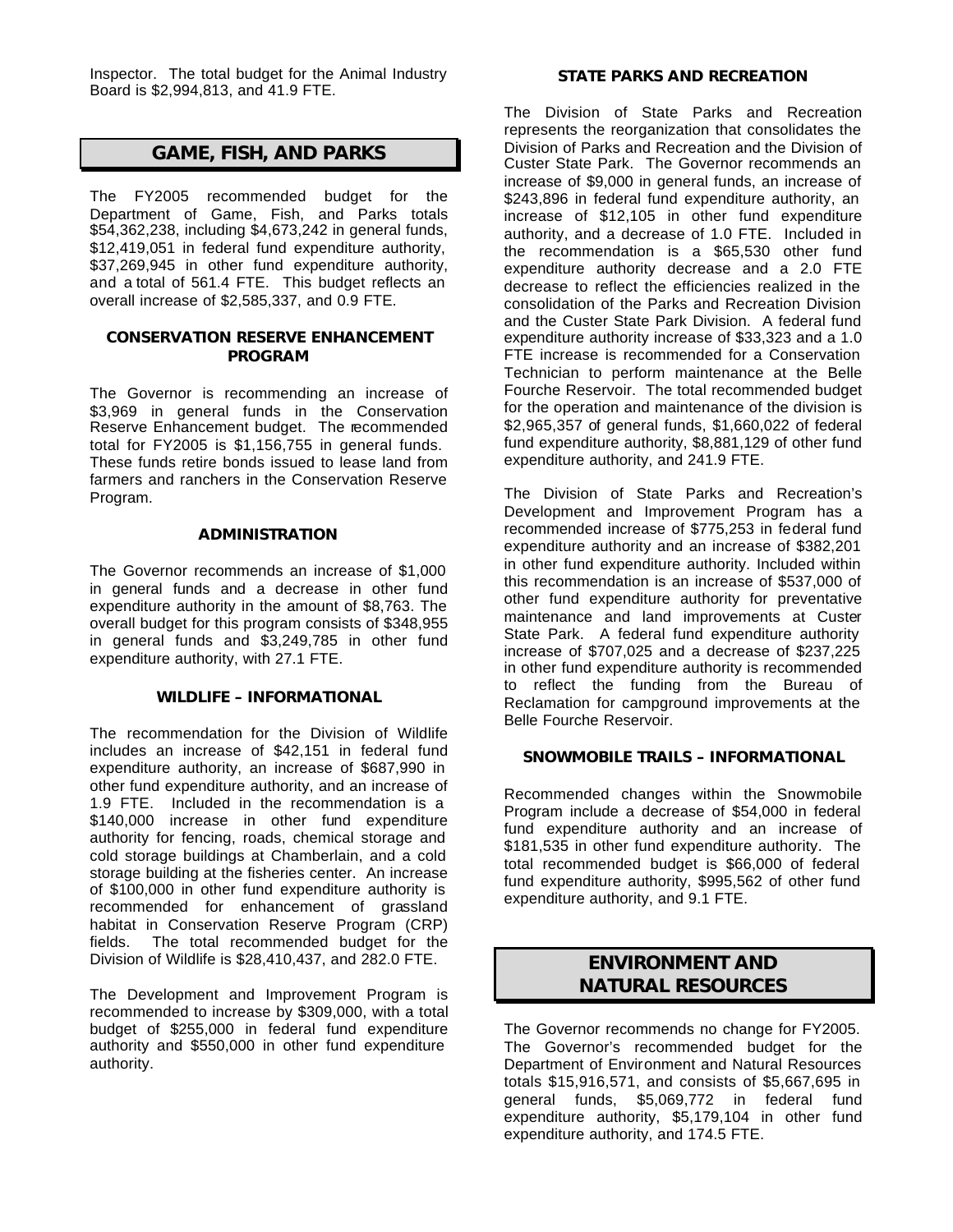Inspector. The total budget for the Animal Industry Board is $2,994,813, and 41.9 FTE.

## GAME, FISH, AND PARKS

The FY2005 recommended budget for the Department of Game, Fish, and Parks totals $54,362,238, including $4,673,242 in general funds, $12,419,051 in federal fund expenditure authority, $37,269,945 in other fund expenditure authority, and a total of 561.4 FTE. This budget reflects an overall increase of $2,585,337, and 0.9 FTE.

### CONSERVATION RESERVE ENHANCEMENT PROGRAM

The Governor is recommending an increase of $3,969 in general funds in the Conservation Reserve Enhancement budget. The recommended total for FY2005 is $1,156,755 in general funds. These funds retire bonds issued to lease land from farmers and ranchers in the Conservation Reserve Program.

### ADMINISTRATION

The Governor recommends an increase of $1,000 in general funds and a decrease in other fund expenditure authority in the amount of $8,763. The overall budget for this program consists of $348,955 in general funds and $3,249,785 in other fund expenditure authority, with 27.1 FTE.

### WILDLIFE – INFORMATIONAL

The recommendation for the Division of Wildlife includes an increase of $42,151 in federal fund expenditure authority, an increase of $687,990 in other fund expenditure authority, and an increase of 1.9 FTE. Included in the recommendation is a $140,000 increase in other fund expenditure authority for fencing, roads, chemical storage and cold storage buildings at Chamberlain, and a cold storage building at the fisheries center. An increase of $100,000 in other fund expenditure authority is recommended for enhancement of grassland habitat in Conservation Reserve Program (CRP) fields. The total recommended budget for the Division of Wildlife is $28,410,437, and 282.0 FTE.

The Development and Improvement Program is recommended to increase by $309,000, with a total budget of $255,000 in federal fund expenditure authority and $550,000 in other fund expenditure authority.

### STATE PARKS AND RECREATION

The Division of State Parks and Recreation represents the reorganization that consolidates the Division of Parks and Recreation and the Division of Custer State Park. The Governor recommends an increase of $9,000 in general funds, an increase of $243,896 in federal fund expenditure authority, an increase of $12,105 in other fund expenditure authority, and a decrease of 1.0 FTE. Included in the recommendation is a $65,530 other fund expenditure authority decrease and a 2.0 FTE decrease to reflect the efficiencies realized in the consolidation of the Parks and Recreation Division and the Custer State Park Division. A federal fund expenditure authority increase of $33,323 and a 1.0 FTE increase is recommended for a Conservation Technician to perform maintenance at the Belle Fourche Reservoir. The total recommended budget for the operation and maintenance of the division is $2,965,357 of general funds, $1,660,022 of federal fund expenditure authority, $8,881,129 of other fund expenditure authority, and 241.9 FTE.

The Division of State Parks and Recreation's Development and Improvement Program has a recommended increase of $775,253 in federal fund expenditure authority and an increase of $382,201 in other fund expenditure authority. Included within this recommendation is an increase of $537,000 of other fund expenditure authority for preventative maintenance and land improvements at Custer State Park. A federal fund expenditure authority increase of $707,025 and a decrease of $237,225 in other fund expenditure authority is recommended to reflect the funding from the Bureau of Reclamation for campground improvements at the Belle Fourche Reservoir.

### SNOWMOBILE TRAILS – INFORMATIONAL

Recommended changes within the Snowmobile Program include a decrease of $54,000 in federal fund expenditure authority and an increase of $181,535 in other fund expenditure authority. The total recommended budget is $66,000 of federal fund expenditure authority, $995,562 of other fund expenditure authority, and 9.1 FTE.

## ENVIRONMENT AND NATURAL RESOURCES

The Governor recommends no change for FY2005. The Governor's recommended budget for the Department of Environment and Natural Resources totals $15,916,571, and consists of $5,667,695 in general funds, $5,069,772 in federal fund expenditure authority, $5,179,104 in other fund expenditure authority, and 174.5 FTE.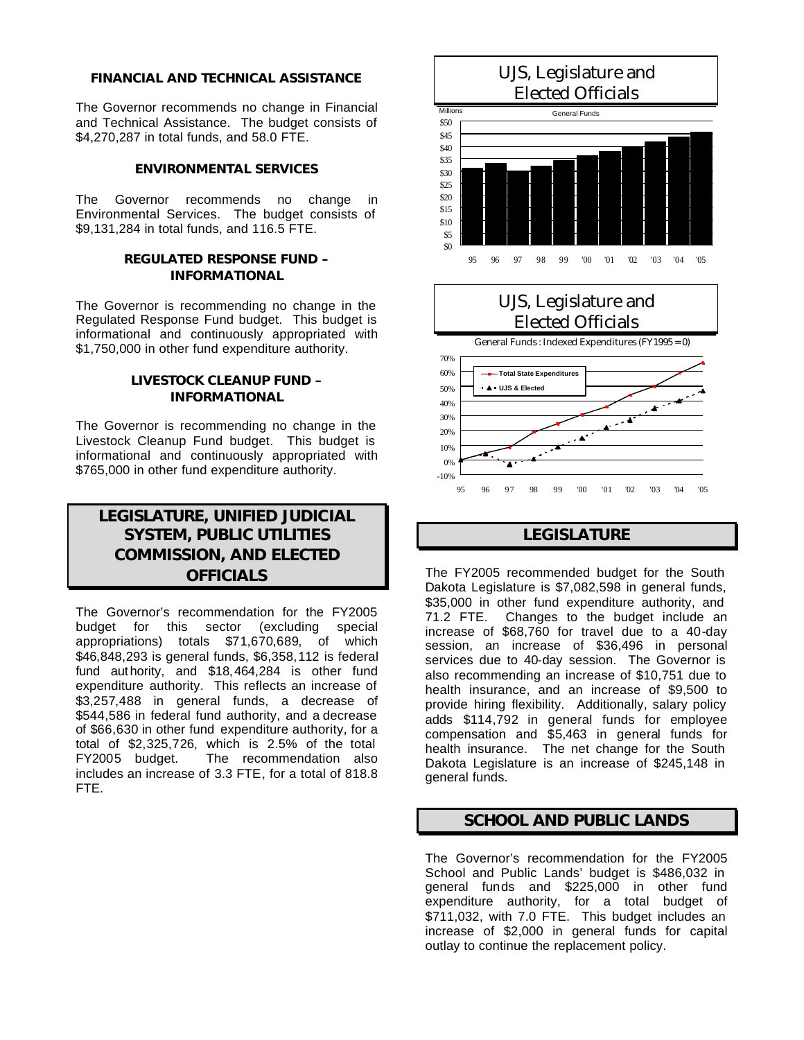### FINANCIAL AND TECHNICAL ASSISTANCE

The Governor recommends no change in Financial and Technical Assistance. The budget consists of $4,270,287 in total funds, and 58.0 FTE.

### ENVIRONMENTAL SERVICES

The Governor recommends no change in Environmental Services. The budget consists of $9,131,284 in total funds, and 116.5 FTE.

### REGULATED RESPONSE FUND – INFORMATIONAL

The Governor is recommending no change in the Regulated Response Fund budget. This budget is informational and continuously appropriated with $1,750,000 in other fund expenditure authority.

### LIVESTOCK CLEANUP FUND – INFORMATIONAL

The Governor is recommending no change in the Livestock Cleanup Fund budget. This budget is informational and continuously appropriated with $765,000 in other fund expenditure authority.

## LEGISLATURE, UNIFIED JUDICIAL SYSTEM, PUBLIC UTILITIES COMMISSION, AND ELECTED OFFICIALS

The Governor's recommendation for the FY2005 budget for this sector (excluding special appropriations) totals $71,670,689, of which $46,848,293 is general funds, $6,358,112 is federal fund authority, and $18,464,284 is other fund expenditure authority. This reflects an increase of $3,257,488 in general funds, a decrease of $544,586 in federal fund authority, and a decrease of $66,630 in other fund expenditure authority, for a total of $2,325,726, which is 2.5% of the total FY2005 budget. The recommendation also includes an increase of 3.3 FTE, for a total of 818.8 FTE.

UJS, Legislature and Elected Officials

General Funds

Millions

$50
$45
$40
$35
$30
$25
$20
$15
$10
$5
$0

95 96 97 98 99 '00 '01 '02 '03 '04 '05

UJS, Legislature and Elected Officials

General Funds: Indexed Expenditures (FY1995 = 0)

Total State Expenditures

UJS & Elected

70%
60%
50%
40%
30%
20%
10%
0%
-10%

95 96 97 98 99 '00 '01 '02 '03 '04 '05

## LEGISLATURE

The FY2005 recommended budget for the South Dakota Legislature is $7,082,598 in general funds, $35,000 in other fund expenditure authority, and 71.2 FTE. Changes to the budget include an increase of $68,760 for travel due to a 40-day session, an increase of $36,496 in personal services due to 40-day session. The Governor is also recommending an increase of $10,751 due to health insurance, and an increase of $9,500 to provide hiring flexibility. Additionally, salary policy adds $114,792 in general funds for employee compensation and $5,463 in general funds for health insurance. The net change for the South Dakota Legislature is an increase of $245,148 in general funds.

## SCHOOL AND PUBLIC LANDS

The Governor's recommendation for the FY2005 School and Public Lands' budget is $486,032 in general funds and $225,000 in other fund expenditure authority, for a total budget of $711,032, with 7.0 FTE. This budget includes an increase of $2,000 in general funds for capital outlay to continue the replacement policy.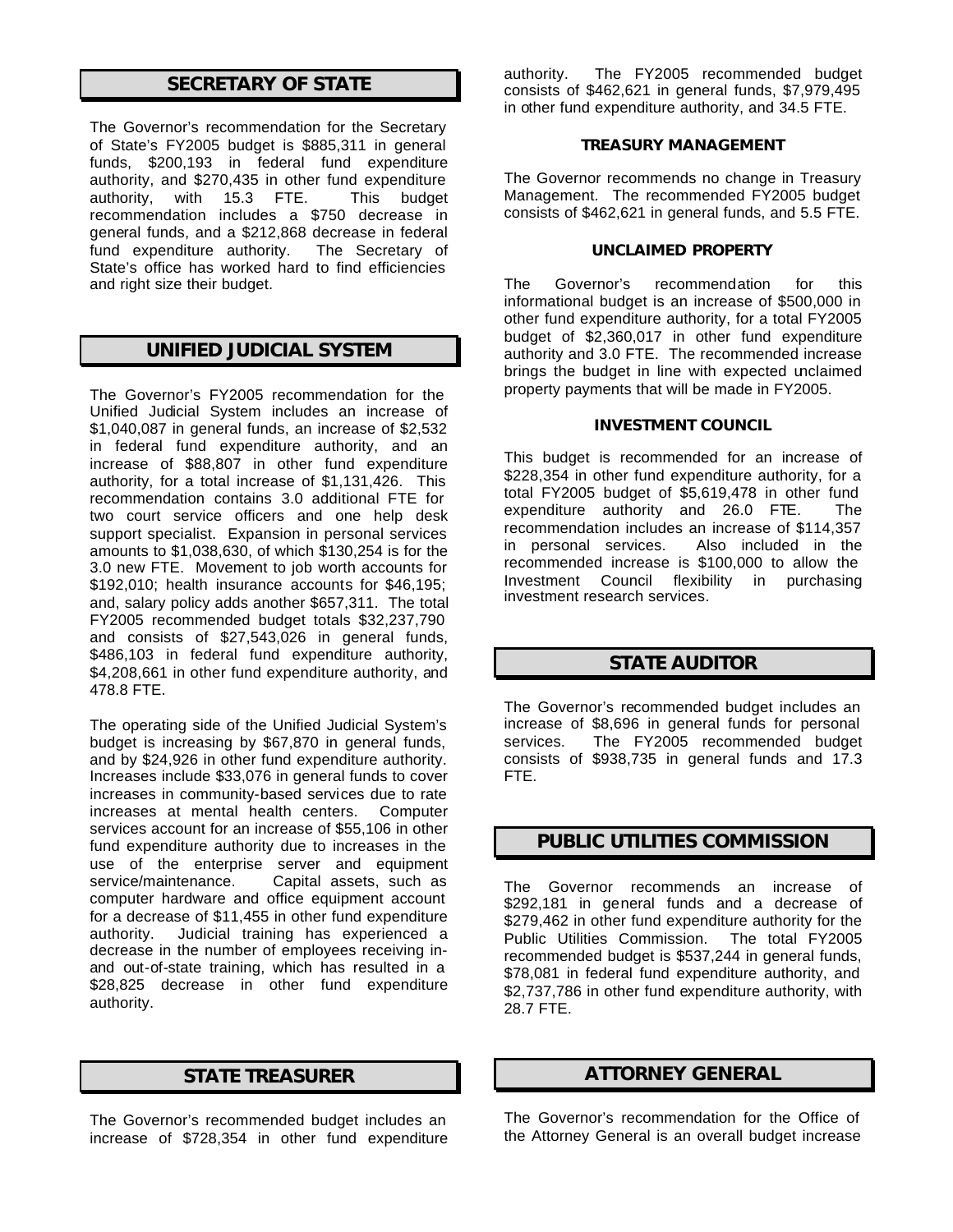## SECRETARY OF STATE

The Governor's recommendation for the Secretary of State's FY2005 budget is $885,311 in general funds, $200,193 in federal fund expenditure authority, and $270,435 in other fund expenditure authority, with 15.3 FTE. This budget recommendation includes a $750 decrease in general funds, and a $212,868 decrease in federal fund expenditure authority. The Secretary of State's office has worked hard to find efficiencies and right size their budget.

## UNIFIED JUDICIAL SYSTEM

The Governor's FY2005 recommendation for the Unified Judicial System includes an increase of $1,040,087 in general funds, an increase of $2,532 in federal fund expenditure authority, and an increase of $88,807 in other fund expenditure authority, for a total increase of $1,131,426. This recommendation contains 3.0 additional FTE for two court service officers and one help desk support specialist. Expansion in personal services amounts to $1,038,630, of which $130,254 is for the 3.0 new FTE. Movement to job worth accounts for $192,010; health insurance accounts for $46,195; and, salary policy adds another $657,311. The total FY2005 recommended budget totals $32,237,790 and consists of $27,543,026 in general funds, $486,103 in federal fund expenditure authority, $4,208,661 in other fund expenditure authority, and 478.8 FTE.

The operating side of the Unified Judicial System's budget is increasing by $67,870 in general funds, and by $24,926 in other fund expenditure authority. Increases include $33,076 in general funds to cover increases in community-based services due to rate increases at mental health centers. Computer services account for an increase of $55,106 in other fund expenditure authority due to increases in the use of the enterprise server and equipment service/maintenance. Capital assets, such as computer hardware and office equipment account for a decrease of $11,455 in other fund expenditure authority. Judicial training has experienced a decrease in the number of employees receiving in- and out-of-state training, which has resulted in a $28,825 decrease in other fund expenditure authority.

## STATE TREASURER

The Governor's recommended budget includes an increase of $728,354 in other fund expenditure authority. The FY2005 recommended budget consists of $462,621 in general funds, $7,979,495 in other fund expenditure authority, and 34.5 FTE.

### TREASURY MANAGEMENT

The Governor recommends no change in Treasury Management. The recommended FY2005 budget consists of $462,621 in general funds, and 5.5 FTE.

### UNCLAIMED PROPERTY

The Governor's recommendation for this informational budget is an increase of $500,000 in other fund expenditure authority, for a total FY2005 budget of $2,360,017 in other fund expenditure authority and 3.0 FTE. The recommended increase brings the budget in line with expected unclaimed property payments that will be made in FY2005.

### INVESTMENT COUNCIL

This budget is recommended for an increase of $228,354 in other fund expenditure authority, for a total FY2005 budget of $5,619,478 in other fund expenditure authority and 26.0 FTE. The recommendation includes an increase of $114,357 in personal services. Also included in the recommended increase is $100,000 to allow the Investment Council flexibility in purchasing investment research services.

## STATE AUDITOR

The Governor's recommended budget includes an increase of $8,696 in general funds for personal services. The FY2005 recommended budget consists of $938,735 in general funds and 17.3 FTE.

## PUBLIC UTILITIES COMMISSION

The Governor recommends an increase of $292,181 in general funds and a decrease of $279,462 in other fund expenditure authority for the Public Utilities Commission. The total FY2005 recommended budget is $537,244 in general funds, $78,081 in federal fund expenditure authority, and $2,737,786 in other fund expenditure authority, with 28.7 FTE.

## ATTORNEY GENERAL

The Governor's recommendation for the Office of the Attorney General is an overall budget increase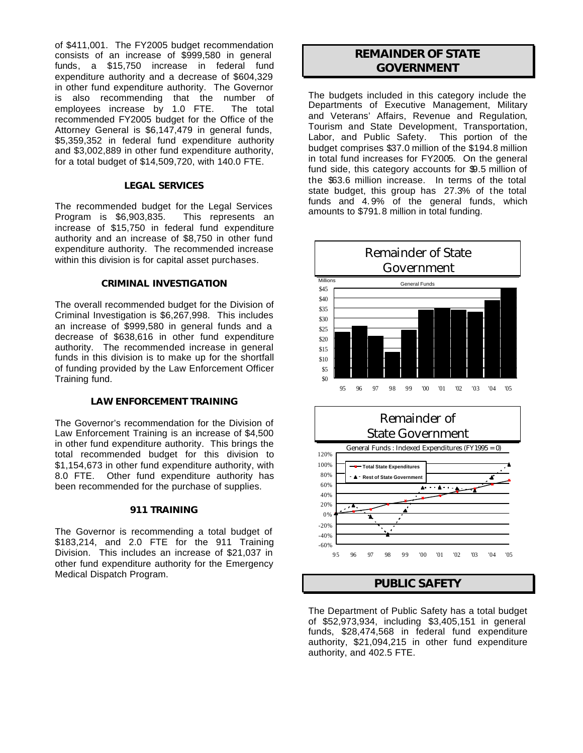of $411,001. The FY2005 budget recommendation consists of an increase of $999,580 in general funds, a $15,750 increase in federal fund expenditure authority and a decrease of $604,329 in other fund expenditure authority. The Governor is also recommending that the number of employees increase by 1.0 FTE. The total recommended FY2005 budget for the Office of the Attorney General is $6,147,479 in general funds, $5,359,352 in federal fund expenditure authority and $3,002,889 in other fund expenditure authority, for a total budget of $14,509,720, with 140.0 FTE.

### LEGAL SERVICES

The recommended budget for the Legal Services Program is $6,903,835. This represents an increase of $15,750 in federal fund expenditure authority and an increase of $8,750 in other fund expenditure authority. The recommended increase within this division is for capital asset purchases.

### CRIMINAL INVESTIGATION

The overall recommended budget for the Division of Criminal Investigation is $6,267,998. This includes an increase of $999,580 in general funds and a decrease of $638,616 in other fund expenditure authority. The recommended increase in general funds in this division is to make up for the shortfall of funding provided by the Law Enforcement Officer Training fund.

### LAW ENFORCEMENT TRAINING

The Governor's recommendation for the Division of Law Enforcement Training is an increase of $4,500 in other fund expenditure authority. This brings the total recommended budget for this division to $1,154,673 in other fund expenditure authority, with 8.0 FTE. Other fund expenditure authority has been recommended for the purchase of supplies.

### 911 TRAINING

The Governor is recommending a total budget of $183,214, and 2.0 FTE for the 911 Training Division. This includes an increase of $21,037 in other fund expenditure authority for the Emergency Medical Dispatch Program.

## REMAINDER OF STATE GOVERNMENT

The budgets included in this category include the Departments of Executive Management, Military and Veterans' Affairs, Revenue and Regulation, Tourism and State Development, Transportation, Labor, and Public Safety. This portion of the budget comprises $37.0 million of the $194.8 million in total fund increases for FY2005. On the general fund side, this category accounts for $9.5 million of the $63.6 million increase. In terms of the total state budget, this group has 27.3% of the total funds and 4.9% of the general funds, which amounts to $791.8 million in total funding.

Remainder of State Government

General Funds

Millions

$45
$40
$35
$30
$25
$20
$15
$10
$5
$0

95 96 97 98 99 '00 '01 '02 '03 '04 '05

Remainder of State Government

General Funds : Indexed Expenditures (FY1995 = 0)

Total State Expenditures
Rest of State Government

120%
100%
80%
60%
40%
20%
0%
-20%
-40%
-60%

95 96 97 98 99 '00 '01 '02 '03 '04 '05

## PUBLIC SAFETY

The Department of Public Safety has a total budget of $52,973,934, including $3,405,151 in general funds, $28,474,568 in federal fund expenditure authority, $21,094,215 in other fund expenditure authority, and 402.5 FTE.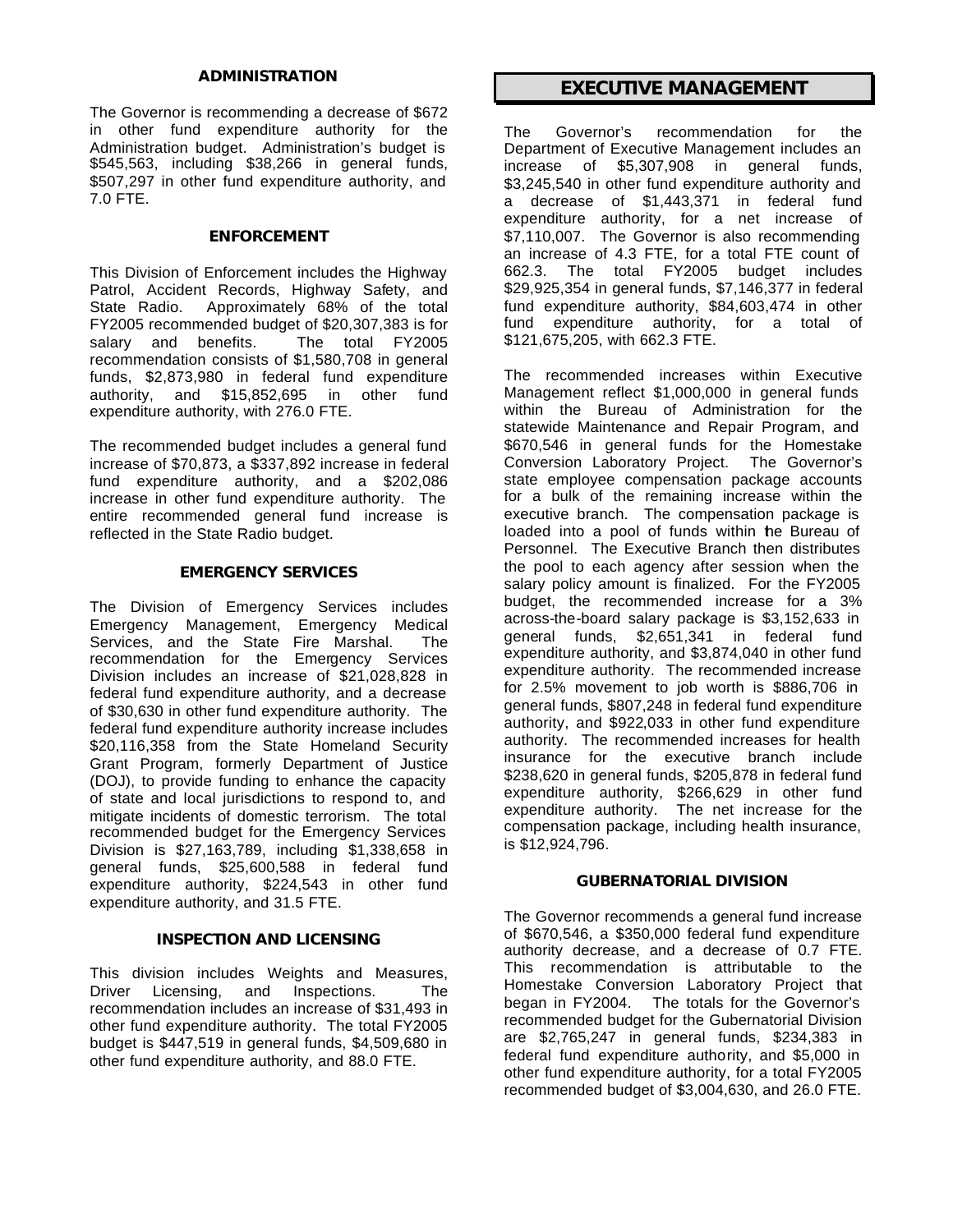### ADMINISTRATION

The Governor is recommending a decrease of $672 in other fund expenditure authority for the Administration budget. Administration's budget is $545,563, including $38,266 in general funds, $507,297 in other fund expenditure authority, and 7.0 FTE.

### ENFORCEMENT

This Division of Enforcement includes the Highway Patrol, Accident Records, Highway Safety, and State Radio. Approximately 68% of the total FY2005 recommended budget of $20,307,383 is for salary and benefits. The total FY2005 recommendation consists of $1,580,708 in general funds, $2,873,980 in federal fund expenditure authority, and $15,852,695 in other fund expenditure authority, with 276.0 FTE.

The recommended budget includes a general fund increase of $70,873, a $337,892 increase in federal fund expenditure authority, and a $202,086 increase in other fund expenditure authority. The entire recommended general fund increase is reflected in the State Radio budget.

### EMERGENCY SERVICES

The Division of Emergency Services includes Emergency Management, Emergency Medical Services, and the State Fire Marshal. The recommendation for the Emergency Services Division includes an increase of $21,028,828 in federal fund expenditure authority, and a decrease of $30,630 in other fund expenditure authority. The federal fund expenditure authority increase includes $20,116,358 from the State Homeland Security Grant Program, formerly Department of Justice (DOJ), to provide funding to enhance the capacity of state and local jurisdictions to respond to, and mitigate incidents of domestic terrorism. The total recommended budget for the Emergency Services Division is $27,163,789, including $1,338,658 in general funds, $25,600,588 in federal fund expenditure authority, $224,543 in other fund expenditure authority, and 31.5 FTE.

### INSPECTION AND LICENSING

This division includes Weights and Measures, Driver Licensing, and Inspections. The recommendation includes an increase of $31,493 in other fund expenditure authority. The total FY2005 budget is $447,519 in general funds, $4,509,680 in other fund expenditure authority, and 88.0 FTE.

## EXECUTIVE MANAGEMENT

The Governor's recommendation for the Department of Executive Management includes an increase of $5,307,908 in general funds, $3,245,540 in other fund expenditure authority and a decrease of $1,443,371 in federal fund expenditure authority, for a net increase of $7,110,007. The Governor is also recommending an increase of 4.3 FTE, for a total FTE count of 662.3. The total FY2005 budget includes $29,925,354 in general funds, $7,146,377 in federal fund expenditure authority, $84,603,474 in other fund expenditure authority, for a total of $121,675,205, with 662.3 FTE.

The recommended increases within Executive Management reflect $1,000,000 in general funds within the Bureau of Administration for the statewide Maintenance and Repair Program, and $670,546 in general funds for the Homestake Conversion Laboratory Project. The Governor's state employee compensation package accounts for a bulk of the remaining increase within the executive branch. The compensation package is loaded into a pool of funds within the Bureau of Personnel. The Executive Branch then distributes the pool to each agency after session when the salary policy amount is finalized. For the FY2005 budget, the recommended increase for a 3% across-the-board salary package is $3,152,633 in general funds, $2,651,341 in federal fund expenditure authority, and $3,874,040 in other fund expenditure authority. The recommended increase for 2.5% movement to job worth is $886,706 in general funds, $807,248 in federal fund expenditure authority, and $922,033 in other fund expenditure authority. The recommended increases for health insurance for the executive branch include $238,620 in general funds, $205,878 in federal fund expenditure authority, $266,629 in other fund expenditure authority. The net increase for the compensation package, including health insurance, is $12,924,796.

### GUBERNATORIAL DIVISION

The Governor recommends a general fund increase of $670,546, a $350,000 federal fund expenditure authority decrease, and a decrease of 0.7 FTE. This recommendation is attributable to the Homestake Conversion Laboratory Project that began in FY2004. The totals for the Governor's recommended budget for the Gubernatorial Division are $2,765,247 in general funds, $234,383 in federal fund expenditure authority, and $5,000 in other fund expenditure authority, for a total FY2005 recommended budget of $3,004,630, and 26.0 FTE.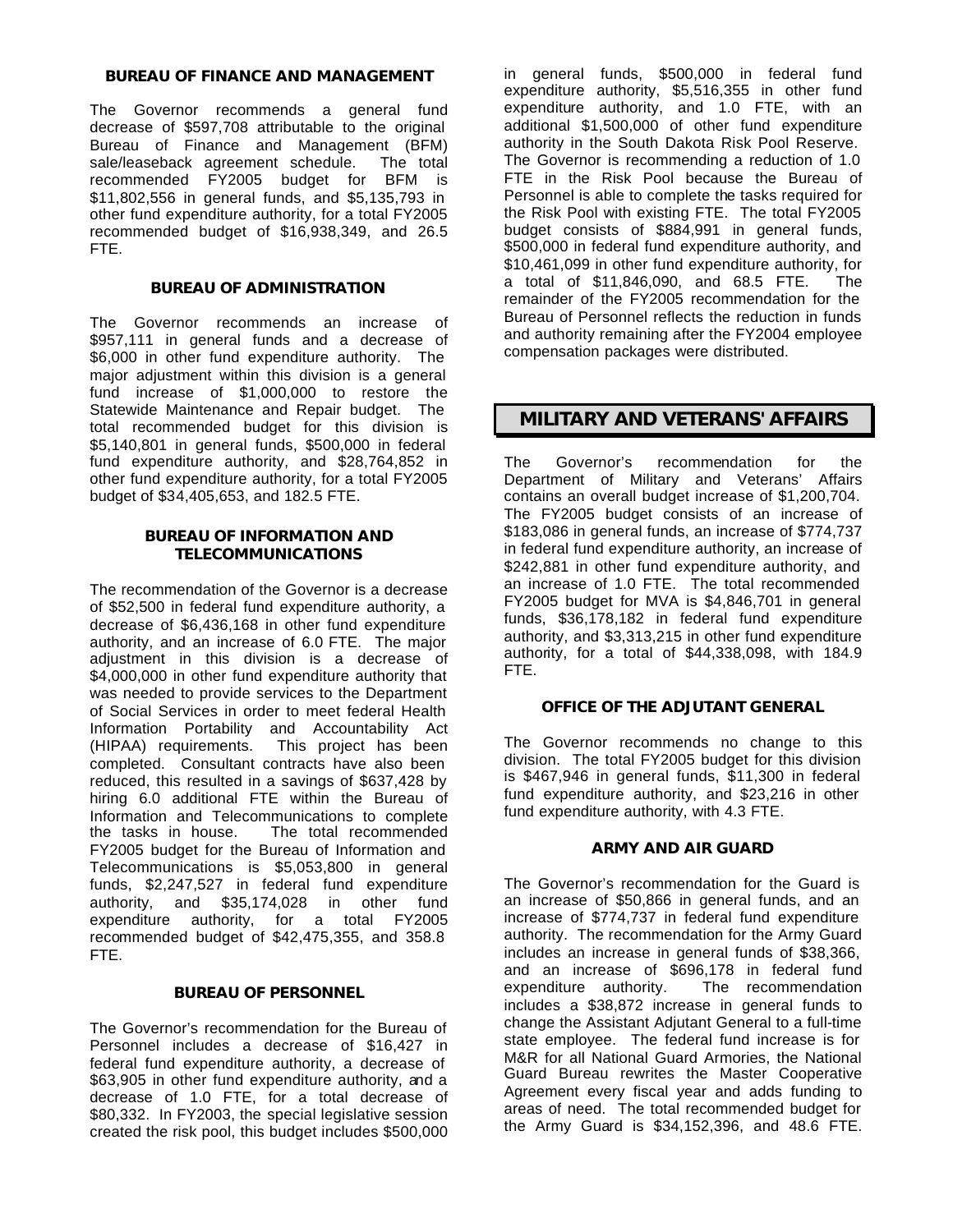#### BUREAU OF FINANCE AND MANAGEMENT

The Governor recommends a general fund decrease of $597,708 attributable to the original Bureau of Finance and Management (BFM) sale/leaseback agreement schedule. The total recommended FY2005 budget for BFM is $11,802,556 in general funds, and $5,135,793 in other fund expenditure authority, for a total FY2005 recommended budget of $16,938,349, and 26.5 FTE.

#### BUREAU OF ADMINISTRATION

The Governor recommends an increase of $957,111 in general funds and a decrease of $6,000 in other fund expenditure authority. The major adjustment within this division is a general fund increase of $1,000,000 to restore the Statewide Maintenance and Repair budget. The total recommended budget for this division is $5,140,801 in general funds, $500,000 in federal fund expenditure authority, and $28,764,852 in other fund expenditure authority, for a total FY2005 budget of $34,405,653, and 182.5 FTE.

#### BUREAU OF INFORMATION AND TELECOMMUNICATIONS

The recommendation of the Governor is a decrease of $52,500 in federal fund expenditure authority, a decrease of $6,436,168 in other fund expenditure authority, and an increase of 6.0 FTE. The major adjustment in this division is a decrease of $4,000,000 in other fund expenditure authority that was needed to provide services to the Department of Social Services in order to meet federal Health Information Portability and Accountability Act (HIPAA) requirements. This project has been completed. Consultant contracts have also been reduced, this resulted in a savings of $637,428 by hiring 6.0 additional FTE within the Bureau of Information and Telecommunications to complete the tasks in house. The total recommended FY2005 budget for the Bureau of Information and Telecommunications is $5,053,800 in general funds, $2,247,527 in federal fund expenditure authority, and $35,174,028 in other fund expenditure authority, for a total FY2005 recommended budget of $42,475,355, and 358.8 FTE.

#### BUREAU OF PERSONNEL

The Governor's recommendation for the Bureau of Personnel includes a decrease of $16,427 in federal fund expenditure authority, a decrease of $63,905 in other fund expenditure authority, and a decrease of 1.0 FTE, for a total decrease of $80,332. In FY2003, the special legislative session created the risk pool, this budget includes $500,000 in general funds, $500,000 in federal fund expenditure authority, $5,516,355 in other fund expenditure authority, and 1.0 FTE, with an additional $1,500,000 of other fund expenditure authority in the South Dakota Risk Pool Reserve. The Governor is recommending a reduction of 1.0 FTE in the Risk Pool because the Bureau of Personnel is able to complete the tasks required for the Risk Pool with existing FTE. The total FY2005 budget consists of $884,991 in general funds, $500,000 in federal fund expenditure authority, and $10,461,099 in other fund expenditure authority, for a total of $11,846,090, and 68.5 FTE. The remainder of the FY2005 recommendation for the Bureau of Personnel reflects the reduction in funds and authority remaining after the FY2004 employee compensation packages were distributed.

## MILITARY AND VETERANS' AFFAIRS

The Governor's recommendation for the Department of Military and Veterans' Affairs contains an overall budget increase of $1,200,704. The FY2005 budget consists of an increase of $183,086 in general funds, an increase of $774,737 in federal fund expenditure authority, an increase of $242,881 in other fund expenditure authority, and an increase of 1.0 FTE. The total recommended FY2005 budget for MVA is $4,846,701 in general funds, $36,178,182 in federal fund expenditure authority, and $3,313,215 in other fund expenditure authority, for a total of $44,338,098, with 184.9 FTE.

#### OFFICE OF THE ADJUTANT GENERAL

The Governor recommends no change to this division. The total FY2005 budget for this division is $467,946 in general funds, $11,300 in federal fund expenditure authority, and $23,216 in other fund expenditure authority, with 4.3 FTE.

#### ARMY AND AIR GUARD

The Governor's recommendation for the Guard is an increase of $50,866 in general funds, and an increase of $774,737 in federal fund expenditure authority. The recommendation for the Army Guard includes an increase in general funds of $38,366, and an increase of $696,178 in federal fund expenditure authority. The recommendation includes a $38,872 increase in general funds to change the Assistant Adjutant General to a full-time state employee. The federal fund increase is for M&R for all National Guard Armories, the National Guard Bureau rewrites the Master Cooperative Agreement every fiscal year and adds funding to areas of need. The total recommended budget for the Army Guard is $34,152,396, and 48.6 FTE.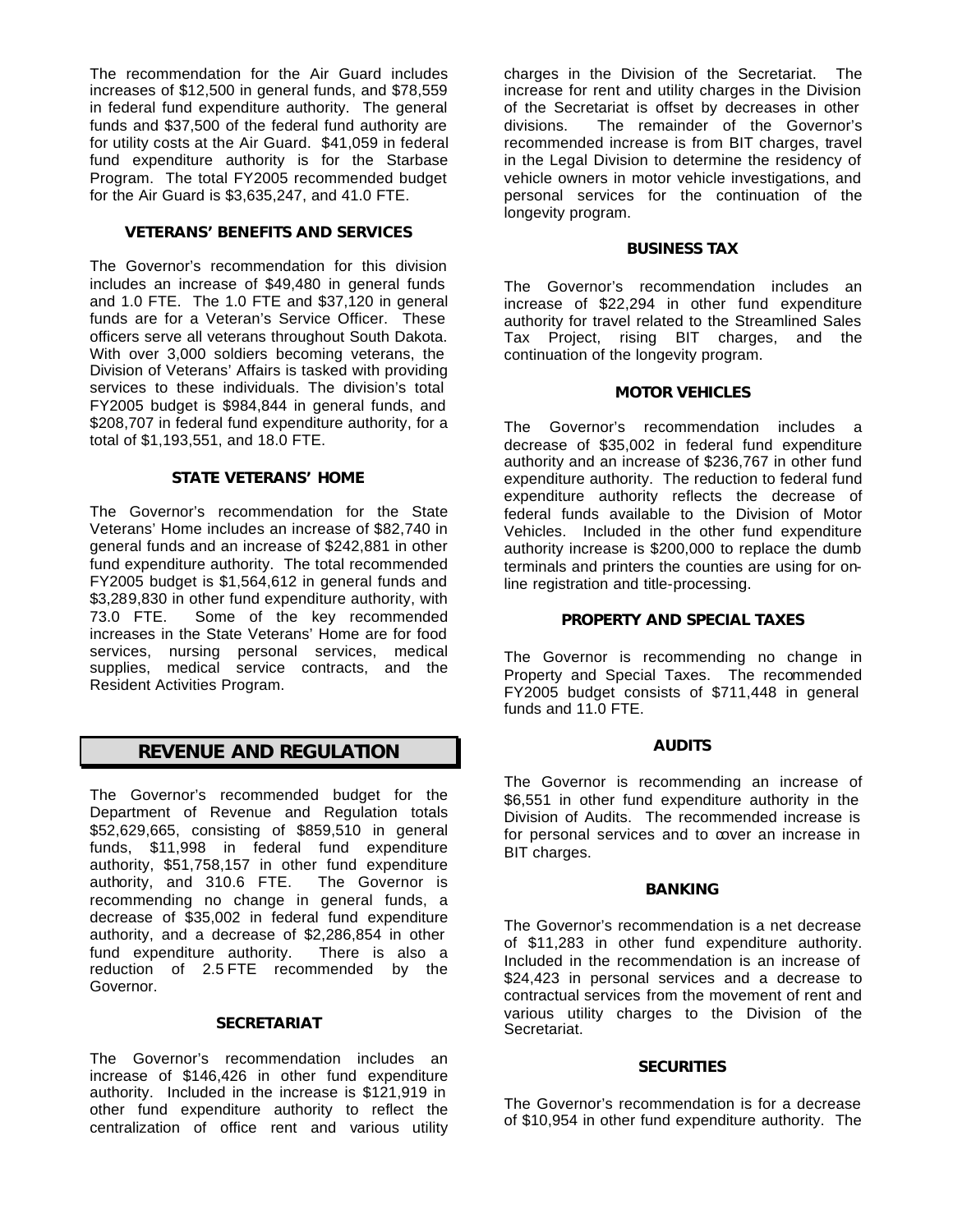The recommendation for the Air Guard includes increases of $12,500 in general funds, and $78,559 in federal fund expenditure authority. The general funds and $37,500 of the federal fund authority are for utility costs at the Air Guard. $41,059 in federal fund expenditure authority is for the Starbase Program. The total FY2005 recommended budget for the Air Guard is $3,635,247, and 41.0 FTE.

### VETERANS' BENEFITS AND SERVICES

The Governor's recommendation for this division includes an increase of $49,480 in general funds and 1.0 FTE. The 1.0 FTE and $37,120 in general funds are for a Veteran's Service Officer. These officers serve all veterans throughout South Dakota. With over 3,000 soldiers becoming veterans, the Division of Veterans' Affairs is tasked with providing services to these individuals. The division's total FY2005 budget is $984,844 in general funds, and $208,707 in federal fund expenditure authority, for a total of $1,193,551, and 18.0 FTE.

### STATE VETERANS' HOME

The Governor's recommendation for the State Veterans' Home includes an increase of $82,740 in general funds and an increase of $242,881 in other fund expenditure authority. The total recommended FY2005 budget is $1,564,612 in general funds and $3,289,830 in other fund expenditure authority, with 73.0 FTE. Some of the key recommended increases in the State Veterans' Home are for food services, nursing personal services, medical supplies, medical service contracts, and the Resident Activities Program.

## REVENUE AND REGULATION

The Governor's recommended budget for the Department of Revenue and Regulation totals $52,629,665, consisting of $859,510 in general funds, $11,998 in federal fund expenditure authority, $51,758,157 in other fund expenditure authority, and 310.6 FTE. The Governor is recommending no change in general funds, a decrease of $35,002 in federal fund expenditure authority, and a decrease of $2,286,854 in other fund expenditure authority. There is also a reduction of 2.5 FTE recommended by the Governor.

### SECRETARIAT

The Governor's recommendation includes an increase of $146,426 in other fund expenditure authority. Included in the increase is $121,919 in other fund expenditure authority to reflect the centralization of office rent and various utility charges in the Division of the Secretariat. The increase for rent and utility charges in the Division of the Secretariat is offset by decreases in other divisions. The remainder of the Governor's recommended increase is from BIT charges, travel in the Legal Division to determine the residency of vehicle owners in motor vehicle investigations, and personal services for the continuation of the longevity program.

### BUSINESS TAX

The Governor's recommendation includes an increase of $22,294 in other fund expenditure authority for travel related to the Streamlined Sales Tax Project, rising BIT charges, and the continuation of the longevity program.

### MOTOR VEHICLES

The Governor's recommendation includes a decrease of $35,002 in federal fund expenditure authority and an increase of $236,767 in other fund expenditure authority. The reduction to federal fund expenditure authority reflects the decrease of federal funds available to the Division of Motor Vehicles. Included in the other fund expenditure authority increase is $200,000 to replace the dumb terminals and printers the counties are using for on-line registration and title-processing.

### PROPERTY AND SPECIAL TAXES

The Governor is recommending no change in Property and Special Taxes. The recommended FY2005 budget consists of $711,448 in general funds and 11.0 FTE.

### AUDITS

The Governor is recommending an increase of $6,551 in other fund expenditure authority in the Division of Audits. The recommended increase is for personal services and to cover an increase in BIT charges.

### BANKING

The Governor's recommendation is a net decrease of $11,283 in other fund expenditure authority. Included in the recommendation is an increase of $24,423 in personal services and a decrease to contractual services from the movement of rent and various utility charges to the Division of the Secretariat.

### SECURITIES

The Governor's recommendation is for a decrease of $10,954 in other fund expenditure authority. The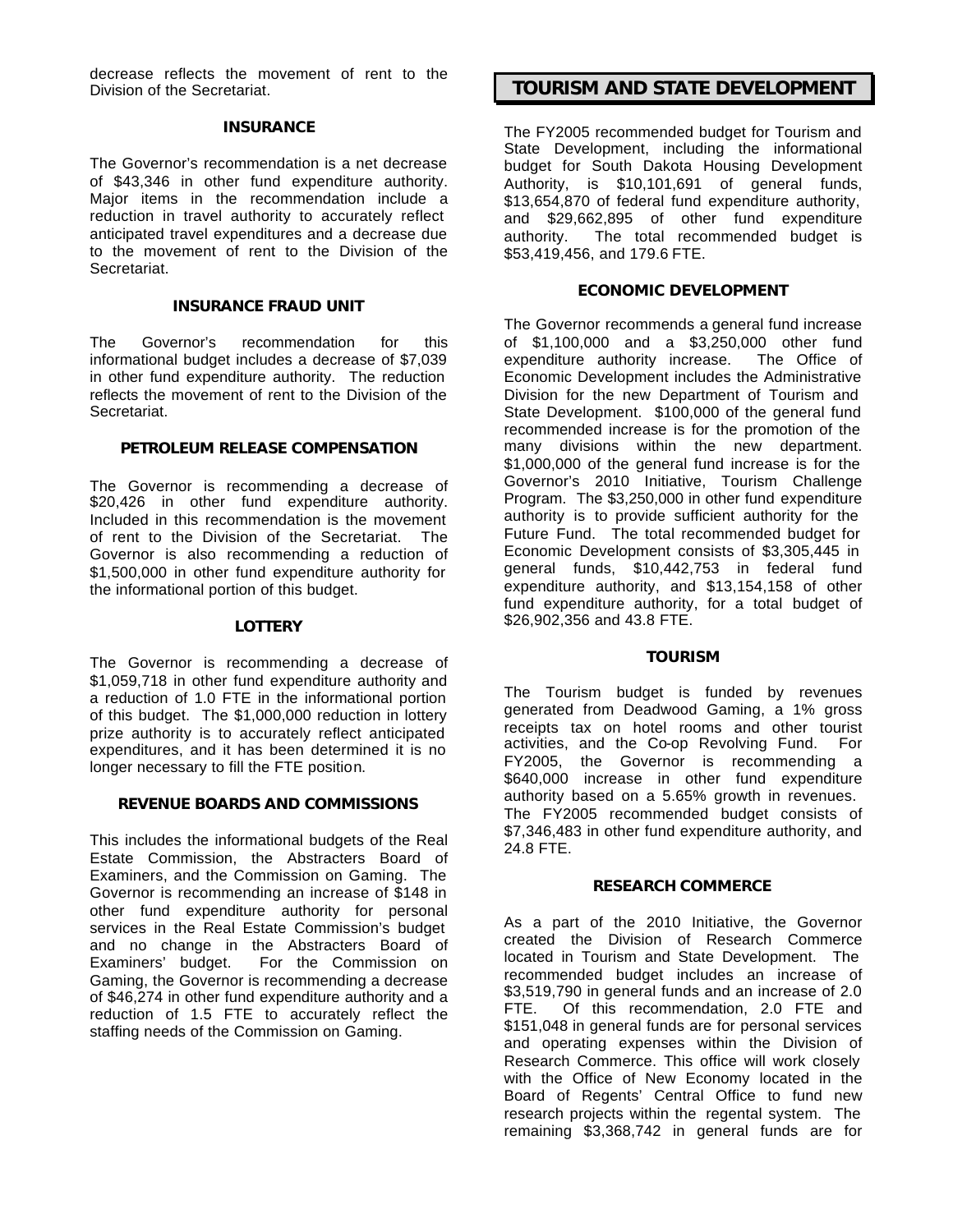decrease reflects the movement of rent to the Division of the Secretariat.

### INSURANCE

The Governor's recommendation is a net decrease of $43,346 in other fund expenditure authority. Major items in the recommendation include a reduction in travel authority to accurately reflect anticipated travel expenditures and a decrease due to the movement of rent to the Division of the Secretariat.

### INSURANCE FRAUD UNIT

The Governor's recommendation for this informational budget includes a decrease of $7,039 in other fund expenditure authority. The reduction reflects the movement of rent to the Division of the Secretariat.

### PETROLEUM RELEASE COMPENSATION

The Governor is recommending a decrease of $20,426 in other fund expenditure authority. Included in this recommendation is the movement of rent to the Division of the Secretariat. The Governor is also recommending a reduction of $1,500,000 in other fund expenditure authority for the informational portion of this budget.

### LOTTERY

The Governor is recommending a decrease of $1,059,718 in other fund expenditure authority and a reduction of 1.0 FTE in the informational portion of this budget. The $1,000,000 reduction in lottery prize authority is to accurately reflect anticipated expenditures, and it has been determined it is no longer necessary to fill the FTE position.

### REVENUE BOARDS AND COMMISSIONS

This includes the informational budgets of the Real Estate Commission, the Abstracters Board of Examiners, and the Commission on Gaming. The Governor is recommending an increase of $148 in other fund expenditure authority for personal services in the Real Estate Commission's budget and no change in the Abstracters Board of Examiners' budget. For the Commission on Gaming, the Governor is recommending a decrease of $46,274 in other fund expenditure authority and a reduction of 1.5 FTE to accurately reflect the staffing needs of the Commission on Gaming.

## TOURISM AND STATE DEVELOPMENT

The FY2005 recommended budget for Tourism and State Development, including the informational budget for South Dakota Housing Development Authority, is $10,101,691 of general funds, $13,654,870 of federal fund expenditure authority, and $29,662,895 of other fund expenditure authority. The total recommended budget is $53,419,456, and 179.6 FTE.

### ECONOMIC DEVELOPMENT

The Governor recommends a general fund increase of $1,100,000 and a $3,250,000 other fund expenditure authority increase. The Office of Economic Development includes the Administrative Division for the new Department of Tourism and State Development. $100,000 of the general fund recommended increase is for the promotion of the many divisions within the new department. $1,000,000 of the general fund increase is for the Governor's 2010 Initiative, Tourism Challenge Program. The $3,250,000 in other fund expenditure authority is to provide sufficient authority for the Future Fund. The total recommended budget for Economic Development consists of $3,305,445 in general funds, $10,442,753 in federal fund expenditure authority, and $13,154,158 of other fund expenditure authority, for a total budget of $26,902,356 and 43.8 FTE.

### TOURISM

The Tourism budget is funded by revenues generated from Deadwood Gaming, a 1% gross receipts tax on hotel rooms and other tourist activities, and the Co-op Revolving Fund. For FY2005, the Governor is recommending a $640,000 increase in other fund expenditure authority based on a 5.65% growth in revenues. The FY2005 recommended budget consists of $7,346,483 in other fund expenditure authority, and 24.8 FTE.

### RESEARCH COMMERCE

As a part of the 2010 Initiative, the Governor created the Division of Research Commerce located in Tourism and State Development. The recommended budget includes an increase of $3,519,790 in general funds and an increase of 2.0 FTE. Of this recommendation, 2.0 FTE and $151,048 in general funds are for personal services and operating expenses within the Division of Research Commerce. This office will work closely with the Office of New Economy located in the Board of Regents' Central Office to fund new research projects within the regental system. The remaining $3,368,742 in general funds are for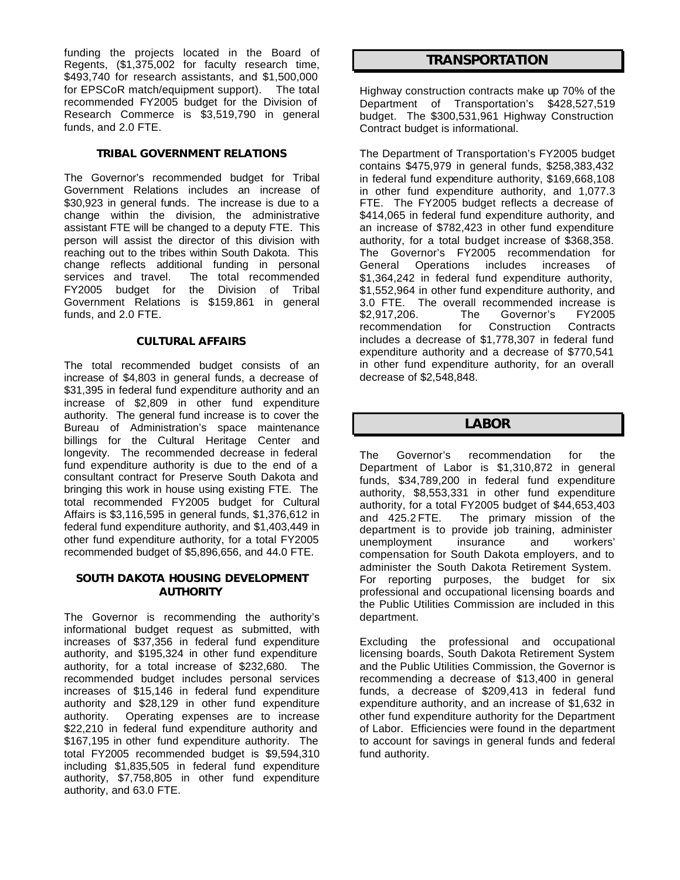funding the projects located in the Board of Regents, ($1,375,002 for faculty research time, $493,740 for research assistants, and $1,500,000 for EPSCoR match/equipment support). The total recommended FY2005 budget for the Division of Research Commerce is $3,519,790 in general funds, and 2.0 FTE.

### TRIBAL GOVERNMENT RELATIONS

The Governor's recommended budget for Tribal Government Relations includes an increase of $30,923 in general funds. The increase is due to a change within the division, the administrative assistant FTE will be changed to a deputy FTE. This person will assist the director of this division with reaching out to the tribes within South Dakota. This change reflects additional funding in personal services and travel. The total recommended FY2005 budget for the Division of Tribal Government Relations is $159,861 in general funds, and 2.0 FTE.

### CULTURAL AFFAIRS

The total recommended budget consists of an increase of $4,803 in general funds, a decrease of $31,395 in federal fund expenditure authority and an increase of $2,809 in other fund expenditure authority. The general fund increase is to cover the Bureau of Administration's space maintenance billings for the Cultural Heritage Center and longevity. The recommended decrease in federal fund expenditure authority is due to the end of a consultant contract for Preserve South Dakota and bringing this work in house using existing FTE. The total recommended FY2005 budget for Cultural Affairs is $3,116,595 in general funds, $1,376,612 in federal fund expenditure authority, and $1,403,449 in other fund expenditure authority, for a total FY2005 recommended budget of $5,896,656, and 44.0 FTE.

### SOUTH DAKOTA HOUSING DEVELOPMENT AUTHORITY

The Governor is recommending the authority's informational budget request as submitted, with increases of $37,356 in federal fund expenditure authority, and $195,324 in other fund expenditure authority, for a total increase of $232,680. The recommended budget includes personal services increases of $15,146 in federal fund expenditure authority and $28,129 in other fund expenditure authority. Operating expenses are to increase $22,210 in federal fund expenditure authority and $167,195 in other fund expenditure authority. The total FY2005 recommended budget is $9,594,310 including $1,835,505 in federal fund expenditure authority, $7,758,805 in other fund expenditure authority, and 63.0 FTE.

## TRANSPORTATION

Highway construction contracts make up 70% of the Department of Transportation's $428,527,519 budget. The $300,531,961 Highway Construction Contract budget is informational.

The Department of Transportation's FY2005 budget contains $475,979 in general funds, $258,383,432 in federal fund expenditure authority, $169,668,108 in other fund expenditure authority, and 1,077.3 FTE. The FY2005 budget reflects a decrease of $414,065 in federal fund expenditure authority, and an increase of $782,423 in other fund expenditure authority, for a total budget increase of $368,358. The Governor's FY2005 recommendation for General Operations includes increases of $1,364,242 in federal fund expenditure authority, $1,552,964 in other fund expenditure authority, and 3.0 FTE. The overall recommended increase is $2,917,206. The Governor's FY2005 recommendation for Construction Contracts includes a decrease of $1,778,307 in federal fund expenditure authority and a decrease of $770,541 in other fund expenditure authority, for an overall decrease of $2,548,848.

## LABOR

The Governor's recommendation for the Department of Labor is $1,310,872 in general funds, $34,789,200 in federal fund expenditure authority, $8,553,331 in other fund expenditure authority, for a total FY2005 budget of $44,653,403 and 425.2 FTE. The primary mission of the department is to provide job training, administer unemployment insurance and workers' compensation for South Dakota employers, and to administer the South Dakota Retirement System. For reporting purposes, the budget for six professional and occupational licensing boards and the Public Utilities Commission are included in this department.

Excluding the professional and occupational licensing boards, South Dakota Retirement System and the Public Utilities Commission, the Governor is recommending a decrease of $13,400 in general funds, a decrease of $209,413 in federal fund expenditure authority, and an increase of $1,632 in other fund expenditure authority for the Department of Labor. Efficiencies were found in the department to account for savings in general funds and federal fund authority.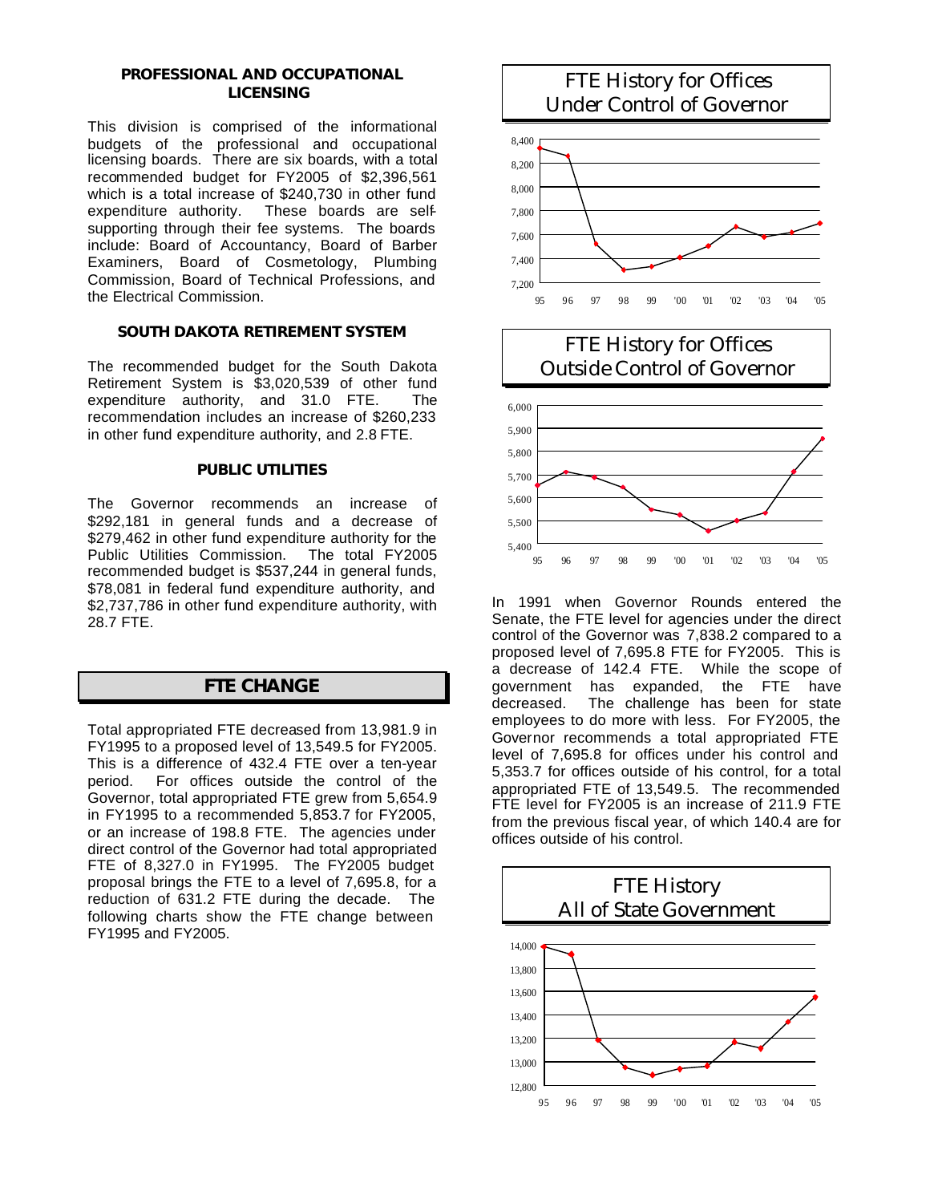### PROFESSIONAL AND OCCUPATIONAL LICENSING

This division is comprised of the informational budgets of the professional and occupational licensing boards. There are six boards, with a total recommended budget for FY2005 of $2,396,561 which is a total increase of $240,730 in other fund expenditure authority. These boards are self-supporting through their fee systems. The boards include: Board of Accountancy, Board of Barber Examiners, Board of Cosmetology, Plumbing Commission, Board of Technical Professions, and the Electrical Commission.

### SOUTH DAKOTA RETIREMENT SYSTEM

The recommended budget for the South Dakota Retirement System is $3,020,539 of other fund expenditure authority, and 31.0 FTE. The recommendation includes an increase of $260,233 in other fund expenditure authority, and 2.8 FTE.

### PUBLIC UTILITIES

The Governor recommends an increase of $292,181 in general funds and a decrease of $279,462 in other fund expenditure authority for the Public Utilities Commission. The total FY2005 recommended budget is $537,244 in general funds, $78,081 in federal fund expenditure authority, and $2,737,786 in other fund expenditure authority, with 28.7 FTE.

## FTE CHANGE

Total appropriated FTE decreased from 13,981.9 in FY1995 to a proposed level of 13,549.5 for FY2005. This is a difference of 432.4 FTE over a ten-year period. For offices outside the control of the Governor, total appropriated FTE grew from 5,654.9 in FY1995 to a recommended 5,853.7 for FY2005, or an increase of 198.8 FTE. The agencies under direct control of the Governor had total appropriated FTE of 8,327.0 in FY1995. The FY2005 budget proposal brings the FTE to a level of 7,695.8, for a reduction of 631.2 FTE during the decade. The following charts show the FTE change between FY1995 and FY2005.

FTE History for Offices Under Control of Governor

8,400
8,200
8,000
7,800
7,600
7,400
7,200

95 96 97 98 99 '00 '01 '02 '03 '04 '05

FTE History for Offices Outside Control of Governor

6,000
5,900
5,800
5,700
5,600
5,500
5,400

95 96 97 98 99 '00 '01 '02 '03 '04 '05

In 1991 when Governor Rounds entered the Senate, the FTE level for agencies under the direct control of the Governor was 7,838.2 compared to a proposed level of 7,695.8 FTE for FY2005. This is a decrease of 142.4 FTE. While the scope of government has expanded, the FTE have decreased. The challenge has been for state employees to do more with less. For FY2005, the Governor recommends a total appropriated FTE level of 7,695.8 for offices under his control and 5,353.7 for offices outside of his control, for a total appropriated FTE of 13,549.5. The recommended FTE level for FY2005 is an increase of 211.9 FTE from the previous fiscal year, of which 140.4 are for offices outside of his control.

FTE History All of State Government

14,000
13,800
13,600
13,400
13,200
13,000
12,800

95 96 97 98 99 '00 '01 '02 '03 '04 '05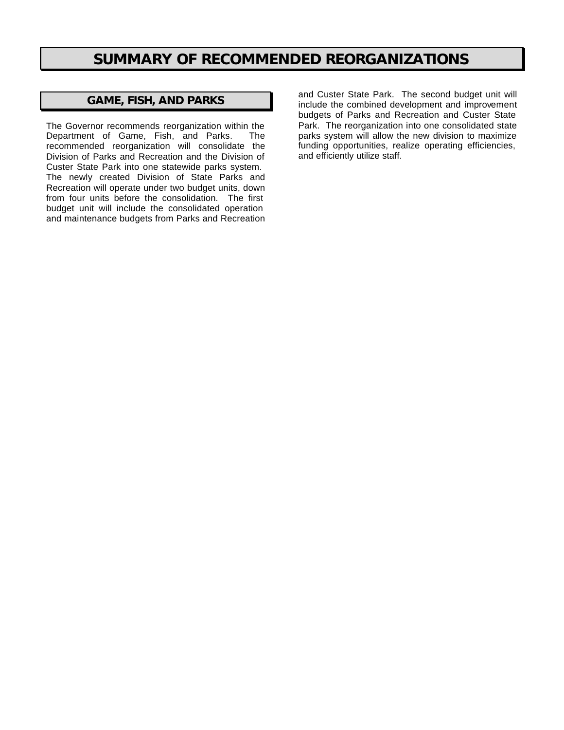# SUMMARY OF RECOMMENDED REORGANIZATIONS

## GAME, FISH, AND PARKS

The Governor recommends reorganization within the Department of Game, Fish, and Parks. The recommended reorganization will consolidate the Division of Parks and Recreation and the Division of Custer State Park into one statewide parks system. The newly created Division of State Parks and Recreation will operate under two budget units, down from four units before the consolidation. The first budget unit will include the consolidated operation and maintenance budgets from Parks and Recreation and Custer State Park. The second budget unit will include the combined development and improvement budgets of Parks and Recreation and Custer State Park. The reorganization into one consolidated state parks system will allow the new division to maximize funding opportunities, realize operating efficiencies, and efficiently utilize staff.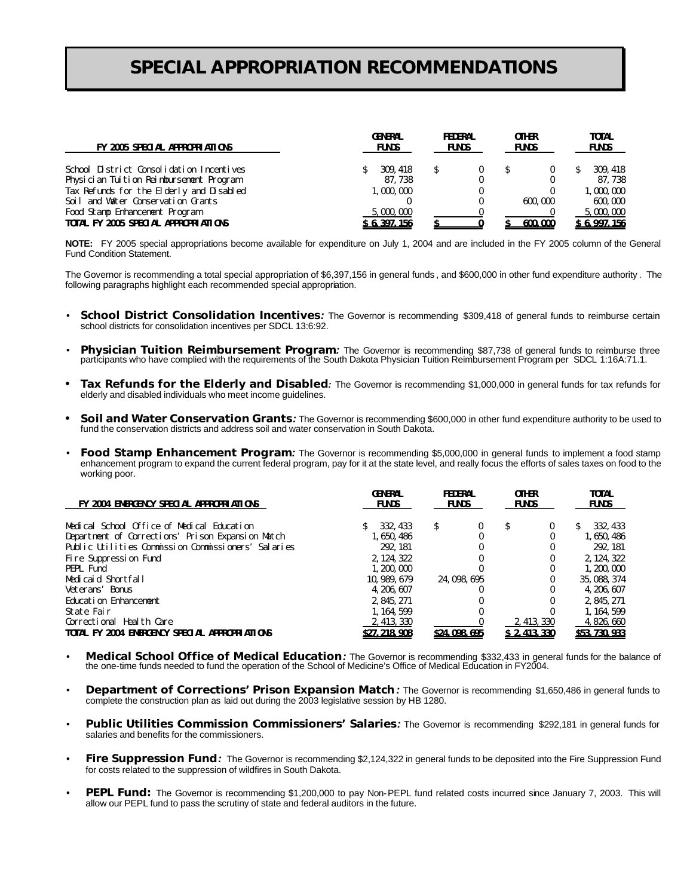# SPECIAL APPROPRIATION RECOMMENDATIONS

| FY 2005 SPECIAL APPROPRIATIONS | GENERAL FUNDS | FEDERAL FUNDS | OTHER FUNDS | TOTAL FUNDS |
|---|---|---|---|---|
| School District Consolidation Incentives | $ 309,418 | $ 0 | $ 0 | $ 309,418 |
| Physician Tuition Reimbursement Program | 87,738 | 0 | 0 | 87,738 |
| Tax Refunds for the Elderly and Disabled | 1,000,000 | 0 | 0 | 1,000,000 |
| Soil and Water Conservation Grants | 0 | 0 | 600,000 | 600,000 |
| Food Stamp Enhancement Program | 5,000,000 | 0 | 0 | 5,000,000 |
| **TOTAL FY 2005 SPECIAL APPROPRIATIONS** | **$ 6,397,156** | **$ 0** | **$ 600,000** | **$ 6,997,156** |

**NOTE:** FY 2005 special appropriations become available for expenditure on July 1, 2004 and are included in the FY 2005 column of the General Fund Condition Statement.

The Governor is recommending a total special appropriation of $6,397,156 in general funds, and $600,000 in other fund expenditure authority. The following paragraphs highlight each recommended special appropriation.

- **School District Consolidation Incentives***:* The Governor is recommending $309,418 of general funds to reimburse certain school districts for consolidation incentives per SDCL 13:6:92.
- **Physician Tuition Reimbursement Program***:* The Governor is recommending $87,738 of general funds to reimburse three participants who have complied with the requirements of the South Dakota Physician Tuition Reimbursement Program per SDCL 1:16A:71.1.
- **Tax Refunds for the Elderly and Disabled***:* The Governor is recommending $1,000,000 in general funds for tax refunds for elderly and disabled individuals who meet income guidelines.
- **Soil and Water Conservation Grants***:* The Governor is recommending $600,000 in other fund expenditure authority to be used to fund the conservation districts and address soil and water conservation in South Dakota.
- **Food Stamp Enhancement Program***:* The Governor is recommending $5,000,000 in general funds to implement a food stamp enhancement program to expand the current federal program, pay for it at the state level, and really focus the efforts of sales taxes on food to the working poor.

| FY 2004 EMERGENCY SPECIAL APPROPRIATIONS | GENERAL FUNDS | FEDERAL FUNDS | OTHER FUNDS | TOTAL FUNDS |
|---|---|---|---|---|
| Medical School Office of Medical Education | $ 332,433 | $ 0 | $ 0 | $ 332,433 |
| Department of Corrections' Prison Expansion Match | 1,650,486 | 0 | 0 | 1,650,486 |
| Public Utilities Commission Commissioners' Salaries | 292,181 | 0 | 0 | 292,181 |
| Fire Suppression Fund | 2,124,322 | 0 | 0 | 2,124,322 |
| PEPL Fund | 1,200,000 | 0 | 0 | 1,200,000 |
| Medicaid Shortfall | 10,989,679 | 24,098,695 | 0 | 35,088,374 |
| Veterans' Bonus | 4,206,607 | 0 | 0 | 4,206,607 |
| Education Enhancement | 2,845,271 | 0 | 0 | 2,845,271 |
| State Fair | 1,164,599 | 0 | 0 | 1,164,599 |
| Correctional Health Care | 2,413,330 | 0 | 2,413,330 | 4,826,660 |
| **TOTAL FY 2004 EMERGENCY SPECIAL APPROPRIATIONS** | **$27,218,908** | **$24,098,695** | **$ 2,413,330** | **$53,730,933** |

- **Medical School Office of Medical Education***:* The Governor is recommending $332,433 in general funds for the balance of the one-time funds needed to fund the operation of the School of Medicine's Office of Medical Education in FY2004.
- **Department of Corrections' Prison Expansion Match***:* The Governor is recommending $1,650,486 in general funds to complete the construction plan as laid out during the 2003 legislative session by HB 1280.
- **Public Utilities Commission Commissioners' Salaries***:* The Governor is recommending $292,181 in general funds for salaries and benefits for the commissioners.
- **Fire Suppression Fund***:* The Governor is recommending $2,124,322 in general funds to be deposited into the Fire Suppression Fund for costs related to the suppression of wildfires in South Dakota.
- **PEPL Fund:** The Governor is recommending $1,200,000 to pay Non-PEPL fund related costs incurred since January 7, 2003. This will allow our PEPL fund to pass the scrutiny of state and federal auditors in the future.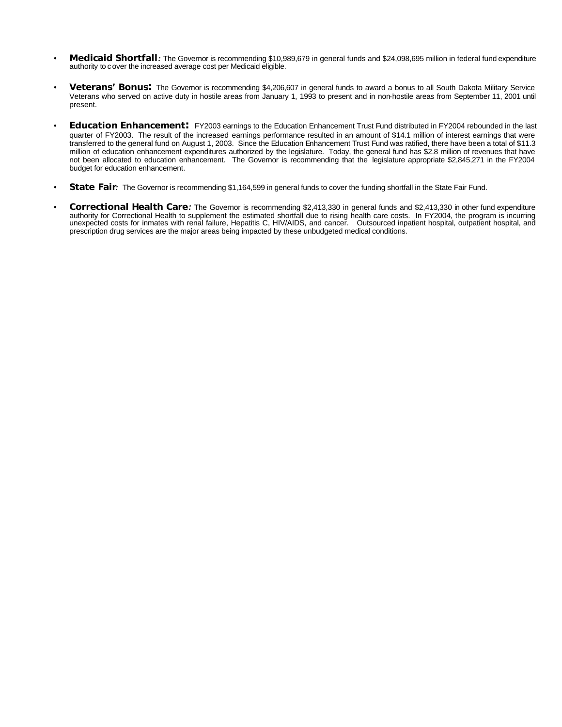- **Medicaid Shortfall***:* The Governor is recommending $10,989,679 in general funds and $24,098,695 million in federal fund expenditure authority to cover the increased average cost per Medicaid eligible.

- **Veterans' Bonus:** The Governor is recommending $4,206,607 in general funds to award a bonus to all South Dakota Military Service Veterans who served on active duty in hostile areas from January 1, 1993 to present and in non-hostile areas from September 11, 2001 until present.

- **Education Enhancement:** FY2003 earnings to the Education Enhancement Trust Fund distributed in FY2004 rebounded in the last quarter of FY2003. The result of the increased earnings performance resulted in an amount of $14.1 million of interest earnings that were transferred to the general fund on August 1, 2003. Since the Education Enhancement Trust Fund was ratified, there have been a total of $11.3 million of education enhancement expenditures authorized by the legislature. Today, the general fund has $2.8 million of revenues that have not been allocated to education enhancement. The Governor is recommending that the legislature appropriate $2,845,271 in the FY2004 budget for education enhancement.

- **State Fair***:* The Governor is recommending $1,164,599 in general funds to cover the funding shortfall in the State Fair Fund.

- **Correctional Health Care***:* The Governor is recommending $2,413,330 in general funds and $2,413,330 in other fund expenditure authority for Correctional Health to supplement the estimated shortfall due to rising health care costs. In FY2004, the program is incurring unexpected costs for inmates with renal failure, Hepatitis C, HIV/AIDS, and cancer. Outsourced inpatient hospital, outpatient hospital, and prescription drug services are the major areas being impacted by these unbudgeted medical conditions.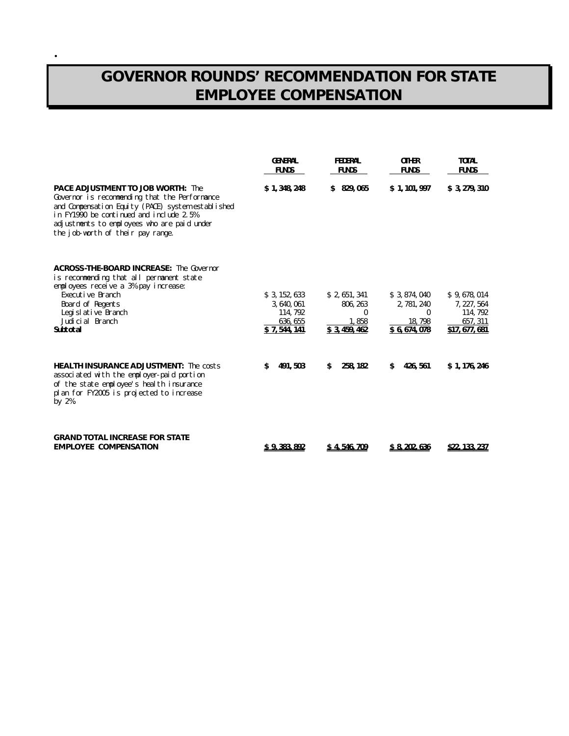# GOVERNOR ROUNDS' RECOMMENDATION FOR STATE EMPLOYEE COMPENSATION

| | GENERAL FUNDS | FEDERAL FUNDS | OTHER FUNDS | TOTAL FUNDS |
|---|---|---|---|---|
| **PACE ADJUSTMENT TO JOB WORTH:** The Governor is recommending that the Performance and Compensation Equity (PACE) system established in FY1990 be continued and include 2.5% adjustments to employees who are paid under the job-worth of their pay range. | $ 1,348,248 | $ 829,065 | $ 1,101,997 | $ 3,279,310 |
| **ACROSS-THE-BOARD INCREASE:** The Governor is recommending that all permanent state employees receive a 3% pay increase: | | | | |
| Executive Branch | $ 3,152,633 | $ 2,651,341 | $ 3,874,040 | $ 9,678,014 |
| Board of Regents | 3,640,061 | 806,263 | 2,781,240 | 7,227,564 |
| Legislative Branch | 114,792 | 0 | 0 | 114,792 |
| Judicial Branch | 636,655 | 1,858 | 18,798 | 657,311 |
| **Subtotal** | $ 7,544,141 | $ 3,459,462 | $ 6,674,078 | $17,677,681 |
| **HEALTH INSURANCE ADJUSTMENT:** The costs associated with the employer-paid portion of the state employee's health insurance plan for FY2005 is projected to increase by 2%. | $ 491,503 | $ 258,182 | $ 426,561 | $ 1,176,246 |
| **GRAND TOTAL INCREASE FOR STATE EMPLOYEE COMPENSATION** | $ 9,383,892 | $ 4,546,709 | $ 8,202,636 | $22,133,237 |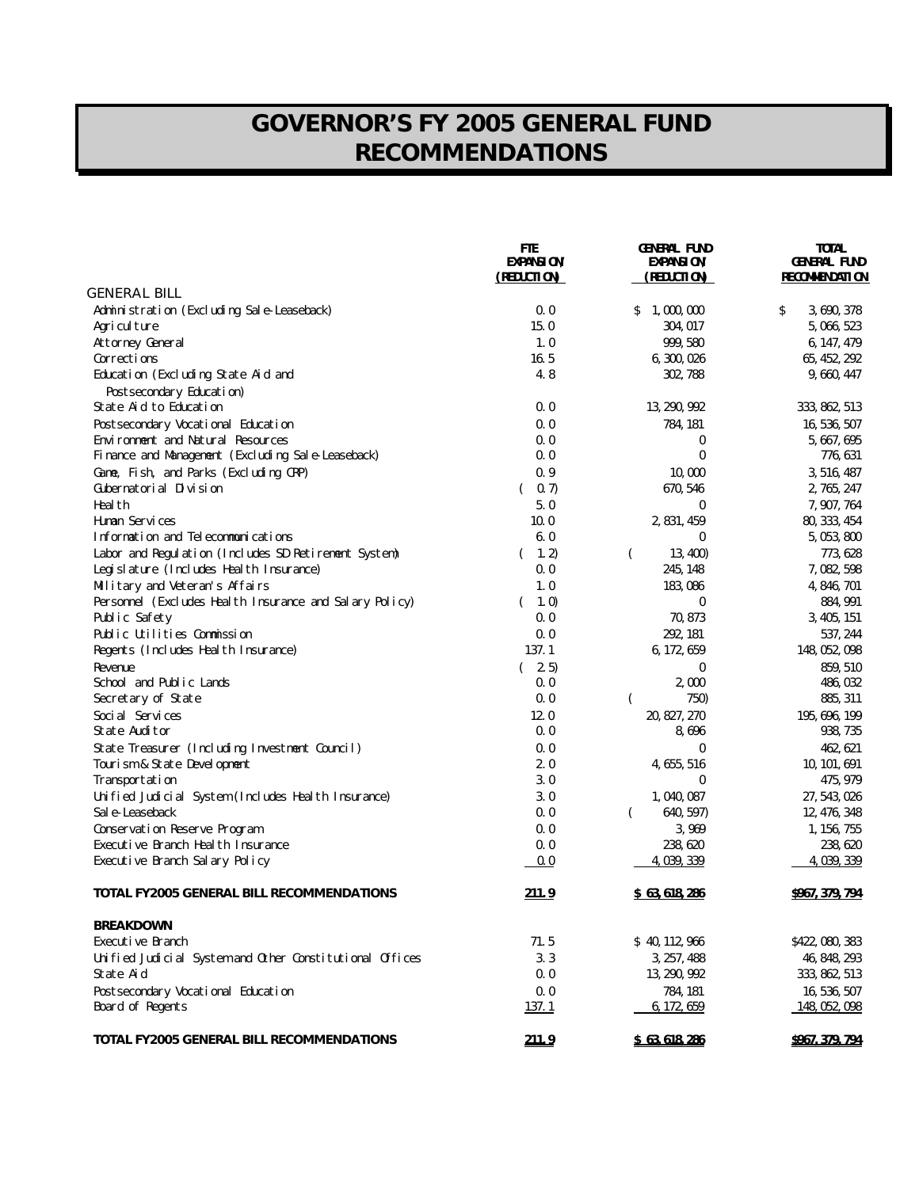# GOVERNOR'S FY 2005 GENERAL FUND RECOMMENDATIONS

| | FTE EXPANSION/ (REDUCTION) | GENERAL FUND EXPANSION/ (REDUCTION) | TOTAL GENERAL FUND RECOMMENDATION |
|---|---|---|---|
| GENERAL BILL | | | |
| Administration (Excluding Sale-Leaseback) | 0.0 | $ 1,000,000 | $ 3,690,378 |
| Agriculture | 15.0 | 304,017 | 5,066,523 |
| Attorney General | 1.0 | 999,580 | 6,147,479 |
| Corrections | 16.5 | 6,300,026 | 65,452,292 |
| Education (Excluding State Aid and Postsecondary Education) | 4.8 | 302,788 | 9,660,447 |
| State Aid to Education | 0.0 | 13,290,992 | 333,862,513 |
| Postsecondary Vocational Education | 0.0 | 784,181 | 16,536,507 |
| Environment and Natural Resources | 0.0 | 0 | 5,667,695 |
| Finance and Management (Excluding Sale-Leaseback) | 0.0 | 0 | 776,631 |
| Game, Fish, and Parks (Excluding CRP) | 0.9 | 10,000 | 3,516,487 |
| Gubernatorial Division | ( 0.7) | 670,546 | 2,765,247 |
| Health | 5.0 | 0 | 7,907,764 |
| Human Services | 10.0 | 2,831,459 | 80,333,454 |
| Information and Telecommunications | 6.0 | 0 | 5,053,800 |
| Labor and Regulation (Includes SD Retirement System) | ( 1.2) | ( 13,400) | 773,628 |
| Legislature (Includes Health Insurance) | 0.0 | 245,148 | 7,082,598 |
| Military and Veteran's Affairs | 1.0 | 183,086 | 4,846,701 |
| Personnel (Excludes Health Insurance and Salary Policy) | ( 1.0) | 0 | 884,991 |
| Public Safety | 0.0 | 70,873 | 3,405,151 |
| Public Utilities Commission | 0.0 | 292,181 | 537,244 |
| Regents (Includes Health Insurance) | 137.1 | 6,172,659 | 148,052,098 |
| Revenue | ( 2.5) | 0 | 859,510 |
| School and Public Lands | 0.0 | 2,000 | 486,032 |
| Secretary of State | 0.0 | ( 750) | 885,311 |
| Social Services | 12.0 | 20,827,270 | 195,696,199 |
| State Auditor | 0.0 | 8,696 | 938,735 |
| State Treasurer (Including Investment Council) | 0.0 | 0 | 462,621 |
| Tourism & State Development | 2.0 | 4,655,516 | 10,101,691 |
| Transportation | 3.0 | 0 | 475,979 |
| Unified Judicial System (Includes Health Insurance) | 3.0 | 1,040,087 | 27,543,026 |
| Sale-Leaseback | 0.0 | ( 640,597) | 12,476,348 |
| Conservation Reserve Program | 0.0 | 3,969 | 1,156,755 |
| Executive Branch Health Insurance | 0.0 | 238,620 | 238,620 |
| Executive Branch Salary Policy | 0.0 | 4,039,339 | 4,039,339 |
| **TOTAL FY2005 GENERAL BILL RECOMMENDATIONS** | **211.9** | **$ 63,618,286** | **$967,379,794** |
| **BREAKDOWN** | | | |
| Executive Branch | 71.5 | $ 40,112,966 | $422,080,383 |
| Unified Judicial System and Other Constitutional Offices | 3.3 | 3,257,488 | 46,848,293 |
| State Aid | 0.0 | 13,290,992 | 333,862,513 |
| Postsecondary Vocational Education | 0.0 | 784,181 | 16,536,507 |
| Board of Regents | 137.1 | 6,172,659 | 148,052,098 |
| **TOTAL FY2005 GENERAL BILL RECOMMENDATIONS** | **211.9** | **$ 63,618,286** | **$967,379,794** |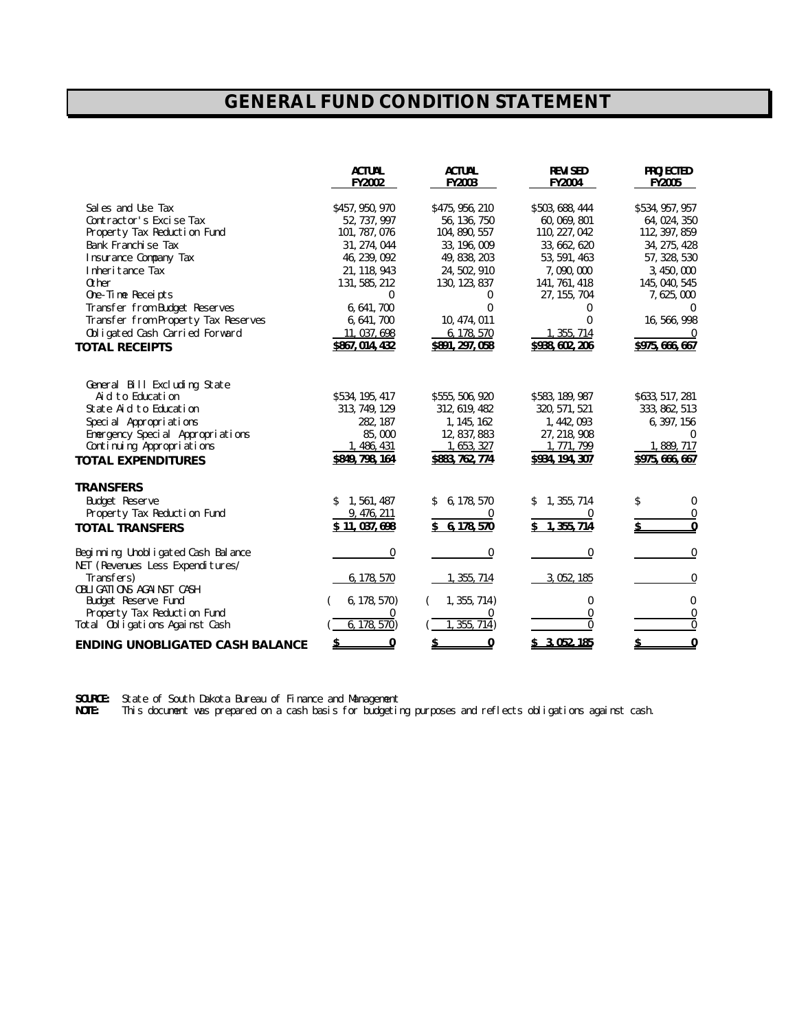# GENERAL FUND CONDITION STATEMENT

| | ACTUAL FY2002 | ACTUAL FY2003 | REVISED FY2004 | PROJECTED FY2005 |
|---|---|---|---|---|
| Sales and Use Tax | $457,950,970 | $475,956,210 | $503,688,444 | $534,957,957 |
| Contractor's Excise Tax | 52,737,997 | 56,136,750 | 60,069,801 | 64,024,350 |
| Property Tax Reduction Fund | 101,787,076 | 104,890,557 | 110,227,042 | 112,397,859 |
| Bank Franchise Tax | 31,274,044 | 33,196,009 | 33,662,620 | 34,275,428 |
| Insurance Company Tax | 46,239,092 | 49,838,203 | 53,591,463 | 57,328,530 |
| Inheritance Tax | 21,118,943 | 24,502,910 | 7,090,000 | 3,450,000 |
| Other | 131,585,212 | 130,123,837 | 141,761,418 | 145,040,545 |
| One-Time Receipts | 0 | 0 | 27,155,704 | 7,625,000 |
| Transfer from Budget Reserves | 6,641,700 | 0 | 0 | 0 |
| Transfer from Property Tax Reserves | 6,641,700 | 10,474,011 | 0 | 16,566,998 |
| Obligated Cash Carried Forward | 11,037,698 | 6,178,570 | 1,355,714 | 0 |
| **TOTAL RECEIPTS** | **$867,014,432** | **$891,297,058** | **$938,602,206** | **$975,666,667** |
| General Bill Excluding State Aid to Education | $534,195,417 | $555,506,920 | $583,189,987 | $633,517,281 |
| State Aid to Education | 313,749,129 | 312,619,482 | 320,571,521 | 333,862,513 |
| Special Appropriations | 282,187 | 1,145,162 | 1,442,093 | 6,397,156 |
| Emergency Special Appropriations | 85,000 | 12,837,883 | 27,218,908 | 0 |
| Continuing Appropriations | 1,486,431 | 1,653,327 | 1,771,799 | 1,889,717 |
| **TOTAL EXPENDITURES** | **$849,798,164** | **$883,762,774** | **$934,194,307** | **$975,666,667** |
| **TRANSFERS** | | | | |
| Budget Reserve | $ 1,561,487 | $ 6,178,570 | $ 1,355,714 | $ 0 |
| Property Tax Reduction Fund | 9,476,211 | 0 | 0 | 0 |
| **TOTAL TRANSFERS** | **$ 11,037,698** | **$ 6,178,570** | **$ 1,355,714** | **$ 0** |
| Beginning Unobligated Cash Balance | 0 | 0 | 0 | 0 |
| NET (Revenues Less Expenditures/ Transfers) | 6,178,570 | 1,355,714 | 3,052,185 | 0 |
| OBLIGATIONS AGAINST CASH | | | | |
| Budget Reserve Fund | (6,178,570) | (1,355,714) | 0 | 0 |
| Property Tax Reduction Fund | 0 | 0 | 0 | 0 |
| Total Obligations Against Cash | (6,178,570) | (1,355,714) | 0 | 0 |
| **ENDING UNOBLIGATED CASH BALANCE** | **$ 0** | **$ 0** | **$ 3,052,185** | **$ 0** |

**SOURCE:** State of South Dakota Bureau of Finance and Management
**NOTE:** This document was prepared on a cash basis for budgeting purposes and reflects obligations against cash.